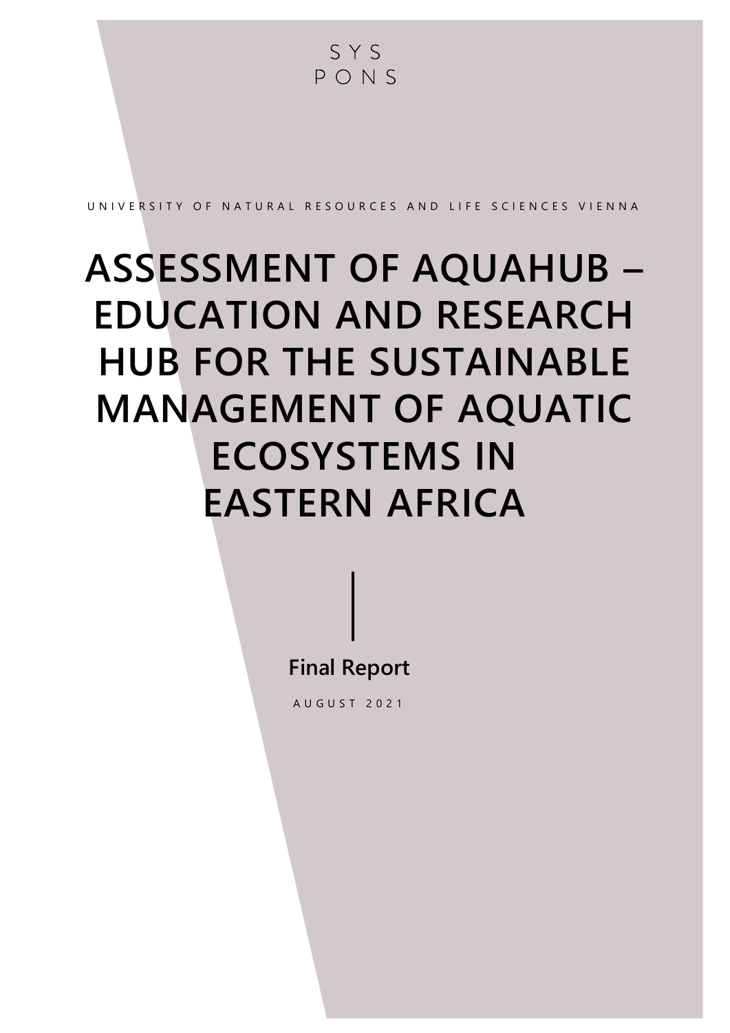SYS
PONS

UNIVERSITY OF NATURAL RESOURCES AND LIFE SCIENCES VIENNA

# ASSESSMENT OF AQUAHUB – EDUCATION AND RESEARCH HUB FOR THE SUSTAINABLE MANAGEMENT OF AQUATIC ECOSYSTEMS IN EASTERN AFRICA

**Final Report**

AUGUST 2021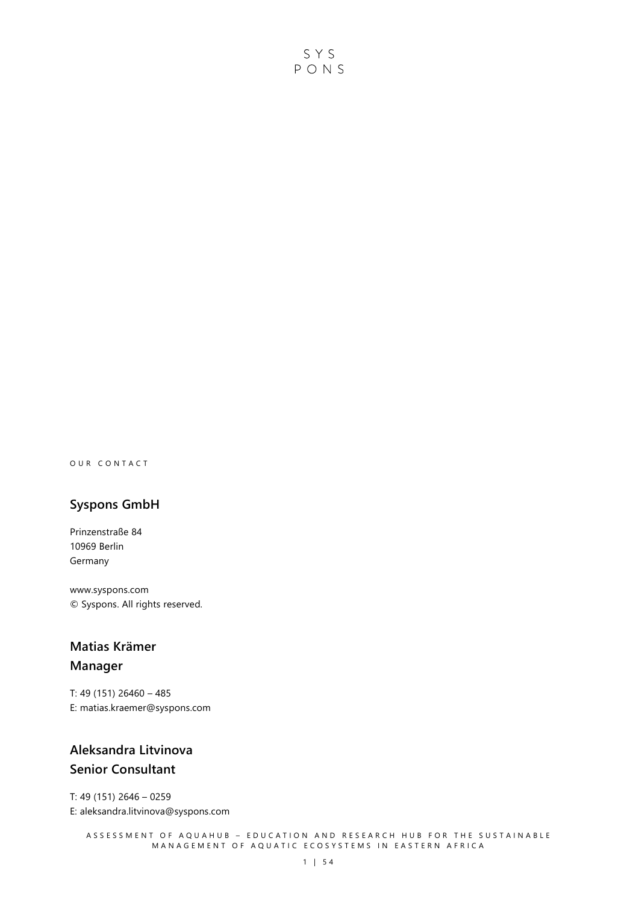SYS
PONS

OUR CONTACT

## Syspons GmbH

Prinzenstraße 84
10969 Berlin
Germany

www.syspons.com
© Syspons. All rights reserved.

## Matias Krämer
## Manager

T: 49 (151) 26460 – 485
E: matias.kraemer@syspons.com

## Aleksandra Litvinova
## Senior Consultant

T: 49 (151) 2646 – 0259
E: aleksandra.litvinova@syspons.com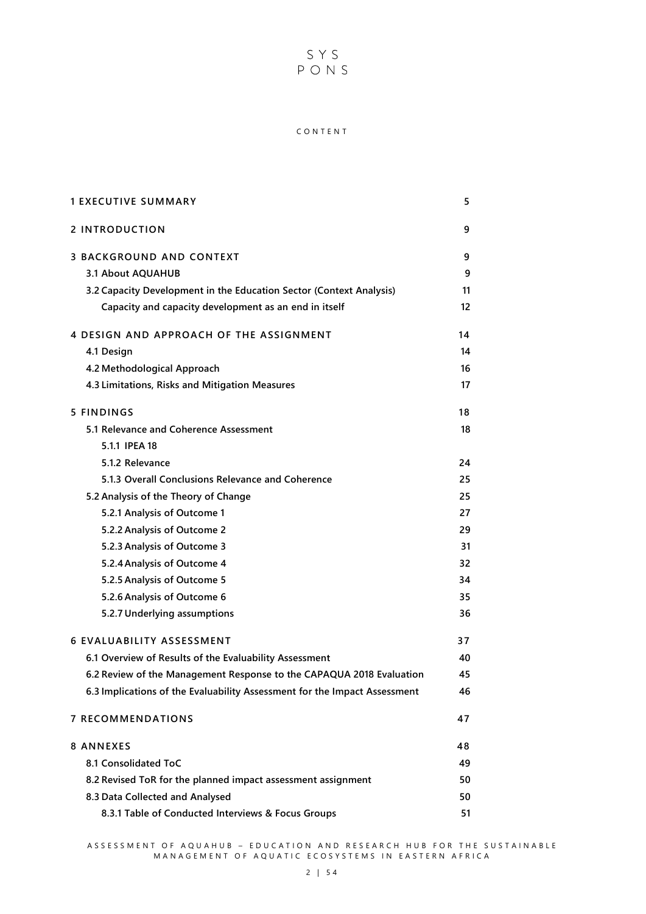# CONTENT

| | |
|---|---|
| **1 EXECUTIVE SUMMARY** | **5** |
| **2 INTRODUCTION** | **9** |
| **3 BACKGROUND AND CONTEXT** | **9** |
| **3.1 About AQUAHUB** | **9** |
| **3.2 Capacity Development in the Education Sector (Context Analysis)** | **11** |
| **Capacity and capacity development as an end in itself** | **12** |
| **4 DESIGN AND APPROACH OF THE ASSIGNMENT** | **14** |
| **4.1 Design** | **14** |
| **4.2 Methodological Approach** | **16** |
| **4.3 Limitations, Risks and Mitigation Measures** | **17** |
| **5 FINDINGS** | **18** |
| **5.1 Relevance and Coherence Assessment** | **18** |
| **5.1.1 IPEA 18** | |
| **5.1.2 Relevance** | **24** |
| **5.1.3 Overall Conclusions Relevance and Coherence** | **25** |
| **5.2 Analysis of the Theory of Change** | **25** |
| **5.2.1 Analysis of Outcome 1** | **27** |
| **5.2.2 Analysis of Outcome 2** | **29** |
| **5.2.3 Analysis of Outcome 3** | **31** |
| **5.2.4 Analysis of Outcome 4** | **32** |
| **5.2.5 Analysis of Outcome 5** | **34** |
| **5.2.6 Analysis of Outcome 6** | **35** |
| **5.2.7 Underlying assumptions** | **36** |
| **6 EVALUABILITY ASSESSMENT** | **37** |
| **6.1 Overview of Results of the Evaluability Assessment** | **40** |
| **6.2 Review of the Management Response to the CAPAQUA 2018 Evaluation** | **45** |
| **6.3 Implications of the Evaluability Assessment for the Impact Assessment** | **46** |
| **7 RECOMMENDATIONS** | **47** |
| **8 ANNEXES** | **48** |
| **8.1 Consolidated ToC** | **49** |
| **8.2 Revised ToR for the planned impact assessment assignment** | **50** |
| **8.3 Data Collected and Analysed** | **50** |
| **8.3.1 Table of Conducted Interviews & Focus Groups** | **51** |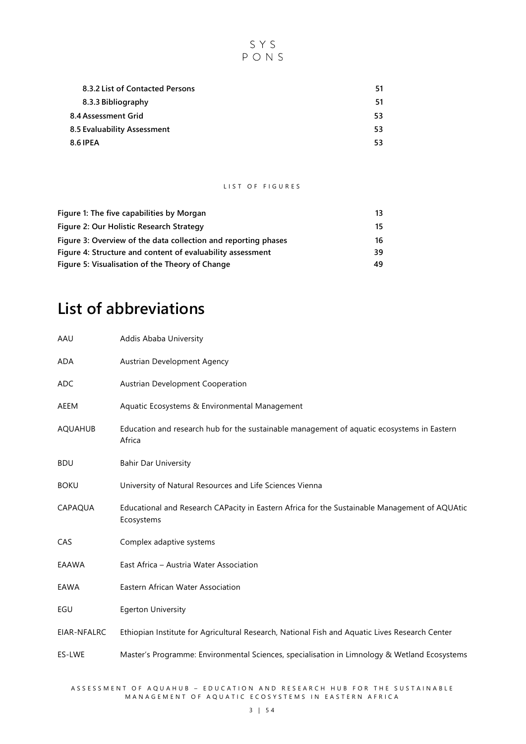| | |
|---|---|
| 8.3.2 List of Contacted Persons | 51 |
| 8.3.3 Bibliography | 51 |
| 8.4 Assessment Grid | 53 |
| 8.5 Evaluability Assessment | 53 |
| 8.6 IPEA | 53 |

LIST OF FIGURES

| | |
|---|---|
| Figure 1: The five capabilities by Morgan | 13 |
| Figure 2: Our Holistic Research Strategy | 15 |
| Figure 3: Overview of the data collection and reporting phases | 16 |
| Figure 4: Structure and content of evaluability assessment | 39 |
| Figure 5: Visualisation of the Theory of Change | 49 |

# List of abbreviations

| | |
|---|---|
| AAU | Addis Ababa University |
| ADA | Austrian Development Agency |
| ADC | Austrian Development Cooperation |
| AEEM | Aquatic Ecosystems & Environmental Management |
| AQUAHUB | Education and research hub for the sustainable management of aquatic ecosystems in Eastern Africa |
| BDU | Bahir Dar University |
| BOKU | University of Natural Resources and Life Sciences Vienna |
| CAPAQUA | Educational and Research CAPacity in Eastern Africa for the Sustainable Management of AQUAtic Ecosystems |
| CAS | Complex adaptive systems |
| EAAWA | East Africa – Austria Water Association |
| EAWA | Eastern African Water Association |
| EGU | Egerton University |
| EIAR-NFALRC | Ethiopian Institute for Agricultural Research, National Fish and Aquatic Lives Research Center |
| ES-LWE | Master's Programme: Environmental Sciences, specialisation in Limnology & Wetland Ecosystems |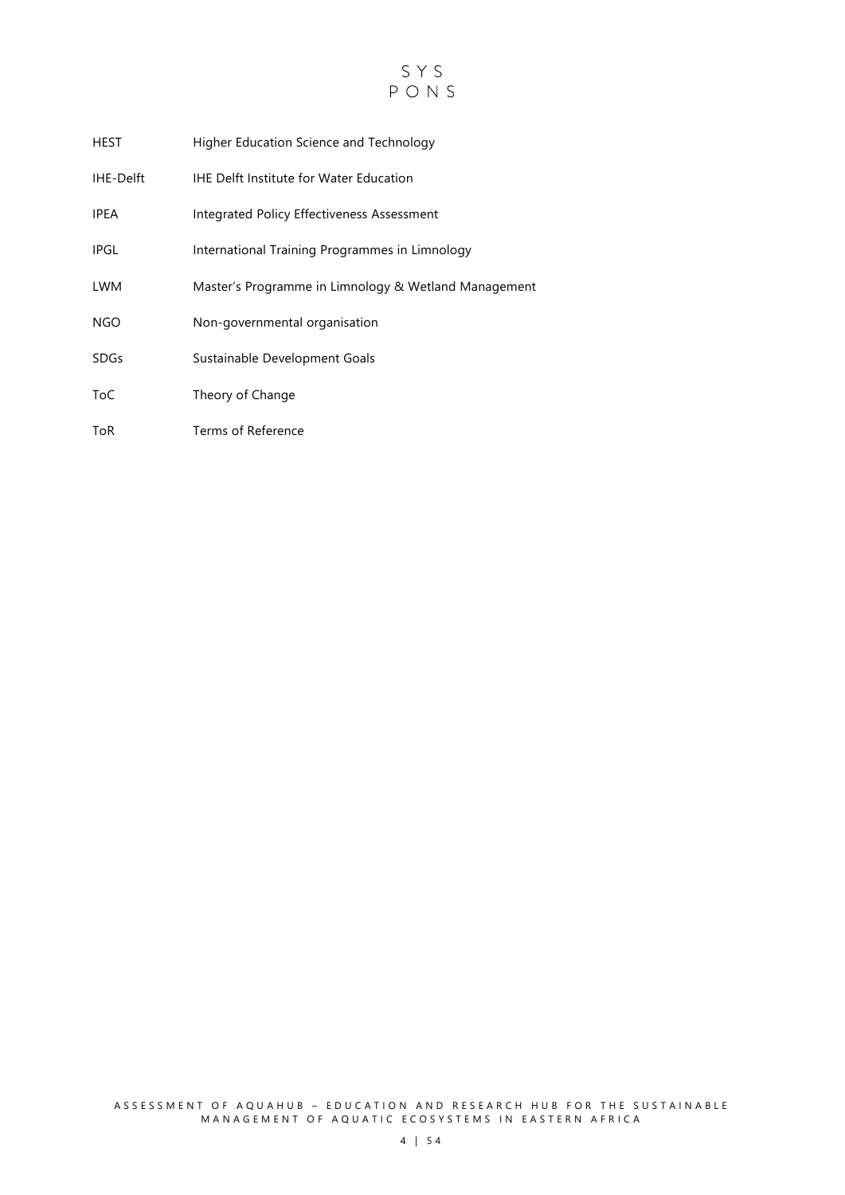| | |
|---|---|
| HEST | Higher Education Science and Technology |
| IHE-Delft | IHE Delft Institute for Water Education |
| IPEA | Integrated Policy Effectiveness Assessment |
| IPGL | International Training Programmes in Limnology |
| LWM | Master's Programme in Limnology & Wetland Management |
| NGO | Non-governmental organisation |
| SDGs | Sustainable Development Goals |
| ToC | Theory of Change |
| ToR | Terms of Reference |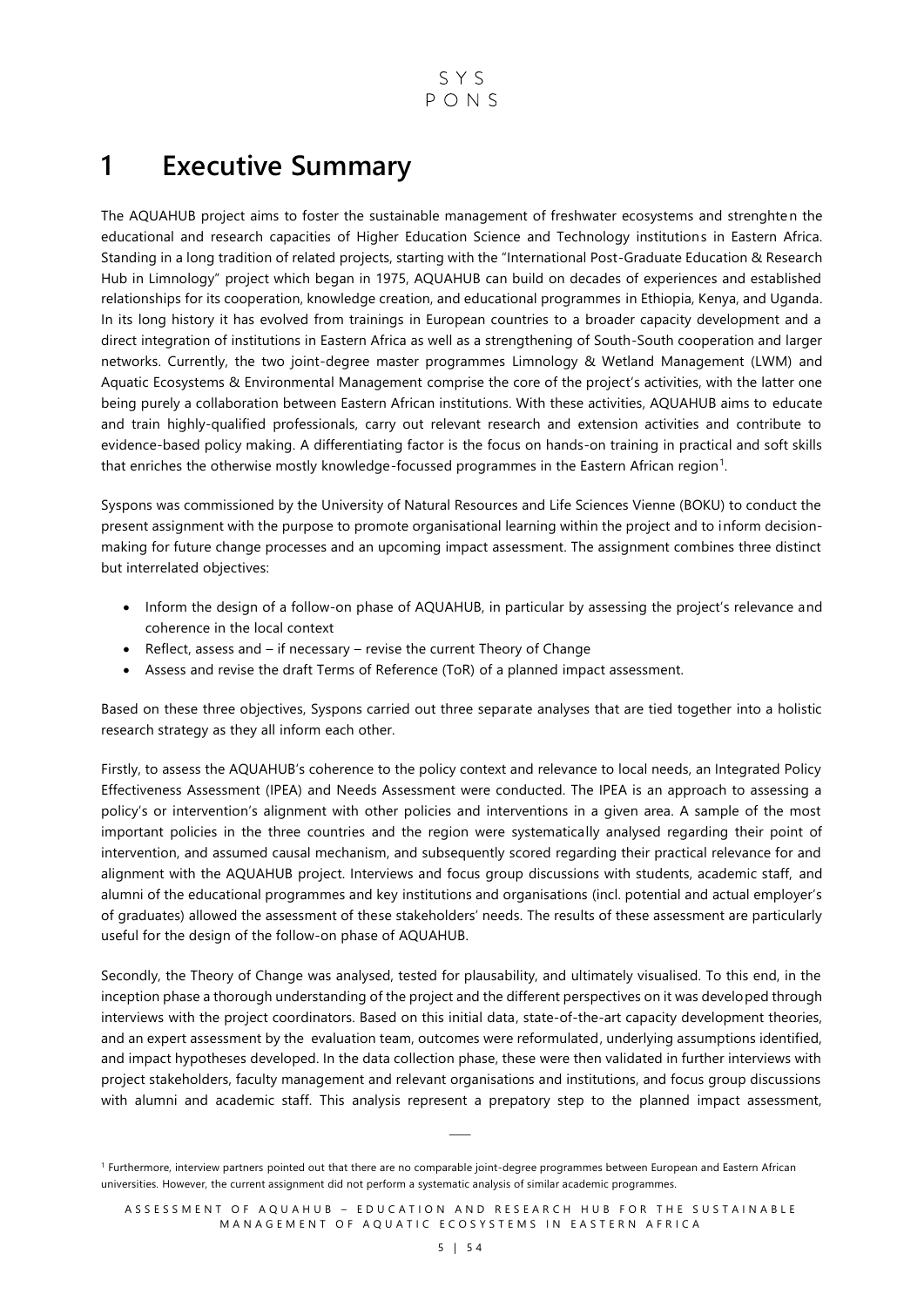# 1 Executive Summary

The AQUAHUB project aims to foster the sustainable management of freshwater ecosystems and strenghten the educational and research capacities of Higher Education Science and Technology institutions in Eastern Africa. Standing in a long tradition of related projects, starting with the "International Post-Graduate Education & Research Hub in Limnology" project which began in 1975, AQUAHUB can build on decades of experiences and established relationships for its cooperation, knowledge creation, and educational programmes in Ethiopia, Kenya, and Uganda. In its long history it has evolved from trainings in European countries to a broader capacity development and a direct integration of institutions in Eastern Africa as well as a strengthening of South-South cooperation and larger networks. Currently, the two joint-degree master programmes Limnology & Wetland Management (LWM) and Aquatic Ecosystems & Environmental Management comprise the core of the project's activities, with the latter one being purely a collaboration between Eastern African institutions. With these activities, AQUAHUB aims to educate and train highly-qualified professionals, carry out relevant research and extension activities and contribute to evidence-based policy making. A differentiating factor is the focus on hands-on training in practical and soft skills that enriches the otherwise mostly knowledge-focussed programmes in the Eastern African region[1].

Syspons was commissioned by the University of Natural Resources and Life Sciences Vienne (BOKU) to conduct the present assignment with the purpose to promote organisational learning within the project and to inform decision-making for future change processes and an upcoming impact assessment. The assignment combines three distinct but interrelated objectives:

- Inform the design of a follow-on phase of AQUAHUB, in particular by assessing the project's relevance and coherence in the local context
- Reflect, assess and – if necessary – revise the current Theory of Change
- Assess and revise the draft Terms of Reference (ToR) of a planned impact assessment.

Based on these three objectives, Syspons carried out three separate analyses that are tied together into a holistic research strategy as they all inform each other.

Firstly, to assess the AQUAHUB's coherence to the policy context and relevance to local needs, an Integrated Policy Effectiveness Assessment (IPEA) and Needs Assessment were conducted. The IPEA is an approach to assessing a policy's or intervention's alignment with other policies and interventions in a given area. A sample of the most important policies in the three countries and the region were systematically analysed regarding their point of intervention, and assumed causal mechanism, and subsequently scored regarding their practical relevance for and alignment with the AQUAHUB project. Interviews and focus group discussions with students, academic staff, and alumni of the educational programmes and key institutions and organisations (incl. potential and actual employer's of graduates) allowed the assessment of these stakeholders' needs. The results of these assessment are particularly useful for the design of the follow-on phase of AQUAHUB.

Secondly, the Theory of Change was analysed, tested for plausability, and ultimately visualised. To this end, in the inception phase a thorough understanding of the project and the different perspectives on it was developed through interviews with the project coordinators. Based on this initial data, state-of-the-art capacity development theories, and an expert assessment by the evaluation team, outcomes were reformulated, underlying assumptions identified, and impact hypotheses developed. In the data collection phase, these were then validated in further interviews with project stakeholders, faculty management and relevant organisations and institutions, and focus group discussions with alumni and academic staff. This analysis represent a prepatory step to the planned impact assessment,

[1] Furthermore, interview partners pointed out that there are no comparable joint-degree programmes between European and Eastern African universities. However, the current assignment did not perform a systematic analysis of similar academic programmes.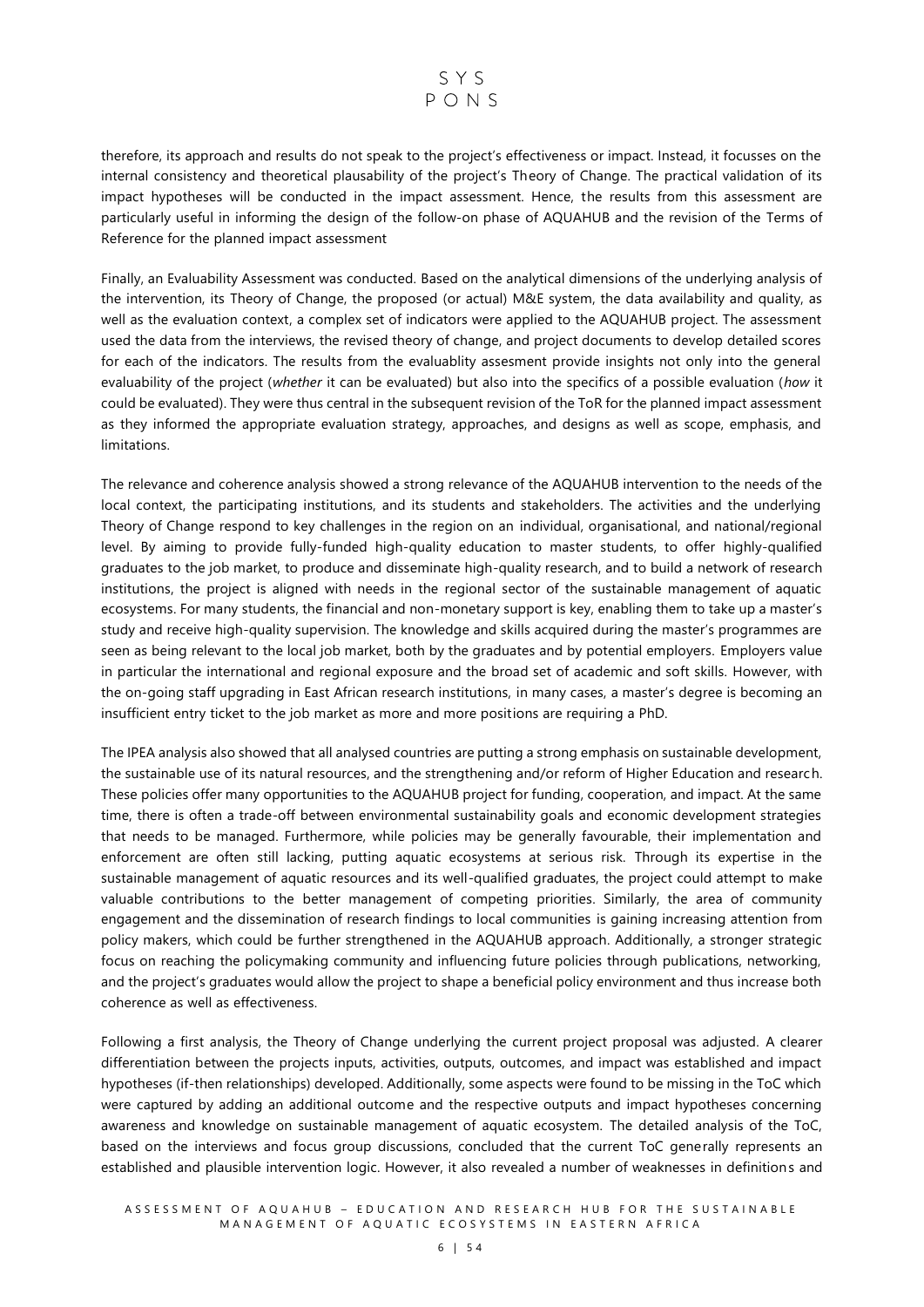therefore, its approach and results do not speak to the project's effectiveness or impact. Instead, it focusses on the internal consistency and theoretical plausibility of the project's Theory of Change. The practical validation of its impact hypotheses will be conducted in the impact assessment. Hence, the results from this assessment are particularly useful in informing the design of the follow-on phase of AQUAHUB and the revision of the Terms of Reference for the planned impact assessment

Finally, an Evaluability Assessment was conducted. Based on the analytical dimensions of the underlying analysis of the intervention, its Theory of Change, the proposed (or actual) M&E system, the data availability and quality, as well as the evaluation context, a complex set of indicators were applied to the AQUAHUB project. The assessment used the data from the interviews, the revised theory of change, and project documents to develop detailed scores for each of the indicators. The results from the evaluablity assesment provide insights not only into the general evaluability of the project (*whether* it can be evaluated) but also into the specifics of a possible evaluation (*how* it could be evaluated). They were thus central in the subsequent revision of the ToR for the planned impact assessment as they informed the appropriate evaluation strategy, approaches, and designs as well as scope, emphasis, and limitations.

The relevance and coherence analysis showed a strong relevance of the AQUAHUB intervention to the needs of the local context, the participating institutions, and its students and stakeholders. The activities and the underlying Theory of Change respond to key challenges in the region on an individual, organisational, and national/regional level. By aiming to provide fully-funded high-quality education to master students, to offer highly-qualified graduates to the job market, to produce and disseminate high-quality research, and to build a network of research institutions, the project is aligned with needs in the regional sector of the sustainable management of aquatic ecosystems. For many students, the financial and non-monetary support is key, enabling them to take up a master's study and receive high-quality supervision. The knowledge and skills acquired during the master's programmes are seen as being relevant to the local job market, both by the graduates and by potential employers. Employers value in particular the international and regional exposure and the broad set of academic and soft skills. However, with the on-going staff upgrading in East African research institutions, in many cases, a master's degree is becoming an insufficient entry ticket to the job market as more and more positions are requiring a PhD.

The IPEA analysis also showed that all analysed countries are putting a strong emphasis on sustainable development, the sustainable use of its natural resources, and the strengthening and/or reform of Higher Education and research. These policies offer many opportunities to the AQUAHUB project for funding, cooperation, and impact. At the same time, there is often a trade-off between environmental sustainability goals and economic development strategies that needs to be managed. Furthermore, while policies may be generally favourable, their implementation and enforcement are often still lacking, putting aquatic ecosystems at serious risk. Through its expertise in the sustainable management of aquatic resources and its well-qualified graduates, the project could attempt to make valuable contributions to the better management of competing priorities. Similarly, the area of community engagement and the dissemination of research findings to local communities is gaining increasing attention from policy makers, which could be further strengthened in the AQUAHUB approach. Additionally, a stronger strategic focus on reaching the policymaking community and influencing future policies through publications, networking, and the project's graduates would allow the project to shape a beneficial policy environment and thus increase both coherence as well as effectiveness.

Following a first analysis, the Theory of Change underlying the current project proposal was adjusted. A clearer differentiation between the projects inputs, activities, outputs, outcomes, and impact was established and impact hypotheses (if-then relationships) developed. Additionally, some aspects were found to be missing in the ToC which were captured by adding an additional outcome and the respective outputs and impact hypotheses concerning awareness and knowledge on sustainable management of aquatic ecosystem. The detailed analysis of the ToC, based on the interviews and focus group discussions, concluded that the current ToC generally represents an established and plausible intervention logic. However, it also revealed a number of weaknesses in definitions and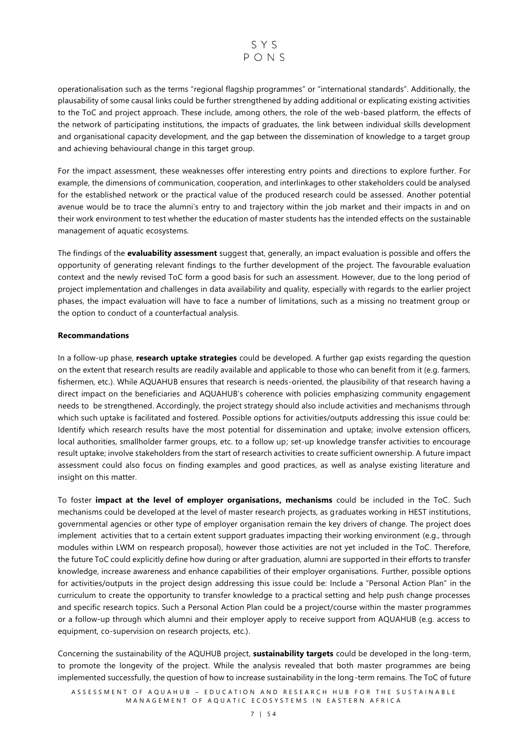operationalisation such as the terms "regional flagship programmes" or "international standards". Additionally, the plausability of some causal links could be further strengthened by adding additional or explicating existing activities to the ToC and project approach. These include, among others, the role of the web-based platform, the effects of the network of participating institutions, the impacts of graduates, the link between individual skills development and organisational capacity development, and the gap between the dissemination of knowledge to a target group and achieving behavioural change in this target group.

For the impact assessment, these weaknesses offer interesting entry points and directions to explore further. For example, the dimensions of communication, cooperation, and interlinkages to other stakeholders could be analysed for the established network or the practical value of the produced research could be assessed. Another potential avenue would be to trace the alumni's entry to and trajectory within the job market and their impacts in and on their work environment to test whether the education of master students has the intended effects on the sustainable management of aquatic ecosystems.

The findings of the **evaluability assessment** suggest that, generally, an impact evaluation is possible and offers the opportunity of generating relevant findings to the further development of the project. The favourable evaluation context and the newly revised ToC form a good basis for such an assessment. However, due to the long period of project implementation and challenges in data availability and quality, especially with regards to the earlier project phases, the impact evaluation will have to face a number of limitations, such as a missing no treatment group or the option to conduct of a counterfactual analysis.

**Recommandations**

In a follow-up phase, **research uptake strategies** could be developed. A further gap exists regarding the question on the extent that research results are readily available and applicable to those who can benefit from it (e.g. farmers, fishermen, etc.). While AQUAHUB ensures that research is needs-oriented, the plausibility of that research having a direct impact on the beneficiaries and AQUAHUB's coherence with policies emphasizing community engagement needs to be strengthened. Accordingly, the project strategy should also include activities and mechanisms through which such uptake is facilitated and fostered. Possible options for activities/outputs addressing this issue could be: Identify which research results have the most potential for dissemination and uptake; involve extension officers, local authorities, smallholder farmer groups, etc. to a follow up; set-up knowledge transfer activities to encourage result uptake; involve stakeholders from the start of research activities to create sufficient ownership. A future impact assessment could also focus on finding examples and good practices, as well as analyse existing literature and insight on this matter.

To foster **impact at the level of employer organisations, mechanisms** could be included in the ToC. Such mechanisms could be developed at the level of master research projects, as graduates working in HEST institutions, governmental agencies or other type of employer organisation remain the key drivers of change. The project does implement activities that to a certain extent support graduates impacting their working environment (e.g., through modules within LWM on respearch proposal), however those activities are not yet included in the ToC. Therefore, the future ToC could explicitly define how during or after graduation, alumni are supported in their efforts to transfer knowledge, increase awareness and enhance capabilities of their employer organisations. Further, possible options for activities/outputs in the project design addressing this issue could be: Include a "Personal Action Plan" in the curriculum to create the opportunity to transfer knowledge to a practical setting and help push change processes and specific research topics. Such a Personal Action Plan could be a project/course within the master programmes or a follow-up through which alumni and their employer apply to receive support from AQUAHUB (e.g. access to equipment, co-supervision on research projects, etc.).

Concerning the sustainability of the AQUHUB project, **sustainability targets** could be developed in the long-term, to promote the longevity of the project. While the analysis revealed that both master programmes are being implemented successfully, the question of how to increase sustainability in the long-term remains. The ToC of future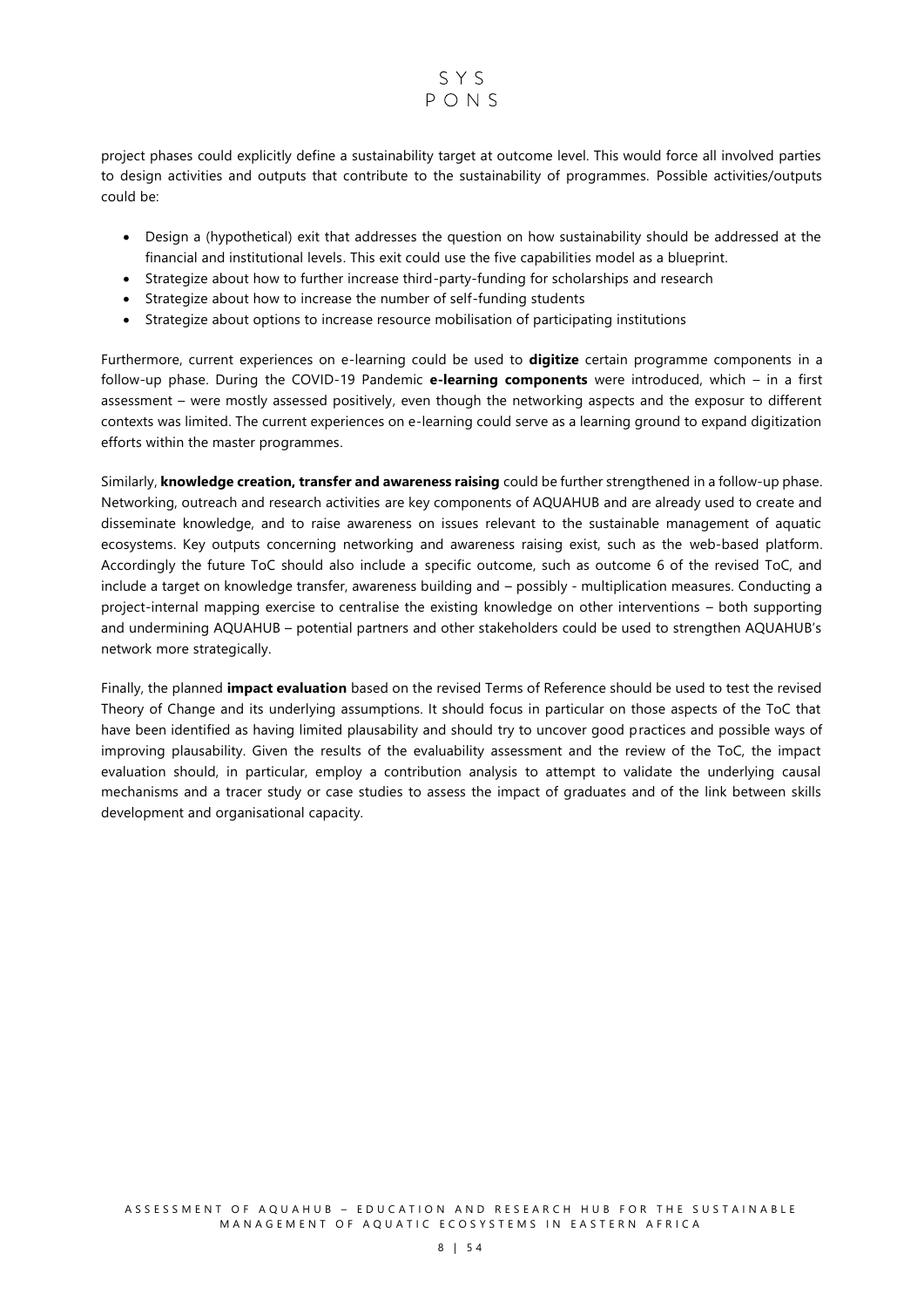project phases could explicitly define a sustainability target at outcome level. This would force all involved parties to design activities and outputs that contribute to the sustainability of programmes. Possible activities/outputs could be:

- Design a (hypothetical) exit that addresses the question on how sustainability should be addressed at the financial and institutional levels. This exit could use the five capabilities model as a blueprint.
- Strategize about how to further increase third-party-funding for scholarships and research
- Strategize about how to increase the number of self-funding students
- Strategize about options to increase resource mobilisation of participating institutions

Furthermore, current experiences on e-learning could be used to **digitize** certain programme components in a follow-up phase. During the COVID-19 Pandemic **e-learning components** were introduced, which – in a first assessment – were mostly assessed positively, even though the networking aspects and the exposur to different contexts was limited. The current experiences on e-learning could serve as a learning ground to expand digitization efforts within the master programmes.

Similarly, **knowledge creation, transfer and awareness raising** could be further strengthened in a follow-up phase. Networking, outreach and research activities are key components of AQUAHUB and are already used to create and disseminate knowledge, and to raise awareness on issues relevant to the sustainable management of aquatic ecosystems. Key outputs concerning networking and awareness raising exist, such as the web-based platform. Accordingly the future ToC should also include a specific outcome, such as outcome 6 of the revised ToC, and include a target on knowledge transfer, awareness building and – possibly - multiplication measures. Conducting a project-internal mapping exercise to centralise the existing knowledge on other interventions – both supporting and undermining AQUAHUB – potential partners and other stakeholders could be used to strengthen AQUAHUB's network more strategically.

Finally, the planned **impact evaluation** based on the revised Terms of Reference should be used to test the revised Theory of Change and its underlying assumptions. It should focus in particular on those aspects of the ToC that have been identified as having limited plausability and should try to uncover good practices and possible ways of improving plausability. Given the results of the evaluability assessment and the review of the ToC, the impact evaluation should, in particular, employ a contribution analysis to attempt to validate the underlying causal mechanisms and a tracer study or case studies to assess the impact of graduates and of the link between skills development and organisational capacity.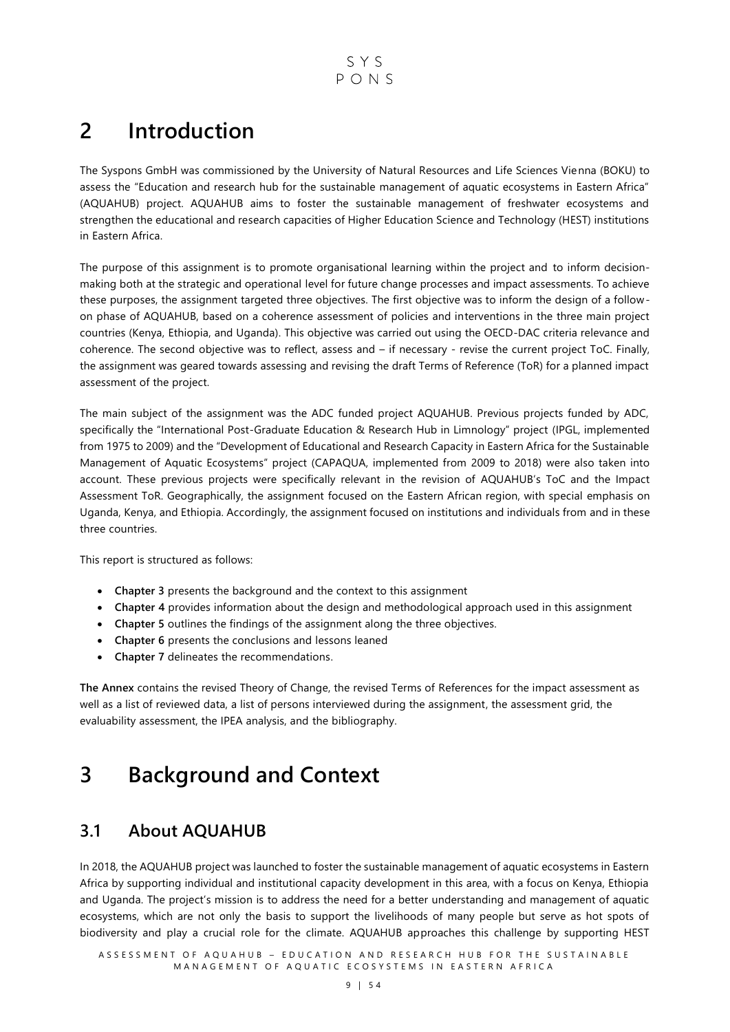# 2 Introduction

The Syspons GmbH was commissioned by the University of Natural Resources and Life Sciences Vienna (BOKU) to assess the "Education and research hub for the sustainable management of aquatic ecosystems in Eastern Africa" (AQUAHUB) project. AQUAHUB aims to foster the sustainable management of freshwater ecosystems and strengthen the educational and research capacities of Higher Education Science and Technology (HEST) institutions in Eastern Africa.

The purpose of this assignment is to promote organisational learning within the project and to inform decision-making both at the strategic and operational level for future change processes and impact assessments. To achieve these purposes, the assignment targeted three objectives. The first objective was to inform the design of a follow-on phase of AQUAHUB, based on a coherence assessment of policies and interventions in the three main project countries (Kenya, Ethiopia, and Uganda). This objective was carried out using the OECD-DAC criteria relevance and coherence. The second objective was to reflect, assess and – if necessary - revise the current project ToC. Finally, the assignment was geared towards assessing and revising the draft Terms of Reference (ToR) for a planned impact assessment of the project.

The main subject of the assignment was the ADC funded project AQUAHUB. Previous projects funded by ADC, specifically the "International Post-Graduate Education & Research Hub in Limnology" project (IPGL, implemented from 1975 to 2009) and the "Development of Educational and Research Capacity in Eastern Africa for the Sustainable Management of Aquatic Ecosystems" project (CAPAQUA, implemented from 2009 to 2018) were also taken into account. These previous projects were specifically relevant in the revision of AQUAHUB's ToC and the Impact Assessment ToR. Geographically, the assignment focused on the Eastern African region, with special emphasis on Uganda, Kenya, and Ethiopia. Accordingly, the assignment focused on institutions and individuals from and in these three countries.

This report is structured as follows:

- **Chapter 3** presents the background and the context to this assignment
- **Chapter 4** provides information about the design and methodological approach used in this assignment
- **Chapter 5** outlines the findings of the assignment along the three objectives.
- **Chapter 6** presents the conclusions and lessons leaned
- **Chapter 7** delineates the recommendations.

**The Annex** contains the revised Theory of Change, the revised Terms of References for the impact assessment as well as a list of reviewed data, a list of persons interviewed during the assignment, the assessment grid, the evaluability assessment, the IPEA analysis, and the bibliography.

# 3 Background and Context

## 3.1 About AQUAHUB

In 2018, the AQUAHUB project was launched to foster the sustainable management of aquatic ecosystems in Eastern Africa by supporting individual and institutional capacity development in this area, with a focus on Kenya, Ethiopia and Uganda. The project's mission is to address the need for a better understanding and management of aquatic ecosystems, which are not only the basis to support the livelihoods of many people but serve as hot spots of biodiversity and play a crucial role for the climate. AQUAHUB approaches this challenge by supporting HEST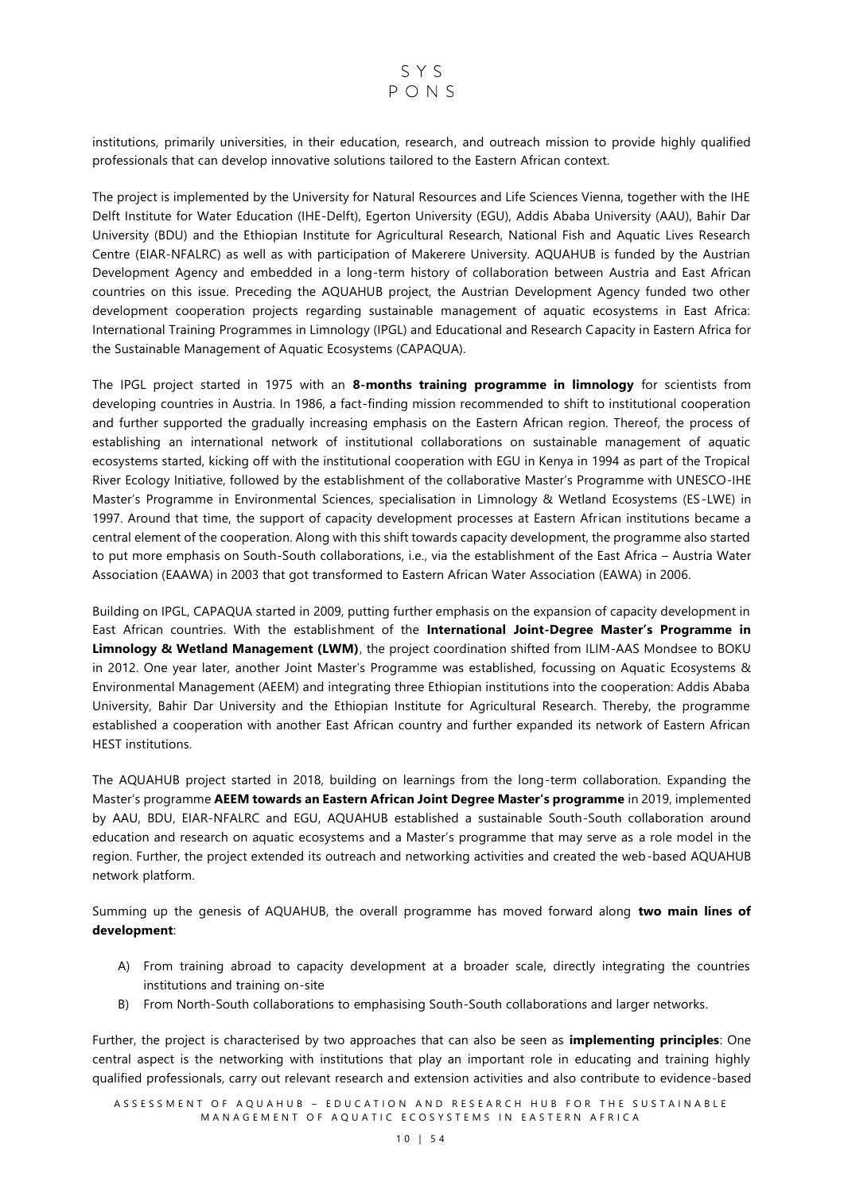institutions, primarily universities, in their education, research, and outreach mission to provide highly qualified professionals that can develop innovative solutions tailored to the Eastern African context.

The project is implemented by the University for Natural Resources and Life Sciences Vienna, together with the IHE Delft Institute for Water Education (IHE-Delft), Egerton University (EGU), Addis Ababa University (AAU), Bahir Dar University (BDU) and the Ethiopian Institute for Agricultural Research, National Fish and Aquatic Lives Research Centre (EIAR-NFALRC) as well as with participation of Makerere University. AQUAHUB is funded by the Austrian Development Agency and embedded in a long-term history of collaboration between Austria and East African countries on this issue. Preceding the AQUAHUB project, the Austrian Development Agency funded two other development cooperation projects regarding sustainable management of aquatic ecosystems in East Africa: International Training Programmes in Limnology (IPGL) and Educational and Research Capacity in Eastern Africa for the Sustainable Management of Aquatic Ecosystems (CAPAQUA).

The IPGL project started in 1975 with an **8-months training programme in limnology** for scientists from developing countries in Austria. In 1986, a fact-finding mission recommended to shift to institutional cooperation and further supported the gradually increasing emphasis on the Eastern African region. Thereof, the process of establishing an international network of institutional collaborations on sustainable management of aquatic ecosystems started, kicking off with the institutional cooperation with EGU in Kenya in 1994 as part of the Tropical River Ecology Initiative, followed by the establishment of the collaborative Master's Programme with UNESCO-IHE Master's Programme in Environmental Sciences, specialisation in Limnology & Wetland Ecosystems (ES-LWE) in 1997. Around that time, the support of capacity development processes at Eastern African institutions became a central element of the cooperation. Along with this shift towards capacity development, the programme also started to put more emphasis on South-South collaborations, i.e., via the establishment of the East Africa – Austria Water Association (EAAWA) in 2003 that got transformed to Eastern African Water Association (EAWA) in 2006.

Building on IPGL, CAPAQUA started in 2009, putting further emphasis on the expansion of capacity development in East African countries. With the establishment of the **International Joint-Degree Master's Programme in Limnology & Wetland Management (LWM)**, the project coordination shifted from ILIM-AAS Mondsee to BOKU in 2012. One year later, another Joint Master's Programme was established, focussing on Aquatic Ecosystems & Environmental Management (AEEM) and integrating three Ethiopian institutions into the cooperation: Addis Ababa University, Bahir Dar University and the Ethiopian Institute for Agricultural Research. Thereby, the programme established a cooperation with another East African country and further expanded its network of Eastern African HEST institutions.

The AQUAHUB project started in 2018, building on learnings from the long-term collaboration. Expanding the Master's programme **AEEM towards an Eastern African Joint Degree Master's programme** in 2019, implemented by AAU, BDU, EIAR-NFALRC and EGU, AQUAHUB established a sustainable South-South collaboration around education and research on aquatic ecosystems and a Master's programme that may serve as a role model in the region. Further, the project extended its outreach and networking activities and created the web-based AQUAHUB network platform.

Summing up the genesis of AQUAHUB, the overall programme has moved forward along **two main lines of development**:

A) From training abroad to capacity development at a broader scale, directly integrating the countries institutions and training on-site
B) From North-South collaborations to emphasising South-South collaborations and larger networks.

Further, the project is characterised by two approaches that can also be seen as **implementing principles**: One central aspect is the networking with institutions that play an important role in educating and training highly qualified professionals, carry out relevant research and extension activities and also contribute to evidence-based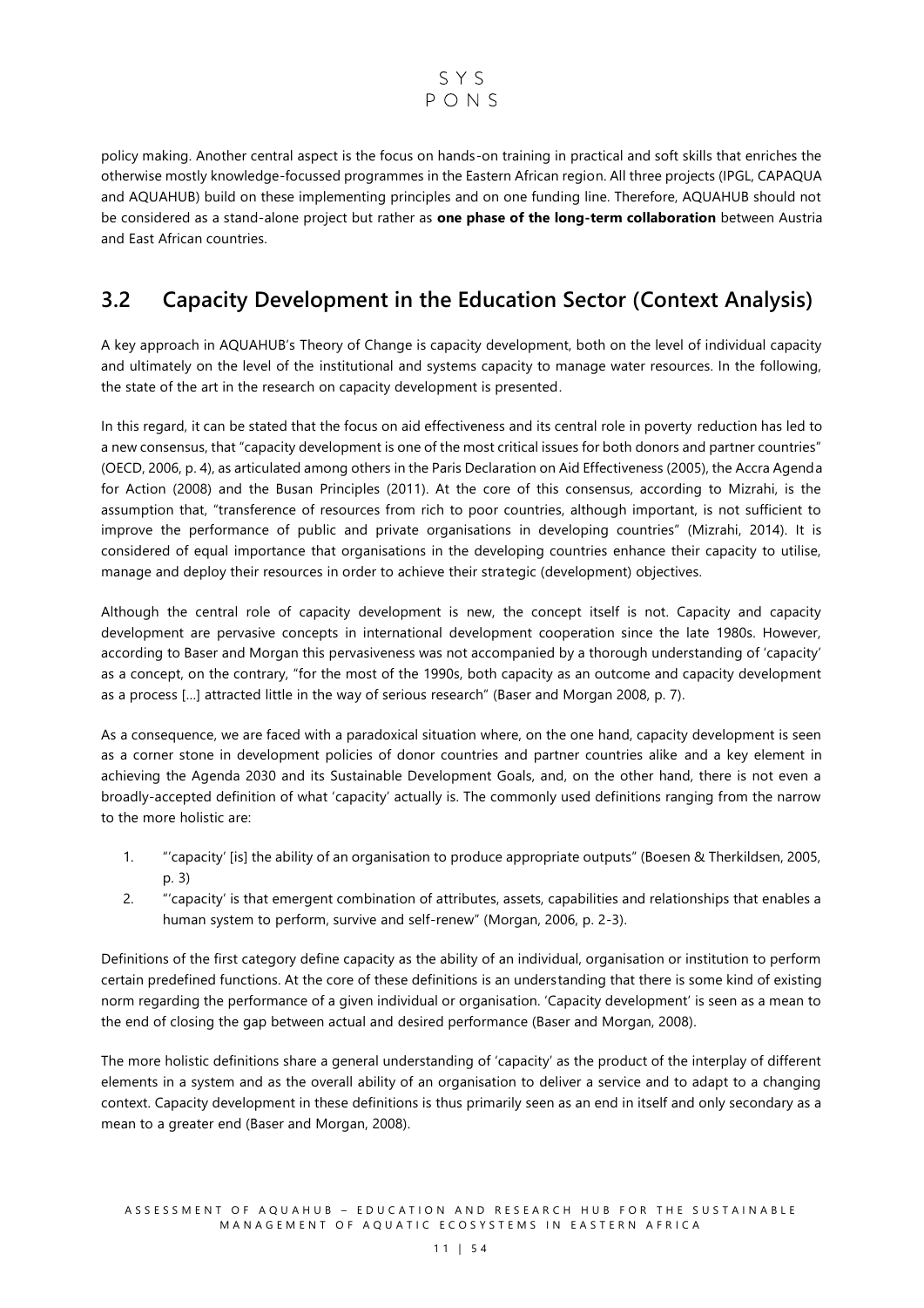policy making. Another central aspect is the focus on hands-on training in practical and soft skills that enriches the otherwise mostly knowledge-focussed programmes in the Eastern African region. All three projects (IPGL, CAPAQUA and AQUAHUB) build on these implementing principles and on one funding line. Therefore, AQUAHUB should not be considered as a stand-alone project but rather as **one phase of the long-term collaboration** between Austria and East African countries.

## 3.2 Capacity Development in the Education Sector (Context Analysis)

A key approach in AQUAHUB's Theory of Change is capacity development, both on the level of individual capacity and ultimately on the level of the institutional and systems capacity to manage water resources. In the following, the state of the art in the research on capacity development is presented.

In this regard, it can be stated that the focus on aid effectiveness and its central role in poverty reduction has led to a new consensus, that "capacity development is one of the most critical issues for both donors and partner countries" (OECD, 2006, p. 4), as articulated among others in the Paris Declaration on Aid Effectiveness (2005), the Accra Agenda for Action (2008) and the Busan Principles (2011). At the core of this consensus, according to Mizrahi, is the assumption that, "transference of resources from rich to poor countries, although important, is not sufficient to improve the performance of public and private organisations in developing countries" (Mizrahi, 2014). It is considered of equal importance that organisations in the developing countries enhance their capacity to utilise, manage and deploy their resources in order to achieve their strategic (development) objectives.

Although the central role of capacity development is new, the concept itself is not. Capacity and capacity development are pervasive concepts in international development cooperation since the late 1980s. However, according to Baser and Morgan this pervasiveness was not accompanied by a thorough understanding of 'capacity' as a concept, on the contrary, "for the most of the 1990s, both capacity as an outcome and capacity development as a process […] attracted little in the way of serious research" (Baser and Morgan 2008, p. 7).

As a consequence, we are faced with a paradoxical situation where, on the one hand, capacity development is seen as a corner stone in development policies of donor countries and partner countries alike and a key element in achieving the Agenda 2030 and its Sustainable Development Goals, and, on the other hand, there is not even a broadly-accepted definition of what 'capacity' actually is. The commonly used definitions ranging from the narrow to the more holistic are:

1. "'capacity' [is] the ability of an organisation to produce appropriate outputs" (Boesen & Therkildsen, 2005, p. 3)
2. "'capacity' is that emergent combination of attributes, assets, capabilities and relationships that enables a human system to perform, survive and self-renew" (Morgan, 2006, p. 2-3).

Definitions of the first category define capacity as the ability of an individual, organisation or institution to perform certain predefined functions. At the core of these definitions is an understanding that there is some kind of existing norm regarding the performance of a given individual or organisation. 'Capacity development' is seen as a mean to the end of closing the gap between actual and desired performance (Baser and Morgan, 2008).

The more holistic definitions share a general understanding of 'capacity' as the product of the interplay of different elements in a system and as the overall ability of an organisation to deliver a service and to adapt to a changing context. Capacity development in these definitions is thus primarily seen as an end in itself and only secondary as a mean to a greater end (Baser and Morgan, 2008).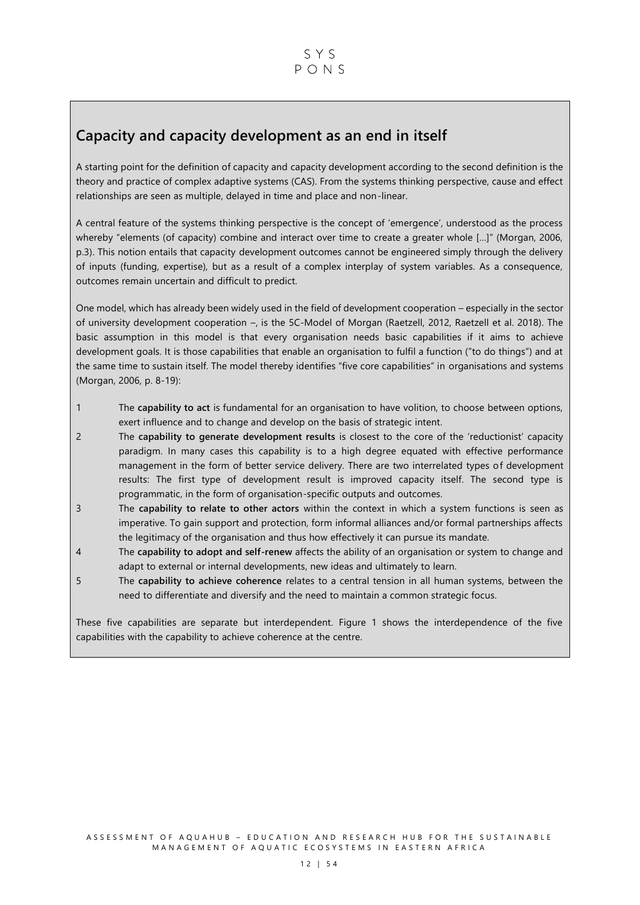## Capacity and capacity development as an end in itself

A starting point for the definition of capacity and capacity development according to the second definition is the theory and practice of complex adaptive systems (CAS). From the systems thinking perspective, cause and effect relationships are seen as multiple, delayed in time and place and non-linear.

A central feature of the systems thinking perspective is the concept of 'emergence', understood as the process whereby "elements (of capacity) combine and interact over time to create a greater whole […]" (Morgan, 2006, p.3). This notion entails that capacity development outcomes cannot be engineered simply through the delivery of inputs (funding, expertise), but as a result of a complex interplay of system variables. As a consequence, outcomes remain uncertain and difficult to predict.

One model, which has already been widely used in the field of development cooperation – especially in the sector of university development cooperation –, is the 5C-Model of Morgan (Raetzell, 2012, Raetzell et al. 2018). The basic assumption in this model is that every organisation needs basic capabilities if it aims to achieve development goals. It is those capabilities that enable an organisation to fulfil a function ("to do things") and at the same time to sustain itself. The model thereby identifies "five core capabilities" in organisations and systems (Morgan, 2006, p. 8-19):

1. The **capability to act** is fundamental for an organisation to have volition, to choose between options, exert influence and to change and develop on the basis of strategic intent.
2. The **capability to generate development results** is closest to the core of the 'reductionist' capacity paradigm. In many cases this capability is to a high degree equated with effective performance management in the form of better service delivery. There are two interrelated types of development results: The first type of development result is improved capacity itself. The second type is programmatic, in the form of organisation-specific outputs and outcomes.
3. The **capability to relate to other actors** within the context in which a system functions is seen as imperative. To gain support and protection, form informal alliances and/or formal partnerships affects the legitimacy of the organisation and thus how effectively it can pursue its mandate.
4. The **capability to adopt and self-renew** affects the ability of an organisation or system to change and adapt to external or internal developments, new ideas and ultimately to learn.
5. The **capability to achieve coherence** relates to a central tension in all human systems, between the need to differentiate and diversify and the need to maintain a common strategic focus.

These five capabilities are separate but interdependent. Figure 1 shows the interdependence of the five capabilities with the capability to achieve coherence at the centre.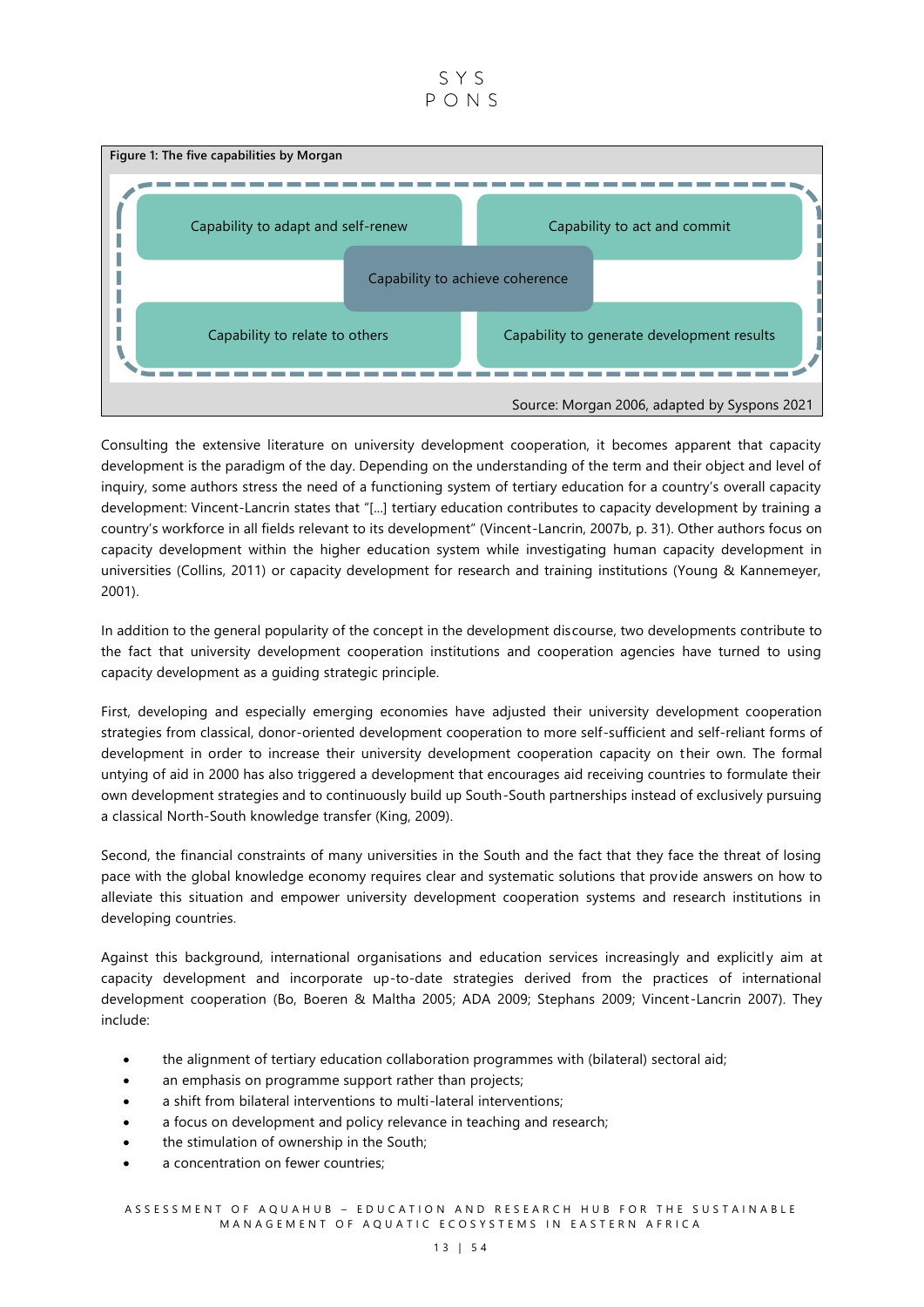**Figure 1: The five capabilities by Morgan**

Capability to adapt and self-renew

Capability to act and commit

Capability to achieve coherence

Capability to relate to others

Capability to generate development results

Source: Morgan 2006, adapted by Syspons 2021

Consulting the extensive literature on university development cooperation, it becomes apparent that capacity development is the paradigm of the day. Depending on the understanding of the term and their object and level of inquiry, some authors stress the need of a functioning system of tertiary education for a country's overall capacity development: Vincent-Lancrin states that "[...] tertiary education contributes to capacity development by training a country's workforce in all fields relevant to its development" (Vincent-Lancrin, 2007b, p. 31). Other authors focus on capacity development within the higher education system while investigating human capacity development in universities (Collins, 2011) or capacity development for research and training institutions (Young & Kannemeyer, 2001).

In addition to the general popularity of the concept in the development discourse, two developments contribute to the fact that university development cooperation institutions and cooperation agencies have turned to using capacity development as a guiding strategic principle.

First, developing and especially emerging economies have adjusted their university development cooperation strategies from classical, donor-oriented development cooperation to more self-sufficient and self-reliant forms of development in order to increase their university development cooperation capacity on their own. The formal untying of aid in 2000 has also triggered a development that encourages aid receiving countries to formulate their own development strategies and to continuously build up South-South partnerships instead of exclusively pursuing a classical North-South knowledge transfer (King, 2009).

Second, the financial constraints of many universities in the South and the fact that they face the threat of losing pace with the global knowledge economy requires clear and systematic solutions that provide answers on how to alleviate this situation and empower university development cooperation systems and research institutions in developing countries.

Against this background, international organisations and education services increasingly and explicitly aim at capacity development and incorporate up-to-date strategies derived from the practices of international development cooperation (Bo, Boeren & Maltha 2005; ADA 2009; Stephans 2009; Vincent-Lancrin 2007). They include:

- the alignment of tertiary education collaboration programmes with (bilateral) sectoral aid;
- an emphasis on programme support rather than projects;
- a shift from bilateral interventions to multi-lateral interventions;
- a focus on development and policy relevance in teaching and research;
- the stimulation of ownership in the South;
- a concentration on fewer countries;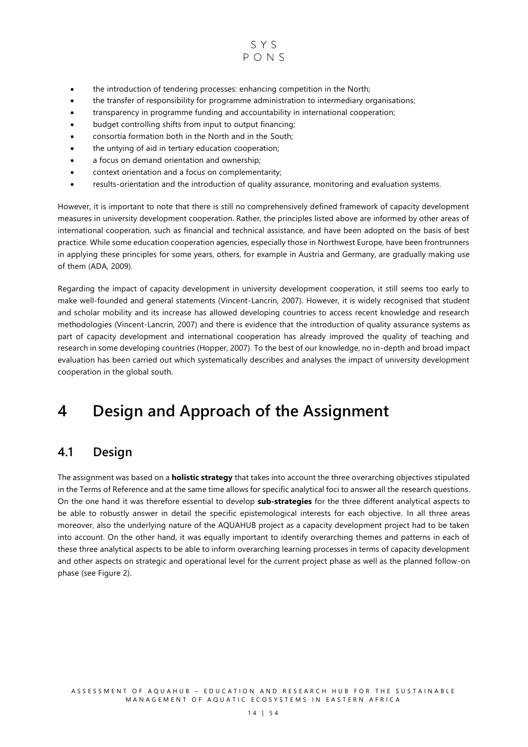- the introduction of tendering processes: enhancing competition in the North;
- the transfer of responsibility for programme administration to intermediary organisations;
- transparency in programme funding and accountability in international cooperation;
- budget controlling shifts from input to output financing;
- consortia formation both in the North and in the South;
- the untying of aid in tertiary education cooperation;
- a focus on demand orientation and ownership;
- context orientation and a focus on complementarity;
- results-orientation and the introduction of quality assurance, monitoring and evaluation systems.

However, it is important to note that there is still no comprehensively defined framework of capacity development measures in university development cooperation. Rather, the principles listed above are informed by other areas of international cooperation, such as financial and technical assistance, and have been adopted on the basis of best practice. While some education cooperation agencies, especially those in Northwest Europe, have been frontrunners in applying these principles for some years, others, for example in Austria and Germany, are gradually making use of them (ADA, 2009).

Regarding the impact of capacity development in university development cooperation, it still seems too early to make well-founded and general statements (Vincent-Lancrin, 2007). However, it is widely recognised that student and scholar mobility and its increase has allowed developing countries to access recent knowledge and research methodologies (Vincent-Lancrin, 2007) and there is evidence that the introduction of quality assurance systems as part of capacity development and international cooperation has already improved the quality of teaching and research in some developing countries (Hopper, 2007). To the best of our knowledge, no in-depth and broad impact evaluation has been carried out which systematically describes and analyses the impact of university development cooperation in the global south.

# 4 Design and Approach of the Assignment

## 4.1 Design

The assignment was based on a **holistic strategy** that takes into account the three overarching objectives stipulated in the Terms of Reference and at the same time allows for specific analytical foci to answer all the research questions. On the one hand it was therefore essential to develop **sub-strategies** for the three different analytical aspects to be able to robustly answer in detail the specific epistemological interests for each objective. In all three areas moreover, also the underlying nature of the AQUAHUB project as a capacity development project had to be taken into account. On the other hand, it was equally important to identify overarching themes and patterns in each of these three analytical aspects to be able to inform overarching learning processes in terms of capacity development and other aspects on strategic and operational level for the current project phase as well as the planned follow-on phase (see Figure 2).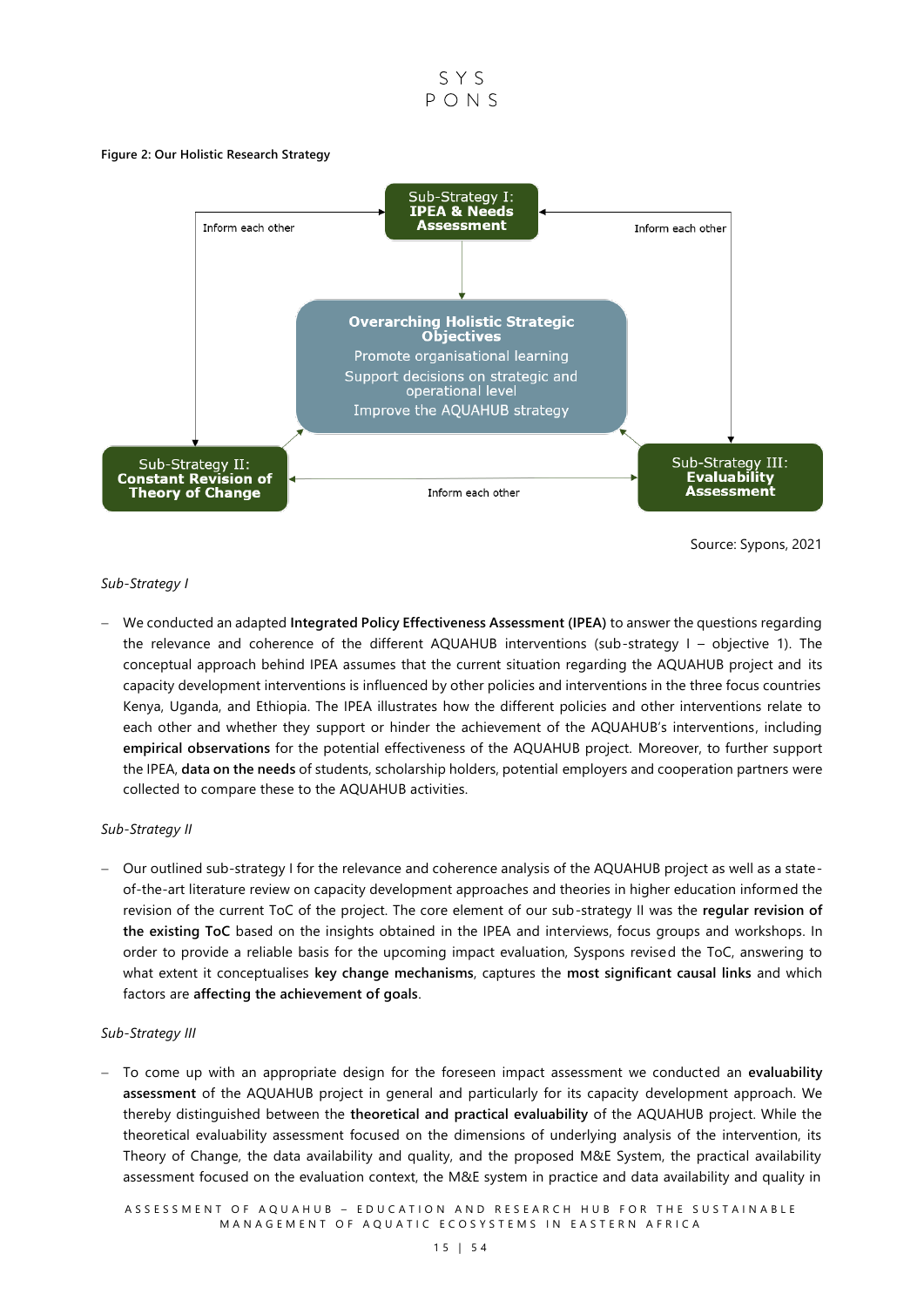**Figure 2: Our Holistic Research Strategy**

Sub-Strategy I: **IPEA & Needs Assessment**

Inform each other

Inform each other

**Overarching Holistic Strategic Objectives**

Promote organisational learning

Support decisions on strategic and operational level

Improve the AQUAHUB strategy

Sub-Strategy II: **Constant Revision of Theory of Change**

Inform each other

Sub-Strategy III: **Evaluability Assessment**

Source: Sypons, 2021

*Sub-Strategy I*

- We conducted an adapted **Integrated Policy Effectiveness Assessment (IPEA)** to answer the questions regarding the relevance and coherence of the different AQUAHUB interventions (sub-strategy I – objective 1). The conceptual approach behind IPEA assumes that the current situation regarding the AQUAHUB project and its capacity development interventions is influenced by other policies and interventions in the three focus countries Kenya, Uganda, and Ethiopia. The IPEA illustrates how the different policies and other interventions relate to each other and whether they support or hinder the achievement of the AQUAHUB's interventions, including **empirical observations** for the potential effectiveness of the AQUAHUB project. Moreover, to further support the IPEA, **data on the needs** of students, scholarship holders, potential employers and cooperation partners were collected to compare these to the AQUAHUB activities.

*Sub-Strategy II*

- Our outlined sub-strategy I for the relevance and coherence analysis of the AQUAHUB project as well as a state-of-the-art literature review on capacity development approaches and theories in higher education informed the revision of the current ToC of the project. The core element of our sub-strategy II was the **regular revision of the existing ToC** based on the insights obtained in the IPEA and interviews, focus groups and workshops. In order to provide a reliable basis for the upcoming impact evaluation, Syspons revised the ToC, answering to what extent it conceptualises **key change mechanisms**, captures the **most significant causal links** and which factors are **affecting the achievement of goals**.

*Sub-Strategy III*

- To come up with an appropriate design for the foreseen impact assessment we conducted an **evaluability assessment** of the AQUAHUB project in general and particularly for its capacity development approach. We thereby distinguished between the **theoretical and practical evaluability** of the AQUAHUB project. While the theoretical evaluability assessment focused on the dimensions of underlying analysis of the intervention, its Theory of Change, the data availability and quality, and the proposed M&E System, the practical availability assessment focused on the evaluation context, the M&E system in practice and data availability and quality in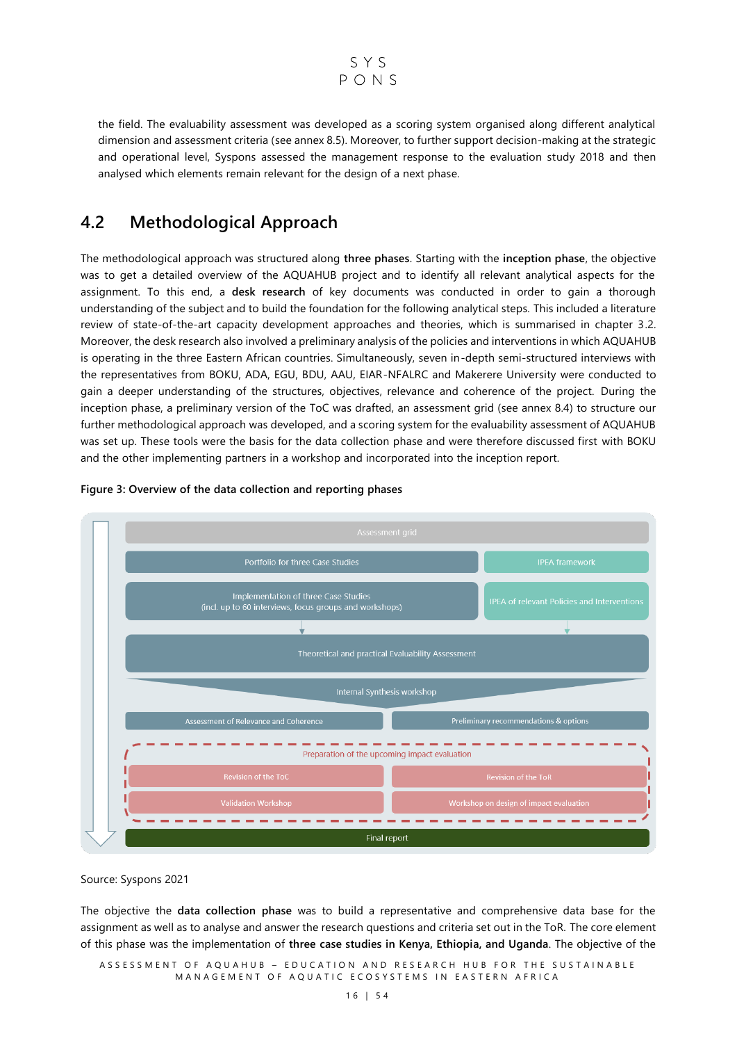the field. The evaluability assessment was developed as a scoring system organised along different analytical dimension and assessment criteria (see annex 8.5). Moreover, to further support decision-making at the strategic and operational level, Syspons assessed the management response to the evaluation study 2018 and then analysed which elements remain relevant for the design of a next phase.

## 4.2 Methodological Approach

The methodological approach was structured along **three phases**. Starting with the **inception phase**, the objective was to get a detailed overview of the AQUAHUB project and to identify all relevant analytical aspects for the assignment. To this end, a **desk research** of key documents was conducted in order to gain a thorough understanding of the subject and to build the foundation for the following analytical steps. This included a literature review of state-of-the-art capacity development approaches and theories, which is summarised in chapter 3.2. Moreover, the desk research also involved a preliminary analysis of the policies and interventions in which AQUAHUB is operating in the three Eastern African countries. Simultaneously, seven in-depth semi-structured interviews with the representatives from BOKU, ADA, EGU, BDU, AAU, EIAR-NFALRC and Makerere University were conducted to gain a deeper understanding of the structures, objectives, relevance and coherence of the project. During the inception phase, a preliminary version of the ToC was drafted, an assessment grid (see annex 8.4) to structure our further methodological approach was developed, and a scoring system for the evaluability assessment of AQUAHUB was set up. These tools were the basis for the data collection phase and were therefore discussed first with BOKU and the other implementing partners in a workshop and incorporated into the inception report.

**Figure 3: Overview of the data collection and reporting phases**

- Assessment grid
- Portfolio for three Case Studies | IPEA framework
- Implementation of three Case Studies (incl. up to 60 interviews, focus groups and workshops) | IPEA of relevant Policies and Interventions
- Theoretical and practical Evaluability Assessment
- Internal Synthesis workshop
- Assessment of Relevance and Coherence | Preliminary recommendations & options
- Preparation of the upcoming impact evaluation
  - Revision of the ToC | Revision of the ToR
  - Validation Workshop | Workshop on design of impact evaluation
- Final report

Source: Syspons 2021

The objective the **data collection phase** was to build a representative and comprehensive data base for the assignment as well as to analyse and answer the research questions and criteria set out in the ToR. The core element of this phase was the implementation of **three case studies in Kenya, Ethiopia, and Uganda**. The objective of the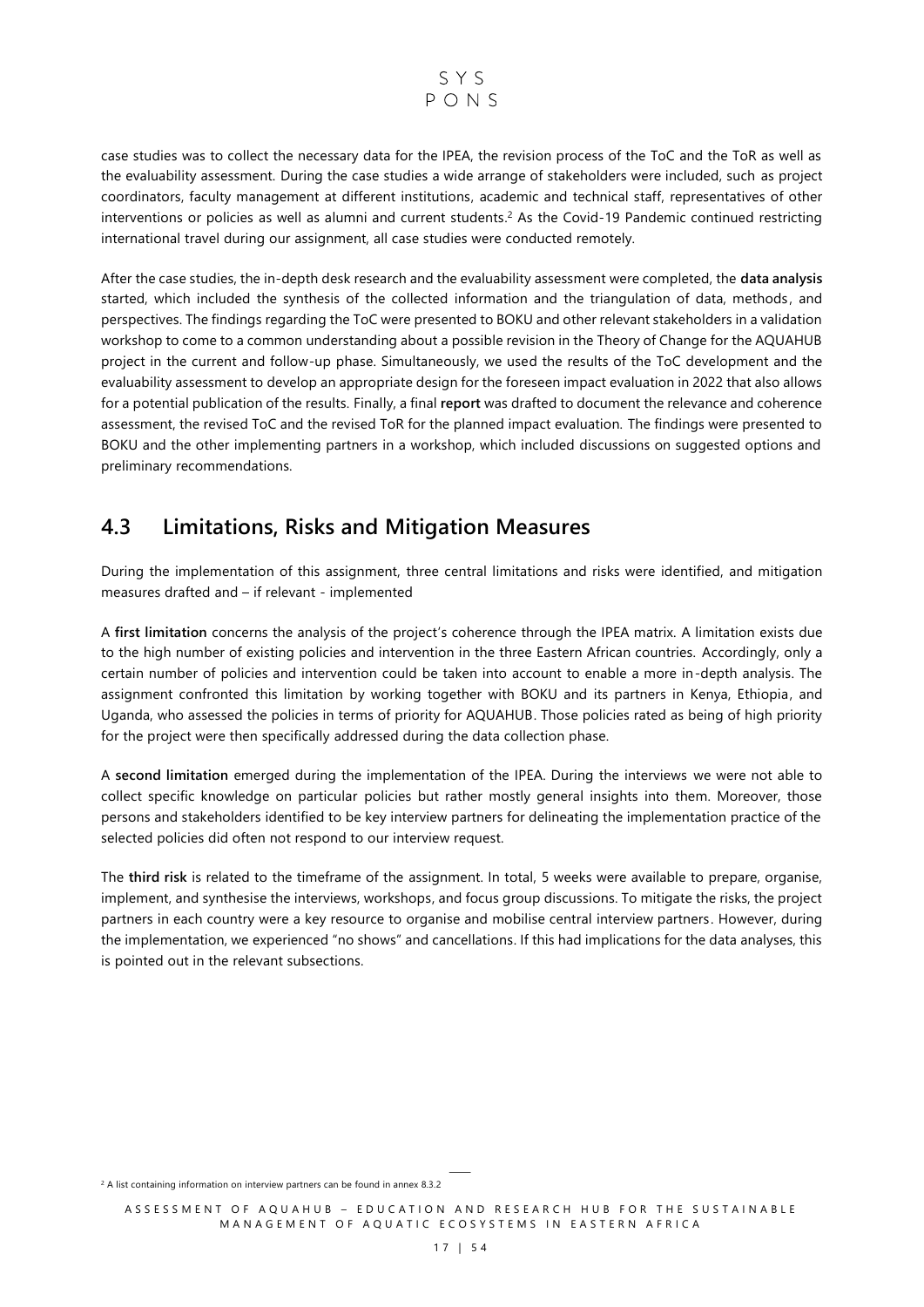case studies was to collect the necessary data for the IPEA, the revision process of the ToC and the ToR as well as the evaluability assessment. During the case studies a wide arrange of stakeholders were included, such as project coordinators, faculty management at different institutions, academic and technical staff, representatives of other interventions or policies as well as alumni and current students.[2] As the Covid-19 Pandemic continued restricting international travel during our assignment, all case studies were conducted remotely.

After the case studies, the in-depth desk research and the evaluability assessment were completed, the **data analysis** started, which included the synthesis of the collected information and the triangulation of data, methods, and perspectives. The findings regarding the ToC were presented to BOKU and other relevant stakeholders in a validation workshop to come to a common understanding about a possible revision in the Theory of Change for the AQUAHUB project in the current and follow-up phase. Simultaneously, we used the results of the ToC development and the evaluability assessment to develop an appropriate design for the foreseen impact evaluation in 2022 that also allows for a potential publication of the results. Finally, a final **report** was drafted to document the relevance and coherence assessment, the revised ToC and the revised ToR for the planned impact evaluation. The findings were presented to BOKU and the other implementing partners in a workshop, which included discussions on suggested options and preliminary recommendations.

## 4.3 Limitations, Risks and Mitigation Measures

During the implementation of this assignment, three central limitations and risks were identified, and mitigation measures drafted and – if relevant - implemented

A **first limitation** concerns the analysis of the project's coherence through the IPEA matrix. A limitation exists due to the high number of existing policies and intervention in the three Eastern African countries. Accordingly, only a certain number of policies and intervention could be taken into account to enable a more in-depth analysis. The assignment confronted this limitation by working together with BOKU and its partners in Kenya, Ethiopia, and Uganda, who assessed the policies in terms of priority for AQUAHUB. Those policies rated as being of high priority for the project were then specifically addressed during the data collection phase.

A **second limitation** emerged during the implementation of the IPEA. During the interviews we were not able to collect specific knowledge on particular policies but rather mostly general insights into them. Moreover, those persons and stakeholders identified to be key interview partners for delineating the implementation practice of the selected policies did often not respond to our interview request.

The **third risk** is related to the timeframe of the assignment. In total, 5 weeks were available to prepare, organise, implement, and synthesise the interviews, workshops, and focus group discussions. To mitigate the risks, the project partners in each country were a key resource to organise and mobilise central interview partners. However, during the implementation, we experienced "no shows" and cancellations. If this had implications for the data analyses, this is pointed out in the relevant subsections.

[2] A list containing information on interview partners can be found in annex 8.3.2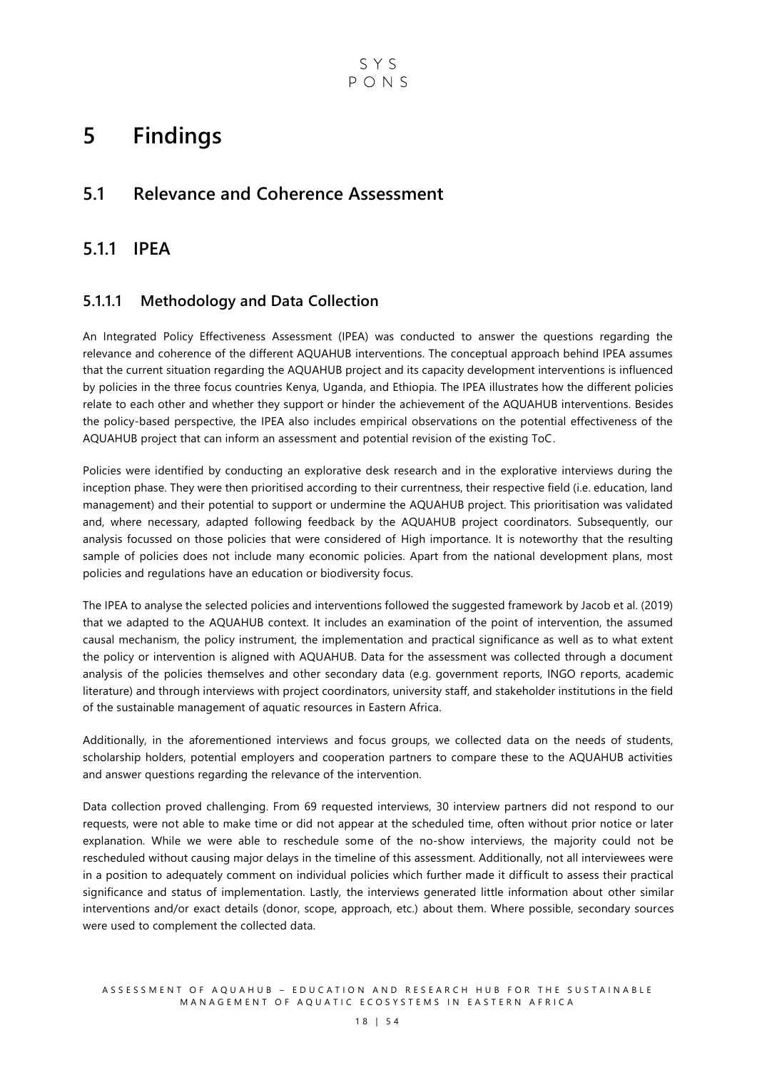# 5 Findings

## 5.1 Relevance and Coherence Assessment

## 5.1.1 IPEA

### 5.1.1.1 Methodology and Data Collection

An Integrated Policy Effectiveness Assessment (IPEA) was conducted to answer the questions regarding the relevance and coherence of the different AQUAHUB interventions. The conceptual approach behind IPEA assumes that the current situation regarding the AQUAHUB project and its capacity development interventions is influenced by policies in the three focus countries Kenya, Uganda, and Ethiopia. The IPEA illustrates how the different policies relate to each other and whether they support or hinder the achievement of the AQUAHUB interventions. Besides the policy-based perspective, the IPEA also includes empirical observations on the potential effectiveness of the AQUAHUB project that can inform an assessment and potential revision of the existing ToC.

Policies were identified by conducting an explorative desk research and in the explorative interviews during the inception phase. They were then prioritised according to their currentness, their respective field (i.e. education, land management) and their potential to support or undermine the AQUAHUB project. This prioritisation was validated and, where necessary, adapted following feedback by the AQUAHUB project coordinators. Subsequently, our analysis focussed on those policies that were considered of High importance. It is noteworthy that the resulting sample of policies does not include many economic policies. Apart from the national development plans, most policies and regulations have an education or biodiversity focus.

The IPEA to analyse the selected policies and interventions followed the suggested framework by Jacob et al. (2019) that we adapted to the AQUAHUB context. It includes an examination of the point of intervention, the assumed causal mechanism, the policy instrument, the implementation and practical significance as well as to what extent the policy or intervention is aligned with AQUAHUB. Data for the assessment was collected through a document analysis of the policies themselves and other secondary data (e.g. government reports, INGO reports, academic literature) and through interviews with project coordinators, university staff, and stakeholder institutions in the field of the sustainable management of aquatic resources in Eastern Africa.

Additionally, in the aforementioned interviews and focus groups, we collected data on the needs of students, scholarship holders, potential employers and cooperation partners to compare these to the AQUAHUB activities and answer questions regarding the relevance of the intervention.

Data collection proved challenging. From 69 requested interviews, 30 interview partners did not respond to our requests, were not able to make time or did not appear at the scheduled time, often without prior notice or later explanation. While we were able to reschedule some of the no-show interviews, the majority could not be rescheduled without causing major delays in the timeline of this assessment. Additionally, not all interviewees were in a position to adequately comment on individual policies which further made it difficult to assess their practical significance and status of implementation. Lastly, the interviews generated little information about other similar interventions and/or exact details (donor, scope, approach, etc.) about them. Where possible, secondary sources were used to complement the collected data.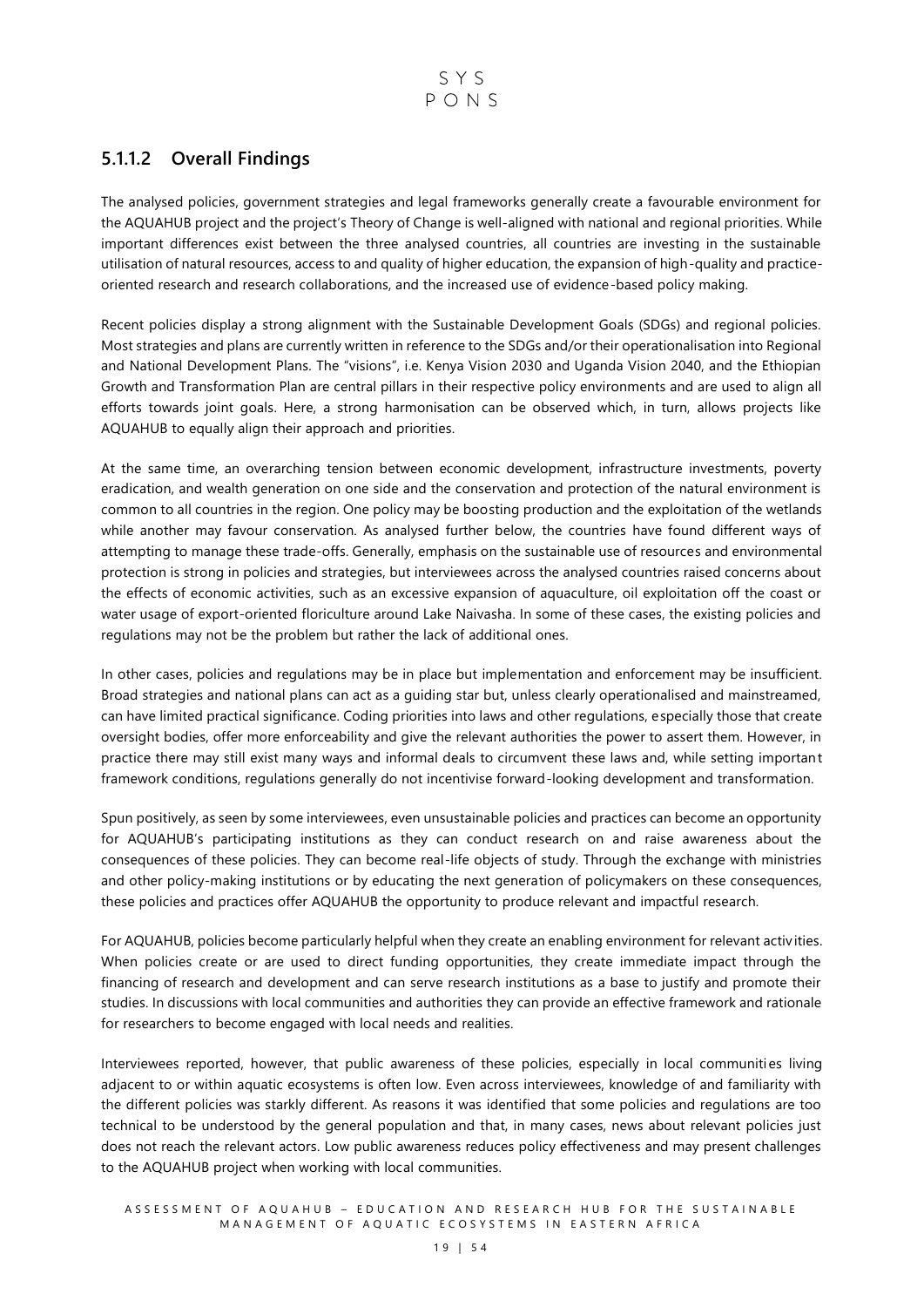### 5.1.1.2 Overall Findings

The analysed policies, government strategies and legal frameworks generally create a favourable environment for the AQUAHUB project and the project's Theory of Change is well-aligned with national and regional priorities. While important differences exist between the three analysed countries, all countries are investing in the sustainable utilisation of natural resources, access to and quality of higher education, the expansion of high-quality and practice-oriented research and research collaborations, and the increased use of evidence-based policy making.

Recent policies display a strong alignment with the Sustainable Development Goals (SDGs) and regional policies. Most strategies and plans are currently written in reference to the SDGs and/or their operationalisation into Regional and National Development Plans. The "visions", i.e. Kenya Vision 2030 and Uganda Vision 2040, and the Ethiopian Growth and Transformation Plan are central pillars in their respective policy environments and are used to align all efforts towards joint goals. Here, a strong harmonisation can be observed which, in turn, allows projects like AQUAHUB to equally align their approach and priorities.

At the same time, an overarching tension between economic development, infrastructure investments, poverty eradication, and wealth generation on one side and the conservation and protection of the natural environment is common to all countries in the region. One policy may be boosting production and the exploitation of the wetlands while another may favour conservation. As analysed further below, the countries have found different ways of attempting to manage these trade-offs. Generally, emphasis on the sustainable use of resources and environmental protection is strong in policies and strategies, but interviewees across the analysed countries raised concerns about the effects of economic activities, such as an excessive expansion of aquaculture, oil exploitation off the coast or water usage of export-oriented floriculture around Lake Naivasha. In some of these cases, the existing policies and regulations may not be the problem but rather the lack of additional ones.

In other cases, policies and regulations may be in place but implementation and enforcement may be insufficient. Broad strategies and national plans can act as a guiding star but, unless clearly operationalised and mainstreamed, can have limited practical significance. Coding priorities into laws and other regulations, especially those that create oversight bodies, offer more enforceability and give the relevant authorities the power to assert them. However, in practice there may still exist many ways and informal deals to circumvent these laws and, while setting important framework conditions, regulations generally do not incentivise forward-looking development and transformation.

Spun positively, as seen by some interviewees, even unsustainable policies and practices can become an opportunity for AQUAHUB's participating institutions as they can conduct research on and raise awareness about the consequences of these policies. They can become real-life objects of study. Through the exchange with ministries and other policy-making institutions or by educating the next generation of policymakers on these consequences, these policies and practices offer AQUAHUB the opportunity to produce relevant and impactful research.

For AQUAHUB, policies become particularly helpful when they create an enabling environment for relevant activities. When policies create or are used to direct funding opportunities, they create immediate impact through the financing of research and development and can serve research institutions as a base to justify and promote their studies. In discussions with local communities and authorities they can provide an effective framework and rationale for researchers to become engaged with local needs and realities.

Interviewees reported, however, that public awareness of these policies, especially in local communities living adjacent to or within aquatic ecosystems is often low. Even across interviewees, knowledge of and familiarity with the different policies was starkly different. As reasons it was identified that some policies and regulations are too technical to be understood by the general population and that, in many cases, news about relevant policies just does not reach the relevant actors. Low public awareness reduces policy effectiveness and may present challenges to the AQUAHUB project when working with local communities.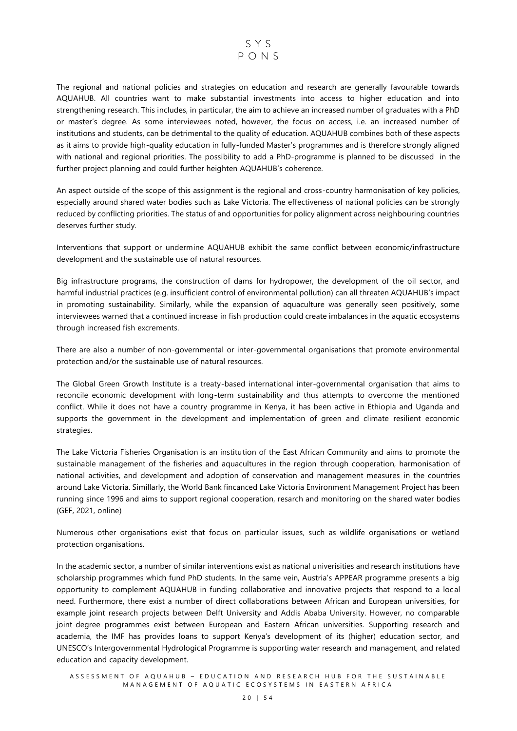The regional and national policies and strategies on education and research are generally favourable towards AQUAHUB. All countries want to make substantial investments into access to higher education and into strengthening research. This includes, in particular, the aim to achieve an increased number of graduates with a PhD or master's degree. As some interviewees noted, however, the focus on access, i.e. an increased number of institutions and students, can be detrimental to the quality of education. AQUAHUB combines both of these aspects as it aims to provide high-quality education in fully-funded Master's programmes and is therefore strongly aligned with national and regional priorities. The possibility to add a PhD-programme is planned to be discussed in the further project planning and could further heighten AQUAHUB's coherence.

An aspect outside of the scope of this assignment is the regional and cross-country harmonisation of key policies, especially around shared water bodies such as Lake Victoria. The effectiveness of national policies can be strongly reduced by conflicting priorities. The status of and opportunities for policy alignment across neighbouring countries deserves further study.

Interventions that support or undermine AQUAHUB exhibit the same conflict between economic/infrastructure development and the sustainable use of natural resources.

Big infrastructure programs, the construction of dams for hydropower, the development of the oil sector, and harmful industrial practices (e.g. insufficient control of environmental pollution) can all threaten AQUAHUB's impact in promoting sustainability. Similarly, while the expansion of aquaculture was generally seen positively, some interviewees warned that a continued increase in fish production could create imbalances in the aquatic ecosystems through increased fish excrements.

There are also a number of non-governmental or inter-governmental organisations that promote environmental protection and/or the sustainable use of natural resources.

The Global Green Growth Institute is a treaty-based international inter-governmental organisation that aims to reconcile economic development with long-term sustainability and thus attempts to overcome the mentioned conflict. While it does not have a country programme in Kenya, it has been active in Ethiopia and Uganda and supports the government in the development and implementation of green and climate resilient economic strategies.

The Lake Victoria Fisheries Organisation is an institution of the East African Community and aims to promote the sustainable management of the fisheries and aquacultures in the region through cooperation, harmonisation of national activities, and development and adoption of conservation and management measures in the countries around Lake Victoria. Simillarly, the World Bank fincanced Lake Victoria Environment Management Project has been running since 1996 and aims to support regional cooperation, resarch and monitoring on the shared water bodies (GEF, 2021, online)

Numerous other organisations exist that focus on particular issues, such as wildlife organisations or wetland protection organisations.

In the academic sector, a number of similar interventions exist as national univerisities and research institutions have scholarship programmes which fund PhD students. In the same vein, Austria's APPEAR programme presents a big opportunity to complement AQUAHUB in funding collaborative and innovative projects that respond to a local need. Furthermore, there exist a number of direct collaborations between African and European universities, for example joint research projects between Delft University and Addis Ababa University. However, no comparable joint-degree programmes exist between European and Eastern African universities. Supporting research and academia, the IMF has provides loans to support Kenya's development of its (higher) education sector, and UNESCO's Intergovernmental Hydrological Programme is supporting water research and management, and related education and capacity development.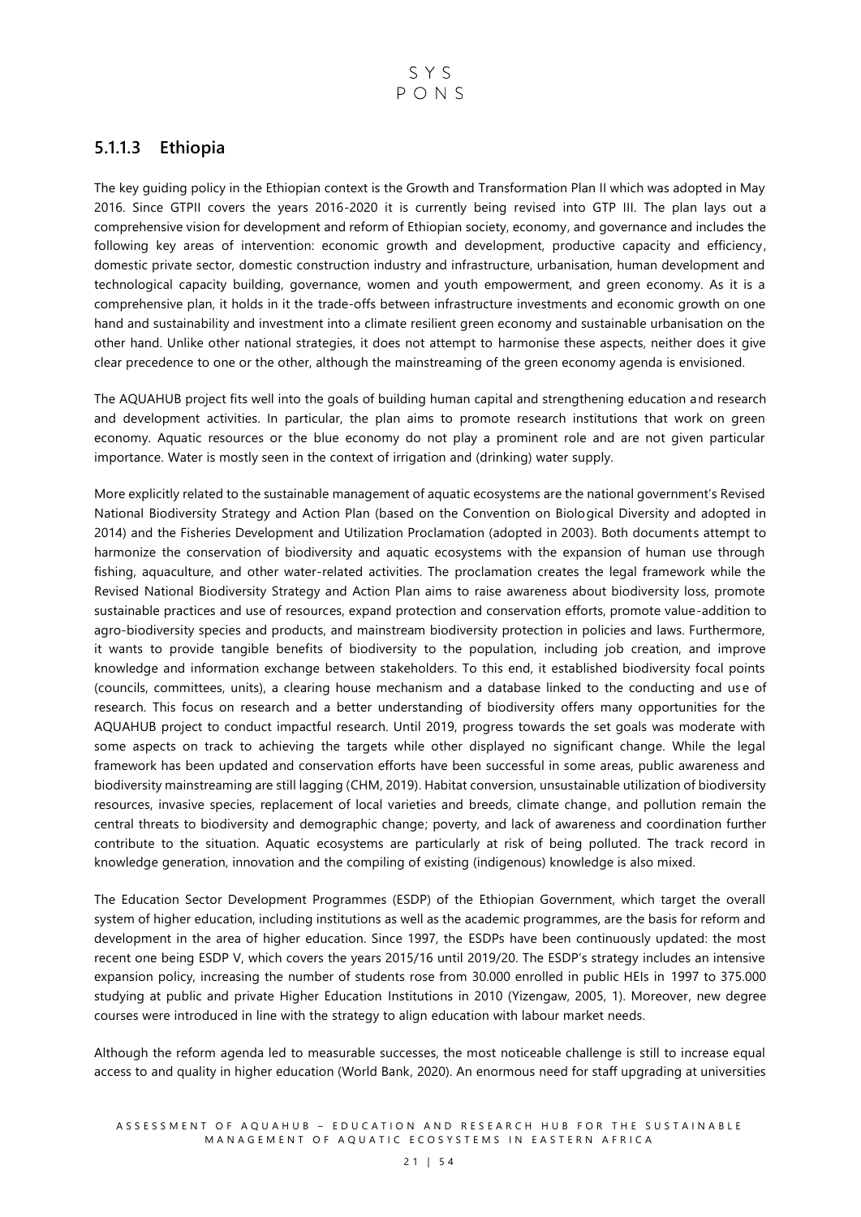### 5.1.1.3 Ethiopia

The key guiding policy in the Ethiopian context is the Growth and Transformation Plan II which was adopted in May 2016. Since GTPII covers the years 2016-2020 it is currently being revised into GTP III. The plan lays out a comprehensive vision for development and reform of Ethiopian society, economy, and governance and includes the following key areas of intervention: economic growth and development, productive capacity and efficiency, domestic private sector, domestic construction industry and infrastructure, urbanisation, human development and technological capacity building, governance, women and youth empowerment, and green economy. As it is a comprehensive plan, it holds in it the trade-offs between infrastructure investments and economic growth on one hand and sustainability and investment into a climate resilient green economy and sustainable urbanisation on the other hand. Unlike other national strategies, it does not attempt to harmonise these aspects, neither does it give clear precedence to one or the other, although the mainstreaming of the green economy agenda is envisioned.

The AQUAHUB project fits well into the goals of building human capital and strengthening education and research and development activities. In particular, the plan aims to promote research institutions that work on green economy. Aquatic resources or the blue economy do not play a prominent role and are not given particular importance. Water is mostly seen in the context of irrigation and (drinking) water supply.

More explicitly related to the sustainable management of aquatic ecosystems are the national government's Revised National Biodiversity Strategy and Action Plan (based on the Convention on Biological Diversity and adopted in 2014) and the Fisheries Development and Utilization Proclamation (adopted in 2003). Both documents attempt to harmonize the conservation of biodiversity and aquatic ecosystems with the expansion of human use through fishing, aquaculture, and other water-related activities. The proclamation creates the legal framework while the Revised National Biodiversity Strategy and Action Plan aims to raise awareness about biodiversity loss, promote sustainable practices and use of resources, expand protection and conservation efforts, promote value-addition to agro-biodiversity species and products, and mainstream biodiversity protection in policies and laws. Furthermore, it wants to provide tangible benefits of biodiversity to the population, including job creation, and improve knowledge and information exchange between stakeholders. To this end, it established biodiversity focal points (councils, committees, units), a clearing house mechanism and a database linked to the conducting and use of research. This focus on research and a better understanding of biodiversity offers many opportunities for the AQUAHUB project to conduct impactful research. Until 2019, progress towards the set goals was moderate with some aspects on track to achieving the targets while other displayed no significant change. While the legal framework has been updated and conservation efforts have been successful in some areas, public awareness and biodiversity mainstreaming are still lagging (CHM, 2019). Habitat conversion, unsustainable utilization of biodiversity resources, invasive species, replacement of local varieties and breeds, climate change, and pollution remain the central threats to biodiversity and demographic change; poverty, and lack of awareness and coordination further contribute to the situation. Aquatic ecosystems are particularly at risk of being polluted. The track record in knowledge generation, innovation and the compiling of existing (indigenous) knowledge is also mixed.

The Education Sector Development Programmes (ESDP) of the Ethiopian Government, which target the overall system of higher education, including institutions as well as the academic programmes, are the basis for reform and development in the area of higher education. Since 1997, the ESDPs have been continuously updated: the most recent one being ESDP V, which covers the years 2015/16 until 2019/20. The ESDP's strategy includes an intensive expansion policy, increasing the number of students rose from 30.000 enrolled in public HEIs in 1997 to 375.000 studying at public and private Higher Education Institutions in 2010 (Yizengaw, 2005, 1). Moreover, new degree courses were introduced in line with the strategy to align education with labour market needs.

Although the reform agenda led to measurable successes, the most noticeable challenge is still to increase equal access to and quality in higher education (World Bank, 2020). An enormous need for staff upgrading at universities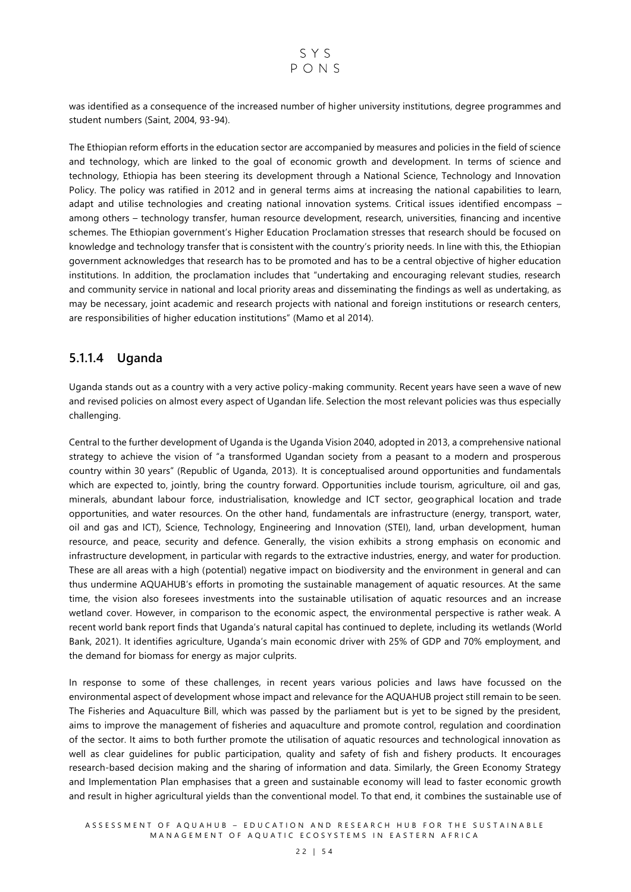was identified as a consequence of the increased number of higher university institutions, degree programmes and student numbers (Saint, 2004, 93-94).

The Ethiopian reform efforts in the education sector are accompanied by measures and policies in the field of science and technology, which are linked to the goal of economic growth and development. In terms of science and technology, Ethiopia has been steering its development through a National Science, Technology and Innovation Policy. The policy was ratified in 2012 and in general terms aims at increasing the national capabilities to learn, adapt and utilise technologies and creating national innovation systems. Critical issues identified encompass – among others – technology transfer, human resource development, research, universities, financing and incentive schemes. The Ethiopian government's Higher Education Proclamation stresses that research should be focused on knowledge and technology transfer that is consistent with the country's priority needs. In line with this, the Ethiopian government acknowledges that research has to be promoted and has to be a central objective of higher education institutions. In addition, the proclamation includes that "undertaking and encouraging relevant studies, research and community service in national and local priority areas and disseminating the findings as well as undertaking, as may be necessary, joint academic and research projects with national and foreign institutions or research centers, are responsibilities of higher education institutions" (Mamo et al 2014).

### 5.1.1.4 Uganda

Uganda stands out as a country with a very active policy-making community. Recent years have seen a wave of new and revised policies on almost every aspect of Ugandan life. Selection the most relevant policies was thus especially challenging.

Central to the further development of Uganda is the Uganda Vision 2040, adopted in 2013, a comprehensive national strategy to achieve the vision of "a transformed Ugandan society from a peasant to a modern and prosperous country within 30 years" (Republic of Uganda, 2013). It is conceptualised around opportunities and fundamentals which are expected to, jointly, bring the country forward. Opportunities include tourism, agriculture, oil and gas, minerals, abundant labour force, industrialisation, knowledge and ICT sector, geographical location and trade opportunities, and water resources. On the other hand, fundamentals are infrastructure (energy, transport, water, oil and gas and ICT), Science, Technology, Engineering and Innovation (STEI), land, urban development, human resource, and peace, security and defence. Generally, the vision exhibits a strong emphasis on economic and infrastructure development, in particular with regards to the extractive industries, energy, and water for production. These are all areas with a high (potential) negative impact on biodiversity and the environment in general and can thus undermine AQUAHUB's efforts in promoting the sustainable management of aquatic resources. At the same time, the vision also foresees investments into the sustainable utilisation of aquatic resources and an increase wetland cover. However, in comparison to the economic aspect, the environmental perspective is rather weak. A recent world bank report finds that Uganda's natural capital has continued to deplete, including its wetlands (World Bank, 2021). It identifies agriculture, Uganda's main economic driver with 25% of GDP and 70% employment, and the demand for biomass for energy as major culprits.

In response to some of these challenges, in recent years various policies and laws have focussed on the environmental aspect of development whose impact and relevance for the AQUAHUB project still remain to be seen. The Fisheries and Aquaculture Bill, which was passed by the parliament but is yet to be signed by the president, aims to improve the management of fisheries and aquaculture and promote control, regulation and coordination of the sector. It aims to both further promote the utilisation of aquatic resources and technological innovation as well as clear guidelines for public participation, quality and safety of fish and fishery products. It encourages research-based decision making and the sharing of information and data. Similarly, the Green Economy Strategy and Implementation Plan emphasises that a green and sustainable economy will lead to faster economic growth and result in higher agricultural yields than the conventional model. To that end, it combines the sustainable use of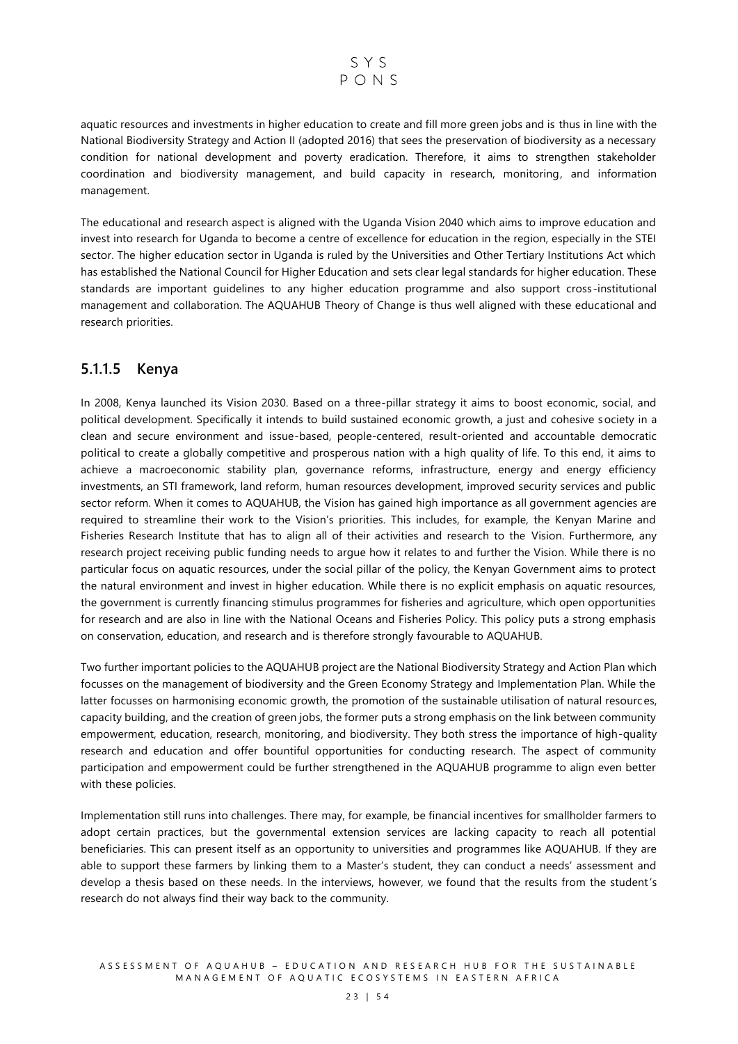aquatic resources and investments in higher education to create and fill more green jobs and is thus in line with the National Biodiversity Strategy and Action II (adopted 2016) that sees the preservation of biodiversity as a necessary condition for national development and poverty eradication. Therefore, it aims to strengthen stakeholder coordination and biodiversity management, and build capacity in research, monitoring, and information management.

The educational and research aspect is aligned with the Uganda Vision 2040 which aims to improve education and invest into research for Uganda to become a centre of excellence for education in the region, especially in the STEI sector. The higher education sector in Uganda is ruled by the Universities and Other Tertiary Institutions Act which has established the National Council for Higher Education and sets clear legal standards for higher education. These standards are important guidelines to any higher education programme and also support cross-institutional management and collaboration. The AQUAHUB Theory of Change is thus well aligned with these educational and research priorities.

#### 5.1.1.5 Kenya

In 2008, Kenya launched its Vision 2030. Based on a three-pillar strategy it aims to boost economic, social, and political development. Specifically it intends to build sustained economic growth, a just and cohesive society in a clean and secure environment and issue-based, people-centered, result-oriented and accountable democratic political to create a globally competitive and prosperous nation with a high quality of life. To this end, it aims to achieve a macroeconomic stability plan, governance reforms, infrastructure, energy and energy efficiency investments, an STI framework, land reform, human resources development, improved security services and public sector reform. When it comes to AQUAHUB, the Vision has gained high importance as all government agencies are required to streamline their work to the Vision's priorities. This includes, for example, the Kenyan Marine and Fisheries Research Institute that has to align all of their activities and research to the Vision. Furthermore, any research project receiving public funding needs to argue how it relates to and further the Vision. While there is no particular focus on aquatic resources, under the social pillar of the policy, the Kenyan Government aims to protect the natural environment and invest in higher education. While there is no explicit emphasis on aquatic resources, the government is currently financing stimulus programmes for fisheries and agriculture, which open opportunities for research and are also in line with the National Oceans and Fisheries Policy. This policy puts a strong emphasis on conservation, education, and research and is therefore strongly favourable to AQUAHUB.

Two further important policies to the AQUAHUB project are the National Biodiversity Strategy and Action Plan which focusses on the management of biodiversity and the Green Economy Strategy and Implementation Plan. While the latter focusses on harmonising economic growth, the promotion of the sustainable utilisation of natural resources, capacity building, and the creation of green jobs, the former puts a strong emphasis on the link between community empowerment, education, research, monitoring, and biodiversity. They both stress the importance of high-quality research and education and offer bountiful opportunities for conducting research. The aspect of community participation and empowerment could be further strengthened in the AQUAHUB programme to align even better with these policies.

Implementation still runs into challenges. There may, for example, be financial incentives for smallholder farmers to adopt certain practices, but the governmental extension services are lacking capacity to reach all potential beneficiaries. This can present itself as an opportunity to universities and programmes like AQUAHUB. If they are able to support these farmers by linking them to a Master's student, they can conduct a needs' assessment and develop a thesis based on these needs. In the interviews, however, we found that the results from the student's research do not always find their way back to the community.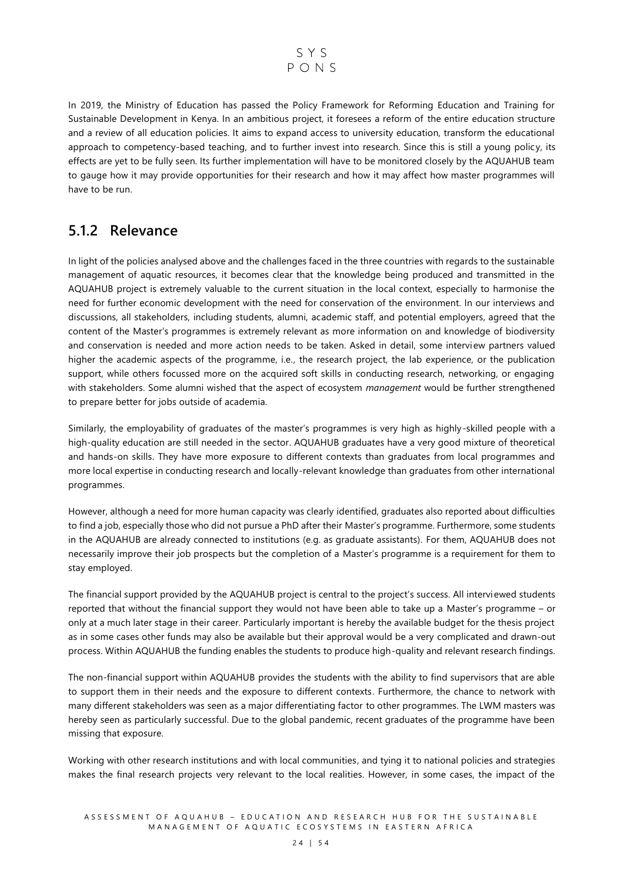In 2019, the Ministry of Education has passed the Policy Framework for Reforming Education and Training for Sustainable Development in Kenya. In an ambitious project, it foresees a reform of the entire education structure and a review of all education policies. It aims to expand access to university education, transform the educational approach to competency-based teaching, and to further invest into research. Since this is still a young policy, its effects are yet to be fully seen. Its further implementation will have to be monitored closely by the AQUAHUB team to gauge how it may provide opportunities for their research and how it may affect how master programmes will have to be run.

### 5.1.2 Relevance

In light of the policies analysed above and the challenges faced in the three countries with regards to the sustainable management of aquatic resources, it becomes clear that the knowledge being produced and transmitted in the AQUAHUB project is extremely valuable to the current situation in the local context, especially to harmonise the need for further economic development with the need for conservation of the environment. In our interviews and discussions, all stakeholders, including students, alumni, academic staff, and potential employers, agreed that the content of the Master's programmes is extremely relevant as more information on and knowledge of biodiversity and conservation is needed and more action needs to be taken. Asked in detail, some interview partners valued higher the academic aspects of the programme, i.e., the research project, the lab experience, or the publication support, while others focussed more on the acquired soft skills in conducting research, networking, or engaging with stakeholders. Some alumni wished that the aspect of ecosystem *management* would be further strengthened to prepare better for jobs outside of academia.

Similarly, the employability of graduates of the master's programmes is very high as highly-skilled people with a high-quality education are still needed in the sector. AQUAHUB graduates have a very good mixture of theoretical and hands-on skills. They have more exposure to different contexts than graduates from local programmes and more local expertise in conducting research and locally-relevant knowledge than graduates from other international programmes.

However, although a need for more human capacity was clearly identified, graduates also reported about difficulties to find a job, especially those who did not pursue a PhD after their Master's programme. Furthermore, some students in the AQUAHUB are already connected to institutions (e.g. as graduate assistants). For them, AQUAHUB does not necessarily improve their job prospects but the completion of a Master's programme is a requirement for them to stay employed.

The financial support provided by the AQUAHUB project is central to the project's success. All interviewed students reported that without the financial support they would not have been able to take up a Master's programme – or only at a much later stage in their career. Particularly important is hereby the available budget for the thesis project as in some cases other funds may also be available but their approval would be a very complicated and drawn-out process. Within AQUAHUB the funding enables the students to produce high-quality and relevant research findings.

The non-financial support within AQUAHUB provides the students with the ability to find supervisors that are able to support them in their needs and the exposure to different contexts. Furthermore, the chance to network with many different stakeholders was seen as a major differentiating factor to other programmes. The LWM masters was hereby seen as particularly successful. Due to the global pandemic, recent graduates of the programme have been missing that exposure.

Working with other research institutions and with local communities, and tying it to national policies and strategies makes the final research projects very relevant to the local realities. However, in some cases, the impact of the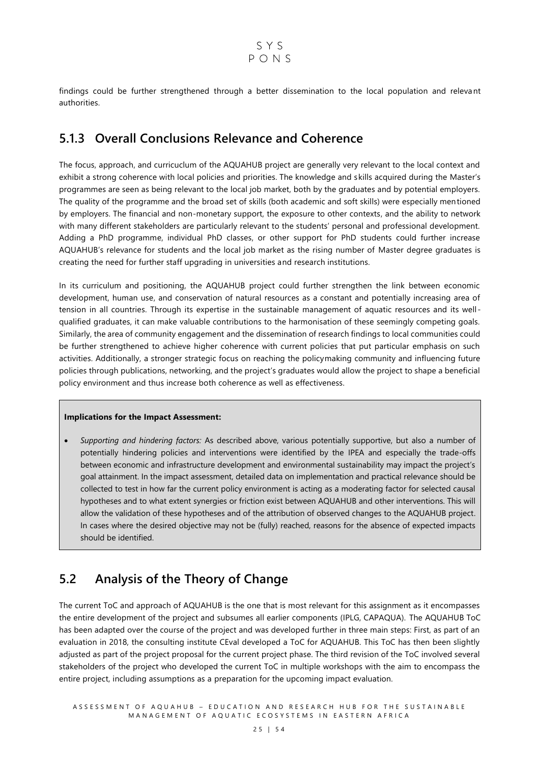findings could be further strengthened through a better dissemination to the local population and relevant authorities.

### 5.1.3 Overall Conclusions Relevance and Coherence

The focus, approach, and curricuclum of the AQUAHUB project are generally very relevant to the local context and exhibit a strong coherence with local policies and priorities. The knowledge and skills acquired during the Master's programmes are seen as being relevant to the local job market, both by the graduates and by potential employers. The quality of the programme and the broad set of skills (both academic and soft skills) were especially mentioned by employers. The financial and non-monetary support, the exposure to other contexts, and the ability to network with many different stakeholders are particularly relevant to the students' personal and professional development. Adding a PhD programme, individual PhD classes, or other support for PhD students could further increase AQUAHUB's relevance for students and the local job market as the rising number of Master degree graduates is creating the need for further staff upgrading in universities and research institutions.

In its curriculum and positioning, the AQUAHUB project could further strengthen the link between economic development, human use, and conservation of natural resources as a constant and potentially increasing area of tension in all countries. Through its expertise in the sustainable management of aquatic resources and its well-qualified graduates, it can make valuable contributions to the harmonisation of these seemingly competing goals. Similarly, the area of community engagement and the dissemination of research findings to local communities could be further strengthened to achieve higher coherence with current policies that put particular emphasis on such activities. Additionally, a stronger strategic focus on reaching the policymaking community and influencing future policies through publications, networking, and the project's graduates would allow the project to shape a beneficial policy environment and thus increase both coherence as well as effectiveness.

**Implications for the Impact Assessment:**

- *Supporting and hindering factors:* As described above, various potentially supportive, but also a number of potentially hindering policies and interventions were identified by the IPEA and especially the trade-offs between economic and infrastructure development and environmental sustainability may impact the project's goal attainment. In the impact assessment, detailed data on implementation and practical relevance should be collected to test in how far the current policy environment is acting as a moderating factor for selected causal hypotheses and to what extent synergies or friction exist between AQUAHUB and other interventions. This will allow the validation of these hypotheses and of the attribution of observed changes to the AQUAHUB project. In cases where the desired objective may not be (fully) reached, reasons for the absence of expected impacts should be identified.

## 5.2 Analysis of the Theory of Change

The current ToC and approach of AQUAHUB is the one that is most relevant for this assignment as it encompasses the entire development of the project and subsumes all earlier components (IPLG, CAPAQUA). The AQUAHUB ToC has been adapted over the course of the project and was developed further in three main steps: First, as part of an evaluation in 2018, the consulting institute CEval developed a ToC for AQUAHUB. This ToC has then been slightly adjusted as part of the project proposal for the current project phase. The third revision of the ToC involved several stakeholders of the project who developed the current ToC in multiple workshops with the aim to encompass the entire project, including assumptions as a preparation for the upcoming impact evaluation.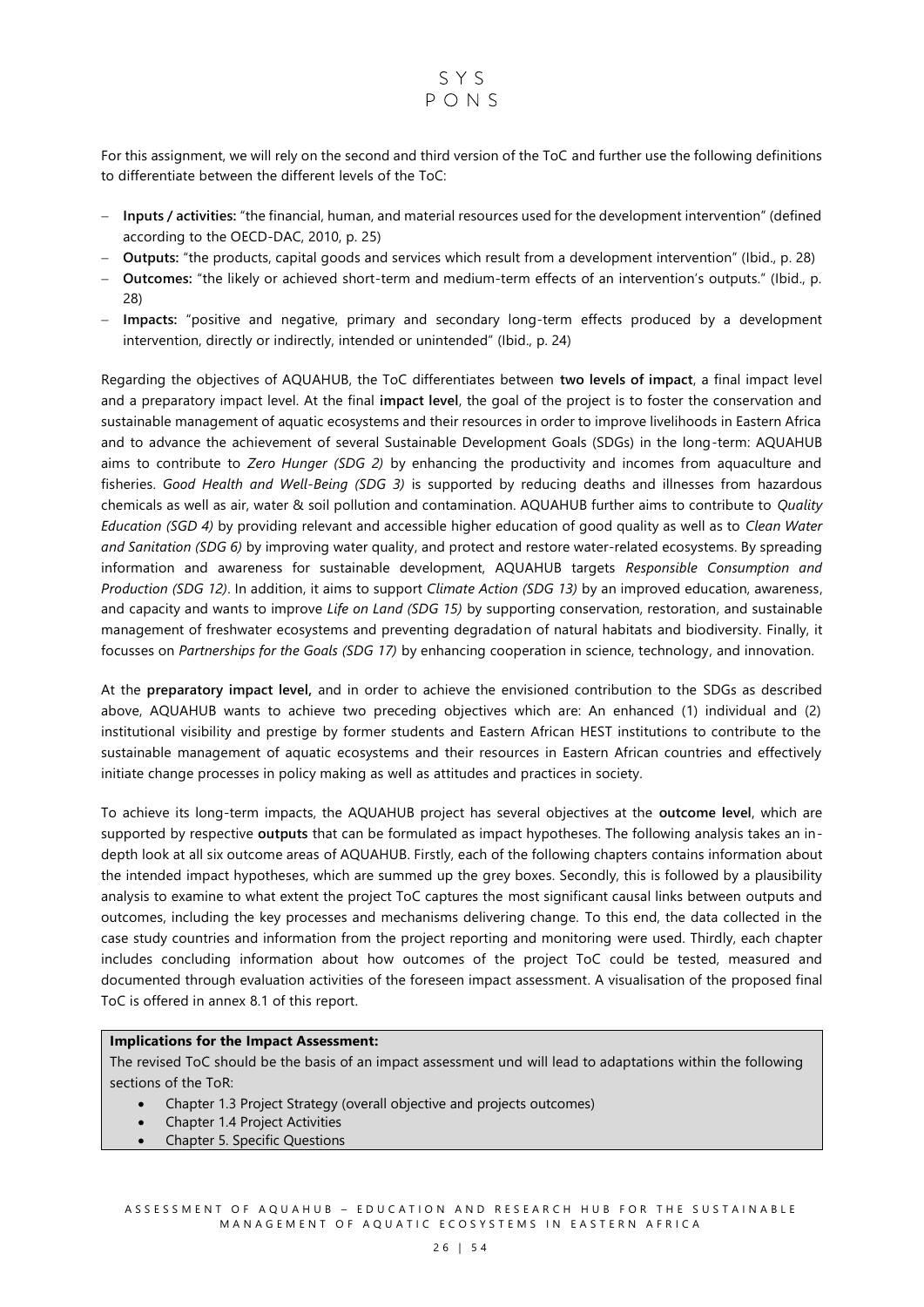For this assignment, we will rely on the second and third version of the ToC and further use the following definitions to differentiate between the different levels of the ToC:

- **Inputs / activities:** "the financial, human, and material resources used for the development intervention" (defined according to the OECD-DAC, 2010, p. 25)
- **Outputs:** "the products, capital goods and services which result from a development intervention" (Ibid., p. 28)
- **Outcomes:** "the likely or achieved short-term and medium-term effects of an intervention's outputs." (Ibid., p. 28)
- **Impacts:** "positive and negative, primary and secondary long-term effects produced by a development intervention, directly or indirectly, intended or unintended" (Ibid., p. 24)

Regarding the objectives of AQUAHUB, the ToC differentiates between **two levels of impact**, a final impact level and a preparatory impact level. At the final **impact level**, the goal of the project is to foster the conservation and sustainable management of aquatic ecosystems and their resources in order to improve livelihoods in Eastern Africa and to advance the achievement of several Sustainable Development Goals (SDGs) in the long-term: AQUAHUB aims to contribute to *Zero Hunger (SDG 2)* by enhancing the productivity and incomes from aquaculture and fisheries. *Good Health and Well-Being (SDG 3)* is supported by reducing deaths and illnesses from hazardous chemicals as well as air, water & soil pollution and contamination. AQUAHUB further aims to contribute to *Quality Education (SGD 4)* by providing relevant and accessible higher education of good quality as well as to *Clean Water and Sanitation (SDG 6)* by improving water quality, and protect and restore water-related ecosystems. By spreading information and awareness for sustainable development, AQUAHUB targets *Responsible Consumption and Production (SDG 12)*. In addition, it aims to support *Climate Action (SDG 13)* by an improved education, awareness, and capacity and wants to improve *Life on Land (SDG 15)* by supporting conservation, restoration, and sustainable management of freshwater ecosystems and preventing degradation of natural habitats and biodiversity. Finally, it focusses on *Partnerships for the Goals (SDG 17)* by enhancing cooperation in science, technology, and innovation.

At the **preparatory impact level,** and in order to achieve the envisioned contribution to the SDGs as described above, AQUAHUB wants to achieve two preceding objectives which are: An enhanced (1) individual and (2) institutional visibility and prestige by former students and Eastern African HEST institutions to contribute to the sustainable management of aquatic ecosystems and their resources in Eastern African countries and effectively initiate change processes in policy making as well as attitudes and practices in society.

To achieve its long-term impacts, the AQUAHUB project has several objectives at the **outcome level**, which are supported by respective **outputs** that can be formulated as impact hypotheses. The following analysis takes an in-depth look at all six outcome areas of AQUAHUB. Firstly, each of the following chapters contains information about the intended impact hypotheses, which are summed up the grey boxes. Secondly, this is followed by a plausibility analysis to examine to what extent the project ToC captures the most significant causal links between outputs and outcomes, including the key processes and mechanisms delivering change. To this end, the data collected in the case study countries and information from the project reporting and monitoring were used. Thirdly, each chapter includes concluding information about how outcomes of the project ToC could be tested, measured and documented through evaluation activities of the foreseen impact assessment. A visualisation of the proposed final ToC is offered in annex 8.1 of this report.

**Implications for the Impact Assessment:**

The revised ToC should be the basis of an impact assessment und will lead to adaptations within the following sections of the ToR:

- Chapter 1.3 Project Strategy (overall objective and projects outcomes)
- Chapter 1.4 Project Activities
- Chapter 5. Specific Questions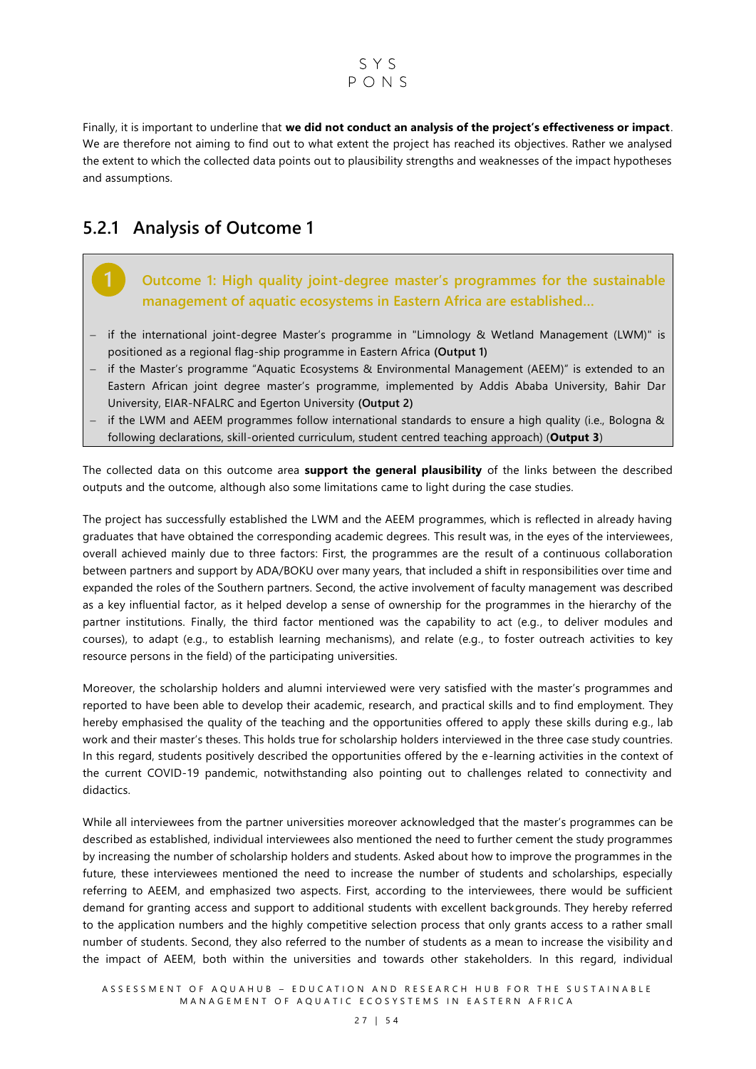Finally, it is important to underline that **we did not conduct an analysis of the project's effectiveness or impact**. We are therefore not aiming to find out to what extent the project has reached its objectives. Rather we analysed the extent to which the collected data points out to plausibility strengths and weaknesses of the impact hypotheses and assumptions.

### 5.2.1 Analysis of Outcome 1

> **1 Outcome 1: High quality joint-degree master's programmes for the sustainable management of aquatic ecosystems in Eastern Africa are established…**
>
> - if the international joint-degree Master's programme in "Limnology & Wetland Management (LWM)" is positioned as a regional flag-ship programme in Eastern Africa **(Output 1)**
> - if the Master's programme "Aquatic Ecosystems & Environmental Management (AEEM)" is extended to an Eastern African joint degree master's programme, implemented by Addis Ababa University, Bahir Dar University, EIAR-NFALRC and Egerton University **(Output 2)**
> - if the LWM and AEEM programmes follow international standards to ensure a high quality (i.e., Bologna & following declarations, skill-oriented curriculum, student centred teaching approach) (**Output 3**)

The collected data on this outcome area **support the general plausibility** of the links between the described outputs and the outcome, although also some limitations came to light during the case studies.

The project has successfully established the LWM and the AEEM programmes, which is reflected in already having graduates that have obtained the corresponding academic degrees. This result was, in the eyes of the interviewees, overall achieved mainly due to three factors: First, the programmes are the result of a continuous collaboration between partners and support by ADA/BOKU over many years, that included a shift in responsibilities over time and expanded the roles of the Southern partners. Second, the active involvement of faculty management was described as a key influential factor, as it helped develop a sense of ownership for the programmes in the hierarchy of the partner institutions. Finally, the third factor mentioned was the capability to act (e.g., to deliver modules and courses), to adapt (e.g., to establish learning mechanisms), and relate (e.g., to foster outreach activities to key resource persons in the field) of the participating universities.

Moreover, the scholarship holders and alumni interviewed were very satisfied with the master's programmes and reported to have been able to develop their academic, research, and practical skills and to find employment. They hereby emphasised the quality of the teaching and the opportunities offered to apply these skills during e.g., lab work and their master's theses. This holds true for scholarship holders interviewed in the three case study countries. In this regard, students positively described the opportunities offered by the e-learning activities in the context of the current COVID-19 pandemic, notwithstanding also pointing out to challenges related to connectivity and didactics.

While all interviewees from the partner universities moreover acknowledged that the master's programmes can be described as established, individual interviewees also mentioned the need to further cement the study programmes by increasing the number of scholarship holders and students. Asked about how to improve the programmes in the future, these interviewees mentioned the need to increase the number of students and scholarships, especially referring to AEEM, and emphasized two aspects. First, according to the interviewees, there would be sufficient demand for granting access and support to additional students with excellent backgrounds. They hereby referred to the application numbers and the highly competitive selection process that only grants access to a rather small number of students. Second, they also referred to the number of students as a mean to increase the visibility and the impact of AEEM, both within the universities and towards other stakeholders. In this regard, individual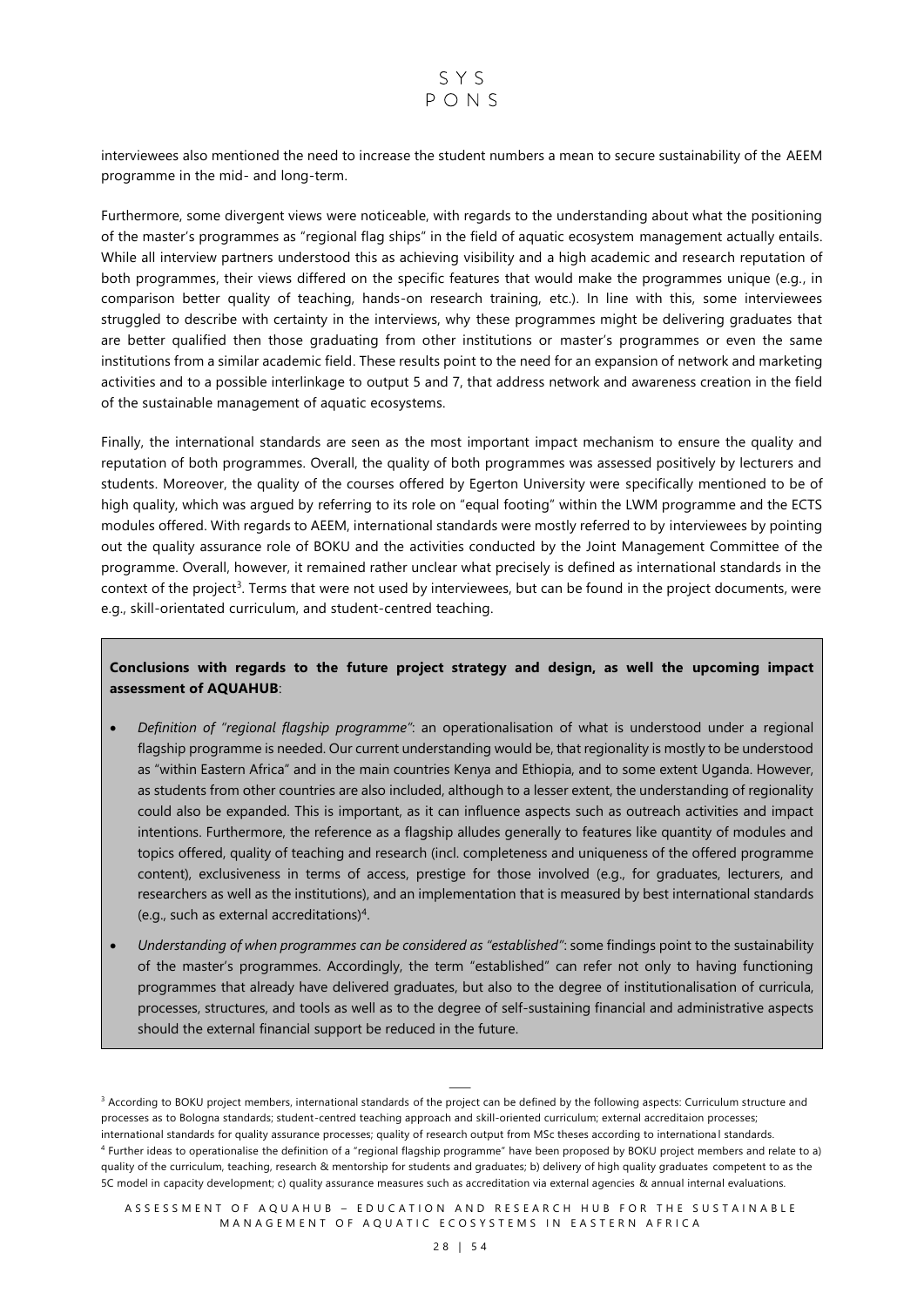interviewees also mentioned the need to increase the student numbers a mean to secure sustainability of the AEEM programme in the mid- and long-term.

Furthermore, some divergent views were noticeable, with regards to the understanding about what the positioning of the master's programmes as "regional flag ships" in the field of aquatic ecosystem management actually entails. While all interview partners understood this as achieving visibility and a high academic and research reputation of both programmes, their views differed on the specific features that would make the programmes unique (e.g., in comparison better quality of teaching, hands-on research training, etc.). In line with this, some interviewees struggled to describe with certainty in the interviews, why these programmes might be delivering graduates that are better qualified then those graduating from other institutions or master's programmes or even the same institutions from a similar academic field. These results point to the need for an expansion of network and marketing activities and to a possible interlinkage to output 5 and 7, that address network and awareness creation in the field of the sustainable management of aquatic ecosystems.

Finally, the international standards are seen as the most important impact mechanism to ensure the quality and reputation of both programmes. Overall, the quality of both programmes was assessed positively by lecturers and students. Moreover, the quality of the courses offered by Egerton University were specifically mentioned to be of high quality, which was argued by referring to its role on "equal footing" within the LWM programme and the ECTS modules offered. With regards to AEEM, international standards were mostly referred to by interviewees by pointing out the quality assurance role of BOKU and the activities conducted by the Joint Management Committee of the programme. Overall, however, it remained rather unclear what precisely is defined as international standards in the context of the project[3]. Terms that were not used by interviewees, but can be found in the project documents, were e.g., skill-orientated curriculum, and student-centred teaching.

**Conclusions with regards to the future project strategy and design, as well the upcoming impact assessment of AQUAHUB**:

- *Definition of "regional flagship programme"*: an operationalisation of what is understood under a regional flagship programme is needed. Our current understanding would be, that regionality is mostly to be understood as "within Eastern Africa" and in the main countries Kenya and Ethiopia, and to some extent Uganda. However, as students from other countries are also included, although to a lesser extent, the understanding of regionality could also be expanded. This is important, as it can influence aspects such as outreach activities and impact intentions. Furthermore, the reference as a flagship alludes generally to features like quantity of modules and topics offered, quality of teaching and research (incl. completeness and uniqueness of the offered programme content), exclusiveness in terms of access, prestige for those involved (e.g., for graduates, lecturers, and researchers as well as the institutions), and an implementation that is measured by best international standards (e.g., such as external accreditations)[4].
- *Understanding of when programmes can be considered as "established"*: some findings point to the sustainability of the master's programmes. Accordingly, the term "established" can refer not only to having functioning programmes that already have delivered graduates, but also to the degree of institutionalisation of curricula, processes, structures, and tools as well as to the degree of self-sustaining financial and administrative aspects should the external financial support be reduced in the future.

---

[3] According to BOKU project members, international standards of the project can be defined by the following aspects: Curriculum structure and processes as to Bologna standards; student-centred teaching approach and skill-oriented curriculum; external accreditaion processes; international standards for quality assurance processes; quality of research output from MSc theses according to international standards.

[4] Further ideas to operationalise the definition of a "regional flagship programme" have been proposed by BOKU project members and relate to a) quality of the curriculum, teaching, research & mentorship for students and graduates; b) delivery of high quality graduates competent to as the 5C model in capacity development; c) quality assurance measures such as accreditation via external agencies & annual internal evaluations.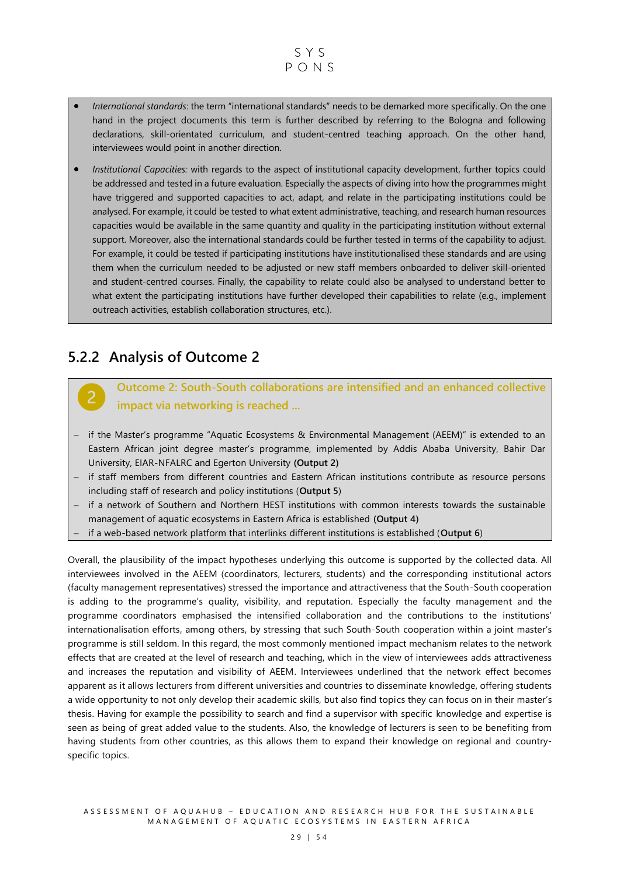- *International standards*: the term "international standards" needs to be demarked more specifically. On the one hand in the project documents this term is further described by referring to the Bologna and following declarations, skill-orientated curriculum, and student-centred teaching approach. On the other hand, interviewees would point in another direction.

- *Institutional Capacities:* with regards to the aspect of institutional capacity development, further topics could be addressed and tested in a future evaluation. Especially the aspects of diving into how the programmes might have triggered and supported capacities to act, adapt, and relate in the participating institutions could be analysed. For example, it could be tested to what extent administrative, teaching, and research human resources capacities would be available in the same quantity and quality in the participating institution without external support. Moreover, also the international standards could be further tested in terms of the capability to adjust. For example, it could be tested if participating institutions have institutionalised these standards and are using them when the curriculum needed to be adjusted or new staff members onboarded to deliver skill-oriented and student-centred courses. Finally, the capability to relate could also be analysed to understand better to what extent the participating institutions have further developed their capabilities to relate (e.g., implement outreach activities, establish collaboration structures, etc.).

### 5.2.2 Analysis of Outcome 2

**Outcome 2: South-South collaborations are intensified and an enhanced collective impact via networking is reached …**

- if the Master's programme "Aquatic Ecosystems & Environmental Management (AEEM)" is extended to an Eastern African joint degree master's programme, implemented by Addis Ababa University, Bahir Dar University, EIAR-NFALRC and Egerton University **(Output 2)**
- if staff members from different countries and Eastern African institutions contribute as resource persons including staff of research and policy institutions (**Output 5**)
- if a network of Southern and Northern HEST institutions with common interests towards the sustainable management of aquatic ecosystems in Eastern Africa is established **(Output 4)**
- if a web-based network platform that interlinks different institutions is established (**Output 6**)

Overall, the plausibility of the impact hypotheses underlying this outcome is supported by the collected data. All interviewees involved in the AEEM (coordinators, lecturers, students) and the corresponding institutional actors (faculty management representatives) stressed the importance and attractiveness that the South-South cooperation is adding to the programme's quality, visibility, and reputation. Especially the faculty management and the programme coordinators emphasised the intensified collaboration and the contributions to the institutions' internationalisation efforts, among others, by stressing that such South-South cooperation within a joint master's programme is still seldom. In this regard, the most commonly mentioned impact mechanism relates to the network effects that are created at the level of research and teaching, which in the view of interviewees adds attractiveness and increases the reputation and visibility of AEEM. Interviewees underlined that the network effect becomes apparent as it allows lecturers from different universities and countries to disseminate knowledge, offering students a wide opportunity to not only develop their academic skills, but also find topics they can focus on in their master's thesis. Having for example the possibility to search and find a supervisor with specific knowledge and expertise is seen as being of great added value to the students. Also, the knowledge of lecturers is seen to be benefiting from having students from other countries, as this allows them to expand their knowledge on regional and country-specific topics.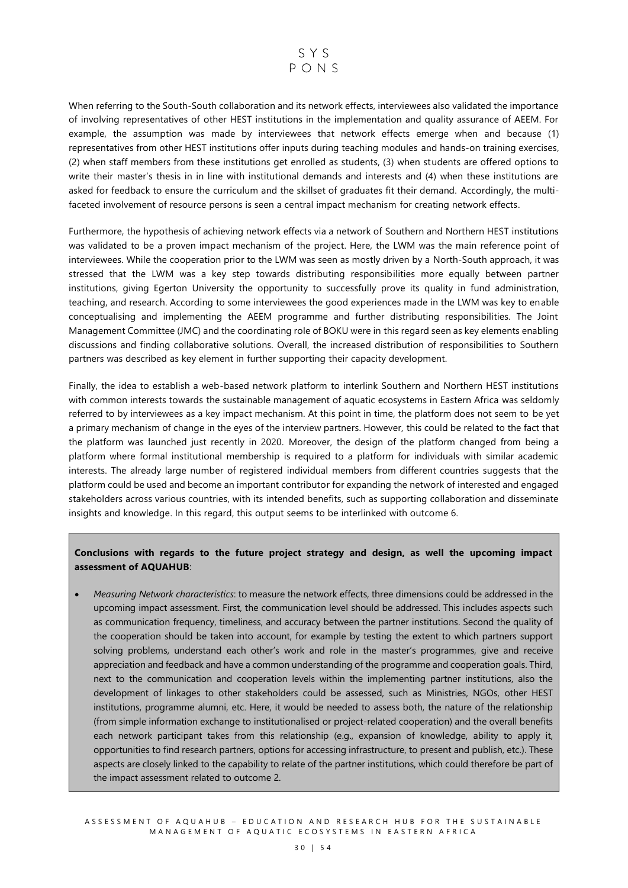When referring to the South-South collaboration and its network effects, interviewees also validated the importance of involving representatives of other HEST institutions in the implementation and quality assurance of AEEM. For example, the assumption was made by interviewees that network effects emerge when and because (1) representatives from other HEST institutions offer inputs during teaching modules and hands-on training exercises, (2) when staff members from these institutions get enrolled as students, (3) when students are offered options to write their master's thesis in in line with institutional demands and interests and (4) when these institutions are asked for feedback to ensure the curriculum and the skillset of graduates fit their demand. Accordingly, the multi-faceted involvement of resource persons is seen a central impact mechanism for creating network effects.

Furthermore, the hypothesis of achieving network effects via a network of Southern and Northern HEST institutions was validated to be a proven impact mechanism of the project. Here, the LWM was the main reference point of interviewees. While the cooperation prior to the LWM was seen as mostly driven by a North-South approach, it was stressed that the LWM was a key step towards distributing responsibilities more equally between partner institutions, giving Egerton University the opportunity to successfully prove its quality in fund administration, teaching, and research. According to some interviewees the good experiences made in the LWM was key to enable conceptualising and implementing the AEEM programme and further distributing responsibilities. The Joint Management Committee (JMC) and the coordinating role of BOKU were in this regard seen as key elements enabling discussions and finding collaborative solutions. Overall, the increased distribution of responsibilities to Southern partners was described as key element in further supporting their capacity development.

Finally, the idea to establish a web-based network platform to interlink Southern and Northern HEST institutions with common interests towards the sustainable management of aquatic ecosystems in Eastern Africa was seldomly referred to by interviewees as a key impact mechanism. At this point in time, the platform does not seem to be yet a primary mechanism of change in the eyes of the interview partners. However, this could be related to the fact that the platform was launched just recently in 2020. Moreover, the design of the platform changed from being a platform where formal institutional membership is required to a platform for individuals with similar academic interests. The already large number of registered individual members from different countries suggests that the platform could be used and become an important contributor for expanding the network of interested and engaged stakeholders across various countries, with its intended benefits, such as supporting collaboration and disseminate insights and knowledge. In this regard, this output seems to be interlinked with outcome 6.

**Conclusions with regards to the future project strategy and design, as well the upcoming impact assessment of AQUAHUB**:

- *Measuring Network characteristics*: to measure the network effects, three dimensions could be addressed in the upcoming impact assessment. First, the communication level should be addressed. This includes aspects such as communication frequency, timeliness, and accuracy between the partner institutions. Second the quality of the cooperation should be taken into account, for example by testing the extent to which partners support solving problems, understand each other's work and role in the master's programmes, give and receive appreciation and feedback and have a common understanding of the programme and cooperation goals. Third, next to the communication and cooperation levels within the implementing partner institutions, also the development of linkages to other stakeholders could be assessed, such as Ministries, NGOs, other HEST institutions, programme alumni, etc. Here, it would be needed to assess both, the nature of the relationship (from simple information exchange to institutionalised or project-related cooperation) and the overall benefits each network participant takes from this relationship (e.g., expansion of knowledge, ability to apply it, opportunities to find research partners, options for accessing infrastructure, to present and publish, etc.). These aspects are closely linked to the capability to relate of the partner institutions, which could therefore be part of the impact assessment related to outcome 2.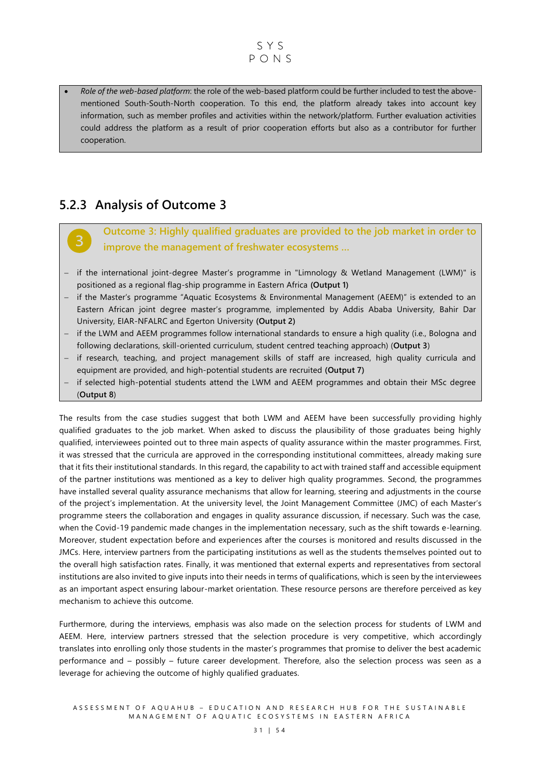- *Role of the web-based platform*: the role of the web-based platform could be further included to test the above-mentioned South-South-North cooperation. To this end, the platform already takes into account key information, such as member profiles and activities within the network/platform. Further evaluation activities could address the platform as a result of prior cooperation efforts but also as a contributor for further cooperation.

### 5.2.3 Analysis of Outcome 3

**Outcome 3: Highly qualified graduates are provided to the job market in order to improve the management of freshwater ecosystems …**

- if the international joint-degree Master's programme in "Limnology & Wetland Management (LWM)" is positioned as a regional flag-ship programme in Eastern Africa **(Output 1)**
- if the Master's programme "Aquatic Ecosystems & Environmental Management (AEEM)" is extended to an Eastern African joint degree master's programme, implemented by Addis Ababa University, Bahir Dar University, EIAR-NFALRC and Egerton University **(Output 2)**
- if the LWM and AEEM programmes follow international standards to ensure a high quality (i.e., Bologna and following declarations, skill-oriented curriculum, student centred teaching approach) (**Output 3**)
- if research, teaching, and project management skills of staff are increased, high quality curricula and equipment are provided, and high-potential students are recruited **(Output 7)**
- if selected high-potential students attend the LWM and AEEM programmes and obtain their MSc degree (**Output 8**)

The results from the case studies suggest that both LWM and AEEM have been successfully providing highly qualified graduates to the job market. When asked to discuss the plausibility of those graduates being highly qualified, interviewees pointed out to three main aspects of quality assurance within the master programmes. First, it was stressed that the curricula are approved in the corresponding institutional committees, already making sure that it fits their institutional standards. In this regard, the capability to act with trained staff and accessible equipment of the partner institutions was mentioned as a key to deliver high quality programmes. Second, the programmes have installed several quality assurance mechanisms that allow for learning, steering and adjustments in the course of the project's implementation. At the university level, the Joint Management Committee (JMC) of each Master's programme steers the collaboration and engages in quality assurance discussion, if necessary. Such was the case, when the Covid-19 pandemic made changes in the implementation necessary, such as the shift towards e-learning. Moreover, student expectation before and experiences after the courses is monitored and results discussed in the JMCs. Here, interview partners from the participating institutions as well as the students themselves pointed out to the overall high satisfaction rates. Finally, it was mentioned that external experts and representatives from sectoral institutions are also invited to give inputs into their needs in terms of qualifications, which is seen by the interviewees as an important aspect ensuring labour-market orientation. These resource persons are therefore perceived as key mechanism to achieve this outcome.

Furthermore, during the interviews, emphasis was also made on the selection process for students of LWM and AEEM. Here, interview partners stressed that the selection procedure is very competitive, which accordingly translates into enrolling only those students in the master's programmes that promise to deliver the best academic performance and – possibly – future career development. Therefore, also the selection process was seen as a leverage for achieving the outcome of highly qualified graduates.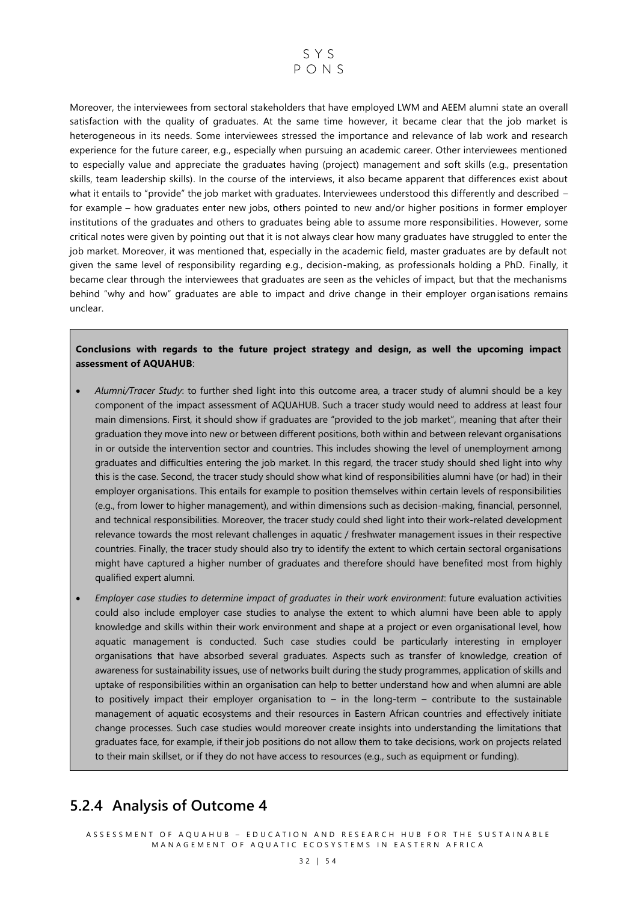Moreover, the interviewees from sectoral stakeholders that have employed LWM and AEEM alumni state an overall satisfaction with the quality of graduates. At the same time however, it became clear that the job market is heterogeneous in its needs. Some interviewees stressed the importance and relevance of lab work and research experience for the future career, e.g., especially when pursuing an academic career. Other interviewees mentioned to especially value and appreciate the graduates having (project) management and soft skills (e.g., presentation skills, team leadership skills). In the course of the interviews, it also became apparent that differences exist about what it entails to "provide" the job market with graduates. Interviewees understood this differently and described – for example – how graduates enter new jobs, others pointed to new and/or higher positions in former employer institutions of the graduates and others to graduates being able to assume more responsibilities. However, some critical notes were given by pointing out that it is not always clear how many graduates have struggled to enter the job market. Moreover, it was mentioned that, especially in the academic field, master graduates are by default not given the same level of responsibility regarding e.g., decision-making, as professionals holding a PhD. Finally, it became clear through the interviewees that graduates are seen as the vehicles of impact, but that the mechanisms behind "why and how" graduates are able to impact and drive change in their employer organisations remains unclear.

**Conclusions with regards to the future project strategy and design, as well the upcoming impact assessment of AQUAHUB**:

- *Alumni/Tracer Study*: to further shed light into this outcome area, a tracer study of alumni should be a key component of the impact assessment of AQUAHUB. Such a tracer study would need to address at least four main dimensions. First, it should show if graduates are "provided to the job market", meaning that after their graduation they move into new or between different positions, both within and between relevant organisations in or outside the intervention sector and countries. This includes showing the level of unemployment among graduates and difficulties entering the job market. In this regard, the tracer study should shed light into why this is the case. Second, the tracer study should show what kind of responsibilities alumni have (or had) in their employer organisations. This entails for example to position themselves within certain levels of responsibilities (e.g., from lower to higher management), and within dimensions such as decision-making, financial, personnel, and technical responsibilities. Moreover, the tracer study could shed light into their work-related development relevance towards the most relevant challenges in aquatic / freshwater management issues in their respective countries. Finally, the tracer study should also try to identify the extent to which certain sectoral organisations might have captured a higher number of graduates and therefore should have benefited most from highly qualified expert alumni.
- *Employer case studies to determine impact of graduates in their work environment*: future evaluation activities could also include employer case studies to analyse the extent to which alumni have been able to apply knowledge and skills within their work environment and shape at a project or even organisational level, how aquatic management is conducted. Such case studies could be particularly interesting in employer organisations that have absorbed several graduates. Aspects such as transfer of knowledge, creation of awareness for sustainability issues, use of networks built during the study programmes, application of skills and uptake of responsibilities within an organisation can help to better understand how and when alumni are able to positively impact their employer organisation to – in the long-term – contribute to the sustainable management of aquatic ecosystems and their resources in Eastern African countries and effectively initiate change processes. Such case studies would moreover create insights into understanding the limitations that graduates face, for example, if their job positions do not allow them to take decisions, work on projects related to their main skillset, or if they do not have access to resources (e.g., such as equipment or funding).

### 5.2.4 Analysis of Outcome 4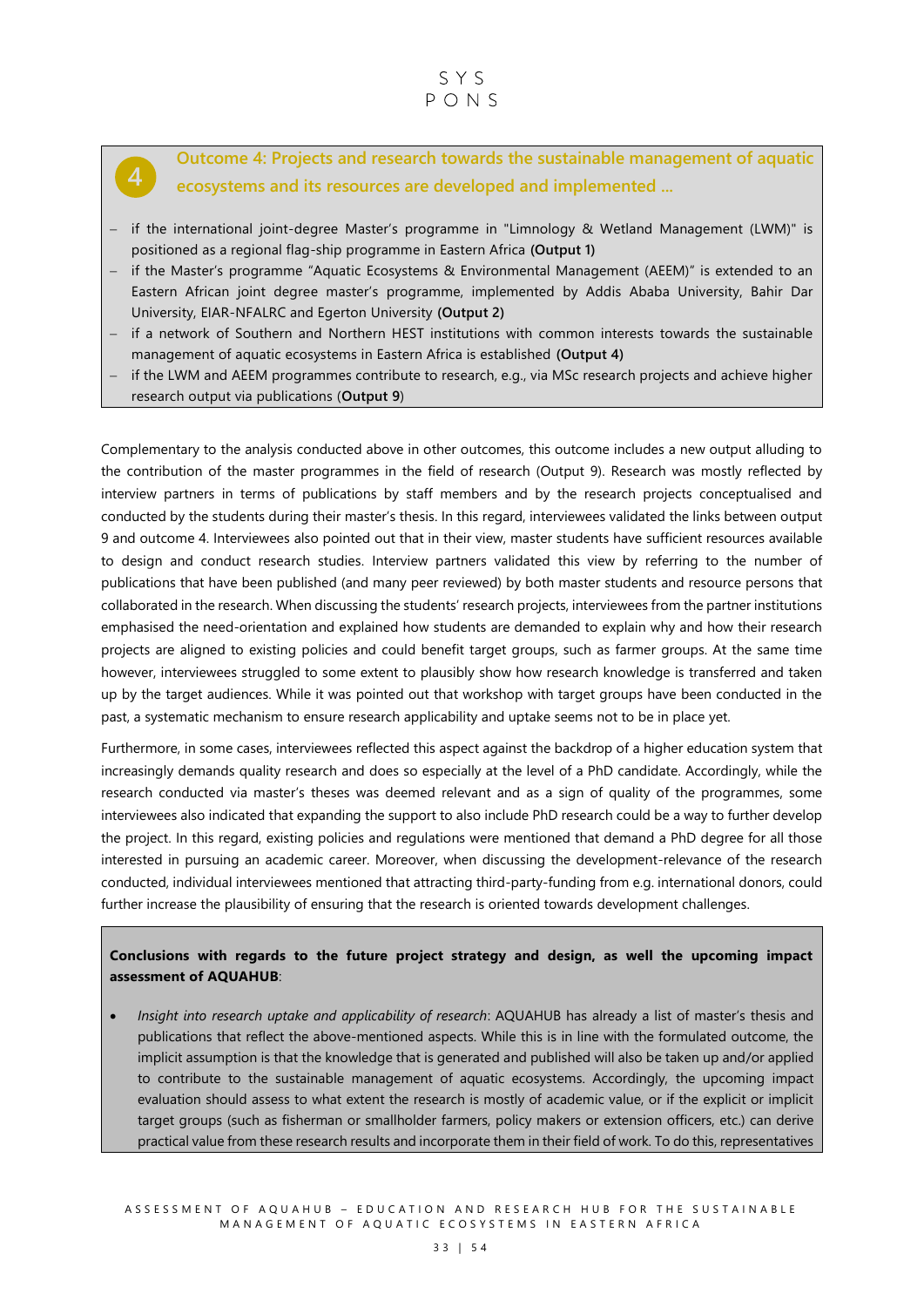### 4 Outcome 4: Projects and research towards the sustainable management of aquatic ecosystems and its resources are developed and implemented ...

- if the international joint-degree Master's programme in "Limnology & Wetland Management (LWM)" is positioned as a regional flag-ship programme in Eastern Africa **(Output 1)**
- if the Master's programme "Aquatic Ecosystems & Environmental Management (AEEM)" is extended to an Eastern African joint degree master's programme, implemented by Addis Ababa University, Bahir Dar University, EIAR-NFALRC and Egerton University **(Output 2)**
- if a network of Southern and Northern HEST institutions with common interests towards the sustainable management of aquatic ecosystems in Eastern Africa is established **(Output 4)**
- if the LWM and AEEM programmes contribute to research, e.g., via MSc research projects and achieve higher research output via publications (**Output 9**)

Complementary to the analysis conducted above in other outcomes, this outcome includes a new output alluding to the contribution of the master programmes in the field of research (Output 9). Research was mostly reflected by interview partners in terms of publications by staff members and by the research projects conceptualised and conducted by the students during their master's thesis. In this regard, interviewees validated the links between output 9 and outcome 4. Interviewees also pointed out that in their view, master students have sufficient resources available to design and conduct research studies. Interview partners validated this view by referring to the number of publications that have been published (and many peer reviewed) by both master students and resource persons that collaborated in the research. When discussing the students' research projects, interviewees from the partner institutions emphasised the need-orientation and explained how students are demanded to explain why and how their research projects are aligned to existing policies and could benefit target groups, such as farmer groups. At the same time however, interviewees struggled to some extent to plausibly show how research knowledge is transferred and taken up by the target audiences. While it was pointed out that workshop with target groups have been conducted in the past, a systematic mechanism to ensure research applicability and uptake seems not to be in place yet.

Furthermore, in some cases, interviewees reflected this aspect against the backdrop of a higher education system that increasingly demands quality research and does so especially at the level of a PhD candidate. Accordingly, while the research conducted via master's theses was deemed relevant and as a sign of quality of the programmes, some interviewees also indicated that expanding the support to also include PhD research could be a way to further develop the project. In this regard, existing policies and regulations were mentioned that demand a PhD degree for all those interested in pursuing an academic career. Moreover, when discussing the development-relevance of the research conducted, individual interviewees mentioned that attracting third-party-funding from e.g. international donors, could further increase the plausibility of ensuring that the research is oriented towards development challenges.

**Conclusions with regards to the future project strategy and design, as well the upcoming impact assessment of AQUAHUB**:

- *Insight into research uptake and applicability of research*: AQUAHUB has already a list of master's thesis and publications that reflect the above-mentioned aspects. While this is in line with the formulated outcome, the implicit assumption is that the knowledge that is generated and published will also be taken up and/or applied to contribute to the sustainable management of aquatic ecosystems. Accordingly, the upcoming impact evaluation should assess to what extent the research is mostly of academic value, or if the explicit or implicit target groups (such as fisherman or smallholder farmers, policy makers or extension officers, etc.) can derive practical value from these research results and incorporate them in their field of work. To do this, representatives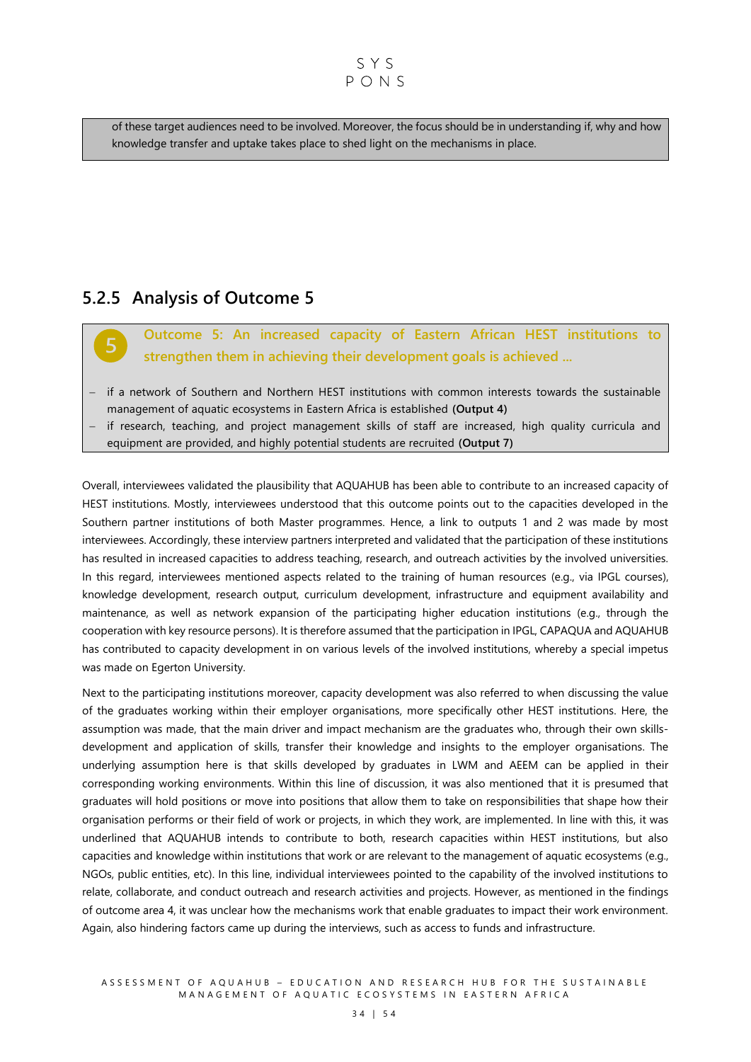of these target audiences need to be involved. Moreover, the focus should be in understanding if, why and how knowledge transfer and uptake takes place to shed light on the mechanisms in place.

### 5.2.5 Analysis of Outcome 5

**5** **Outcome 5: An increased capacity of Eastern African HEST institutions to strengthen them in achieving their development goals is achieved ...**

- if a network of Southern and Northern HEST institutions with common interests towards the sustainable management of aquatic ecosystems in Eastern Africa is established **(Output 4)**
- if research, teaching, and project management skills of staff are increased, high quality curricula and equipment are provided, and highly potential students are recruited **(Output 7)**

Overall, interviewees validated the plausibility that AQUAHUB has been able to contribute to an increased capacity of HEST institutions. Mostly, interviewees understood that this outcome points out to the capacities developed in the Southern partner institutions of both Master programmes. Hence, a link to outputs 1 and 2 was made by most interviewees. Accordingly, these interview partners interpreted and validated that the participation of these institutions has resulted in increased capacities to address teaching, research, and outreach activities by the involved universities. In this regard, interviewees mentioned aspects related to the training of human resources (e.g., via IPGL courses), knowledge development, research output, curriculum development, infrastructure and equipment availability and maintenance, as well as network expansion of the participating higher education institutions (e.g., through the cooperation with key resource persons). It is therefore assumed that the participation in IPGL, CAPAQUA and AQUAHUB has contributed to capacity development in on various levels of the involved institutions, whereby a special impetus was made on Egerton University.

Next to the participating institutions moreover, capacity development was also referred to when discussing the value of the graduates working within their employer organisations, more specifically other HEST institutions. Here, the assumption was made, that the main driver and impact mechanism are the graduates who, through their own skills-development and application of skills, transfer their knowledge and insights to the employer organisations. The underlying assumption here is that skills developed by graduates in LWM and AEEM can be applied in their corresponding working environments. Within this line of discussion, it was also mentioned that it is presumed that graduates will hold positions or move into positions that allow them to take on responsibilities that shape how their organisation performs or their field of work or projects, in which they work, are implemented. In line with this, it was underlined that AQUAHUB intends to contribute to both, research capacities within HEST institutions, but also capacities and knowledge within institutions that work or are relevant to the management of aquatic ecosystems (e.g., NGOs, public entities, etc). In this line, individual interviewees pointed to the capability of the involved institutions to relate, collaborate, and conduct outreach and research activities and projects. However, as mentioned in the findings of outcome area 4, it was unclear how the mechanisms work that enable graduates to impact their work environment. Again, also hindering factors came up during the interviews, such as access to funds and infrastructure.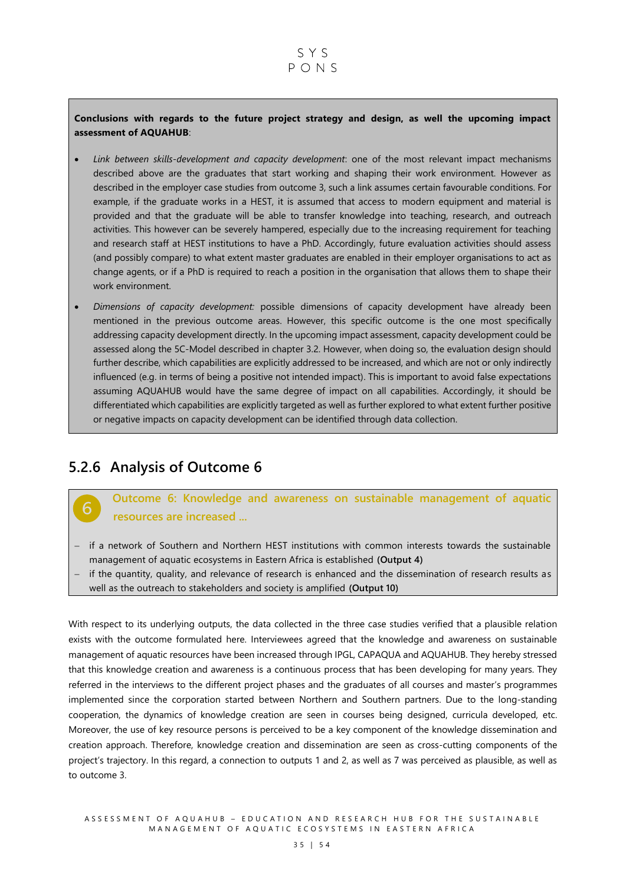**Conclusions with regards to the future project strategy and design, as well the upcoming impact assessment of AQUAHUB**:

- *Link between skills-development and capacity development*: one of the most relevant impact mechanisms described above are the graduates that start working and shaping their work environment. However as described in the employer case studies from outcome 3, such a link assumes certain favourable conditions. For example, if the graduate works in a HEST, it is assumed that access to modern equipment and material is provided and that the graduate will be able to transfer knowledge into teaching, research, and outreach activities. This however can be severely hampered, especially due to the increasing requirement for teaching and research staff at HEST institutions to have a PhD. Accordingly, future evaluation activities should assess (and possibly compare) to what extent master graduates are enabled in their employer organisations to act as change agents, or if a PhD is required to reach a position in the organisation that allows them to shape their work environment.
- *Dimensions of capacity development:* possible dimensions of capacity development have already been mentioned in the previous outcome areas. However, this specific outcome is the one most specifically addressing capacity development directly. In the upcoming impact assessment, capacity development could be assessed along the 5C-Model described in chapter 3.2. However, when doing so, the evaluation design should further describe, which capabilities are explicitly addressed to be increased, and which are not or only indirectly influenced (e.g. in terms of being a positive not intended impact). This is important to avoid false expectations assuming AQUAHUB would have the same degree of impact on all capabilities. Accordingly, it should be differentiated which capabilities are explicitly targeted as well as further explored to what extent further positive or negative impacts on capacity development can be identified through data collection.

### 5.2.6 Analysis of Outcome 6

**6 Outcome 6: Knowledge and awareness on sustainable management of aquatic resources are increased ...**

- if a network of Southern and Northern HEST institutions with common interests towards the sustainable management of aquatic ecosystems in Eastern Africa is established **(Output 4)**
- if the quantity, quality, and relevance of research is enhanced and the dissemination of research results as well as the outreach to stakeholders and society is amplified **(Output 10)**

With respect to its underlying outputs, the data collected in the three case studies verified that a plausible relation exists with the outcome formulated here. Interviewees agreed that the knowledge and awareness on sustainable management of aquatic resources have been increased through IPGL, CAPAQUA and AQUAHUB. They hereby stressed that this knowledge creation and awareness is a continuous process that has been developing for many years. They referred in the interviews to the different project phases and the graduates of all courses and master's programmes implemented since the corporation started between Northern and Southern partners. Due to the long-standing cooperation, the dynamics of knowledge creation are seen in courses being designed, curricula developed, etc. Moreover, the use of key resource persons is perceived to be a key component of the knowledge dissemination and creation approach. Therefore, knowledge creation and dissemination are seen as cross-cutting components of the project's trajectory. In this regard, a connection to outputs 1 and 2, as well as 7 was perceived as plausible, as well as to outcome 3.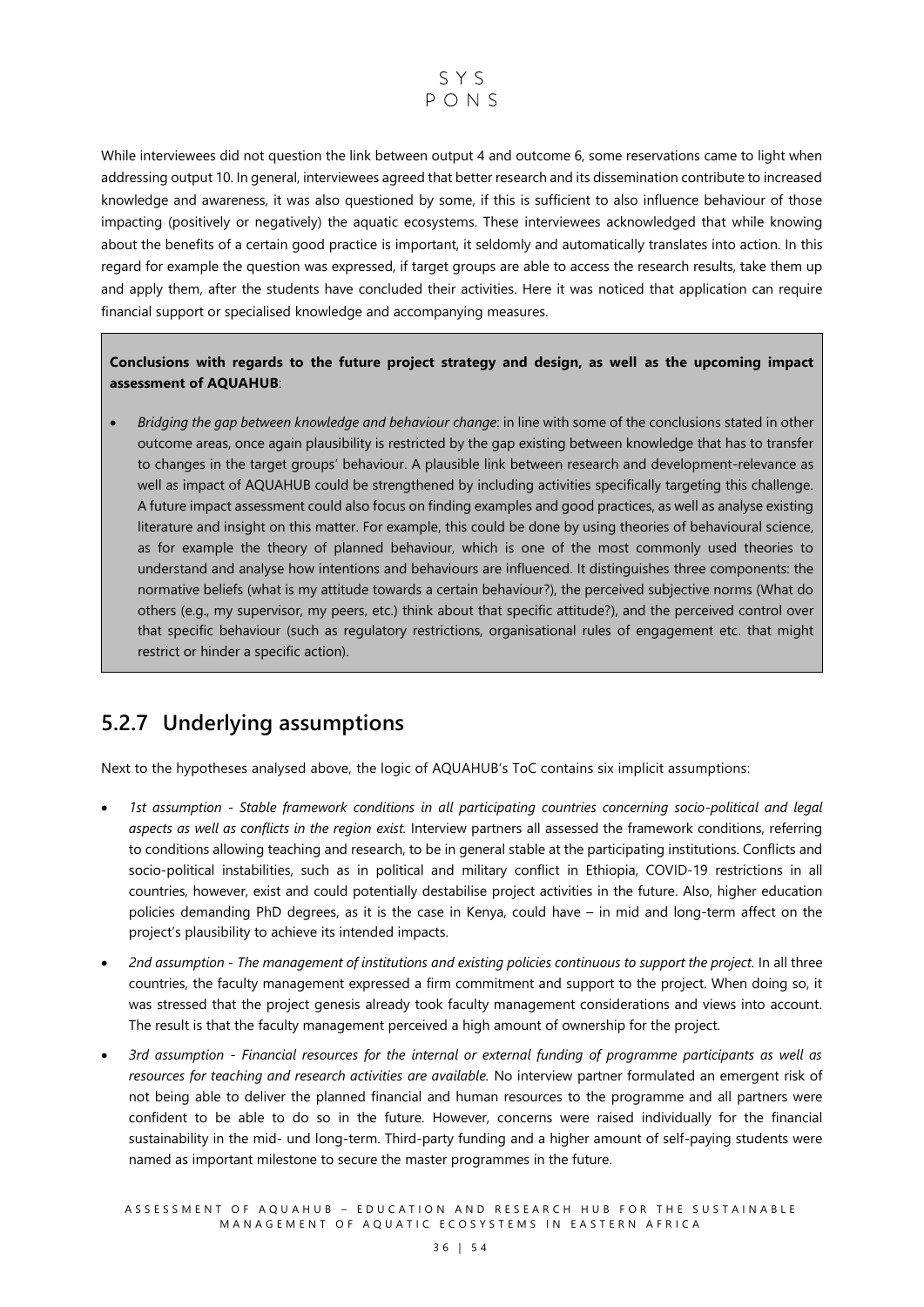While interviewees did not question the link between output 4 and outcome 6, some reservations came to light when addressing output 10. In general, interviewees agreed that better research and its dissemination contribute to increased knowledge and awareness, it was also questioned by some, if this is sufficient to also influence behaviour of those impacting (positively or negatively) the aquatic ecosystems. These interviewees acknowledged that while knowing about the benefits of a certain good practice is important, it seldomly and automatically translates into action. In this regard for example the question was expressed, if target groups are able to access the research results, take them up and apply them, after the students have concluded their activities. Here it was noticed that application can require financial support or specialised knowledge and accompanying measures.

**Conclusions with regards to the future project strategy and design, as well as the upcoming impact assessment of AQUAHUB**:

- *Bridging the gap between knowledge and behaviour change*: in line with some of the conclusions stated in other outcome areas, once again plausibility is restricted by the gap existing between knowledge that has to transfer to changes in the target groups' behaviour. A plausible link between research and development-relevance as well as impact of AQUAHUB could be strengthened by including activities specifically targeting this challenge. A future impact assessment could also focus on finding examples and good practices, as well as analyse existing literature and insight on this matter. For example, this could be done by using theories of behavioural science, as for example the theory of planned behaviour, which is one of the most commonly used theories to understand and analyse how intentions and behaviours are influenced. It distinguishes three components: the normative beliefs (what is my attitude towards a certain behaviour?), the perceived subjective norms (What do others (e.g., my supervisor, my peers, etc.) think about that specific attitude?), and the perceived control over that specific behaviour (such as regulatory restrictions, organisational rules of engagement etc. that might restrict or hinder a specific action).

### 5.2.7 Underlying assumptions

Next to the hypotheses analysed above, the logic of AQUAHUB's ToC contains six implicit assumptions:

- *1st assumption - Stable framework conditions in all participating countries concerning socio-political and legal aspects as well as conflicts in the region exist.* Interview partners all assessed the framework conditions, referring to conditions allowing teaching and research, to be in general stable at the participating institutions. Conflicts and socio-political instabilities, such as in political and military conflict in Ethiopia, COVID-19 restrictions in all countries, however, exist and could potentially destabilise project activities in the future. Also, higher education policies demanding PhD degrees, as it is the case in Kenya, could have – in mid and long-term affect on the project's plausibility to achieve its intended impacts.
- *2nd assumption - The management of institutions and existing policies continuous to support the project.* In all three countries, the faculty management expressed a firm commitment and support to the project. When doing so, it was stressed that the project genesis already took faculty management considerations and views into account. The result is that the faculty management perceived a high amount of ownership for the project.
- *3rd assumption - Financial resources for the internal or external funding of programme participants as well as resources for teaching and research activities are available.* No interview partner formulated an emergent risk of not being able to deliver the planned financial and human resources to the programme and all partners were confident to be able to do so in the future. However, concerns were raised individually for the financial sustainability in the mid- und long-term. Third-party funding and a higher amount of self-paying students were named as important milestone to secure the master programmes in the future.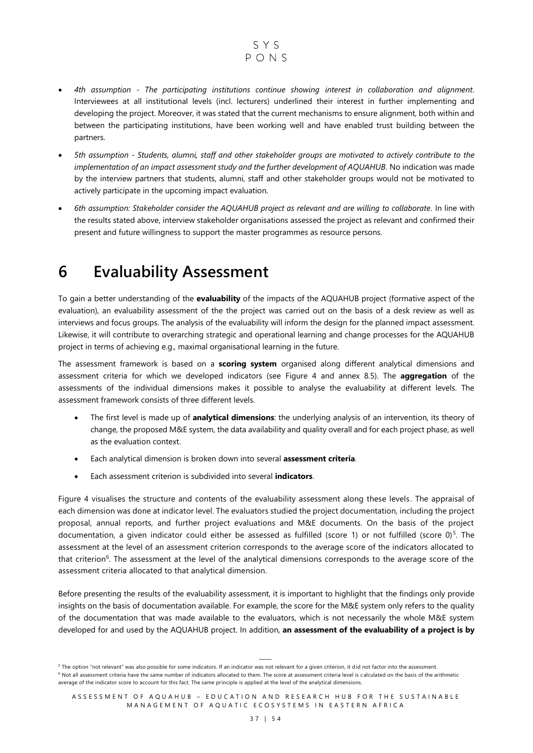- *4th assumption - The participating institutions continue showing interest in collaboration and alignment.* Interviewees at all institutional levels (incl. lecturers) underlined their interest in further implementing and developing the project. Moreover, it was stated that the current mechanisms to ensure alignment, both within and between the participating institutions, have been working well and have enabled trust building between the partners.
- *5th assumption - Students, alumni, staff and other stakeholder groups are motivated to actively contribute to the implementation of an impact assessment study and the further development of AQUAHUB.* No indication was made by the interview partners that students, alumni, staff and other stakeholder groups would not be motivated to actively participate in the upcoming impact evaluation.
- *6th assumption: Stakeholder consider the AQUAHUB project as relevant and are willing to collaborate.* In line with the results stated above, interview stakeholder organisations assessed the project as relevant and confirmed their present and future willingness to support the master programmes as resource persons.

# 6 Evaluability Assessment

To gain a better understanding of the **evaluability** of the impacts of the AQUAHUB project (formative aspect of the evaluation), an evaluability assessment of the the project was carried out on the basis of a desk review as well as interviews and focus groups. The analysis of the evaluability will inform the design for the planned impact assessment. Likewise, it will contribute to overarching strategic and operational learning and change processes for the AQUAHUB project in terms of achieving e.g., maximal organisational learning in the future.

The assessment framework is based on a **scoring system** organised along different analytical dimensions and assessment criteria for which we developed indicators (see Figure 4 and annex 8.5). The **aggregation** of the assessments of the individual dimensions makes it possible to analyse the evaluability at different levels. The assessment framework consists of three different levels.

- The first level is made up of **analytical dimensions**: the underlying analysis of an intervention, its theory of change, the proposed M&E system, the data availability and quality overall and for each project phase, as well as the evaluation context.
- Each analytical dimension is broken down into several **assessment criteria**.
- Each assessment criterion is subdivided into several **indicators**.

Figure 4 visualises the structure and contents of the evaluability assessment along these levels. The appraisal of each dimension was done at indicator level. The evaluators studied the project documentation, including the project proposal, annual reports, and further project evaluations and M&E documents. On the basis of the project documentation, a given indicator could either be assessed as fulfilled (score 1) or not fulfilled (score 0)[5]. The assessment at the level of an assessment criterion corresponds to the average score of the indicators allocated to that criterion[6]. The assessment at the level of the analytical dimensions corresponds to the average score of the assessment criteria allocated to that analytical dimension.

Before presenting the results of the evaluability assessment, it is important to highlight that the findings only provide insights on the basis of documentation available. For example, the score for the M&E system only refers to the quality of the documentation that was made available to the evaluators, which is not necessarily the whole M&E system developed for and used by the AQUAHUB project. In addition, **an assessment of the evaluability of a project is by**

[5] The option "not relevant" was also possible for some indicators. If an indicator was not relevant for a given criterion, it did not factor into the assessment.

[6] Not all assessment criteria have the same number of indicators allocated to them. The score at assessment criteria level is calculated on the basis of the arithmetic average of the indicator score to account for this fact. The same principle is applied at the level of the analytical dimensions.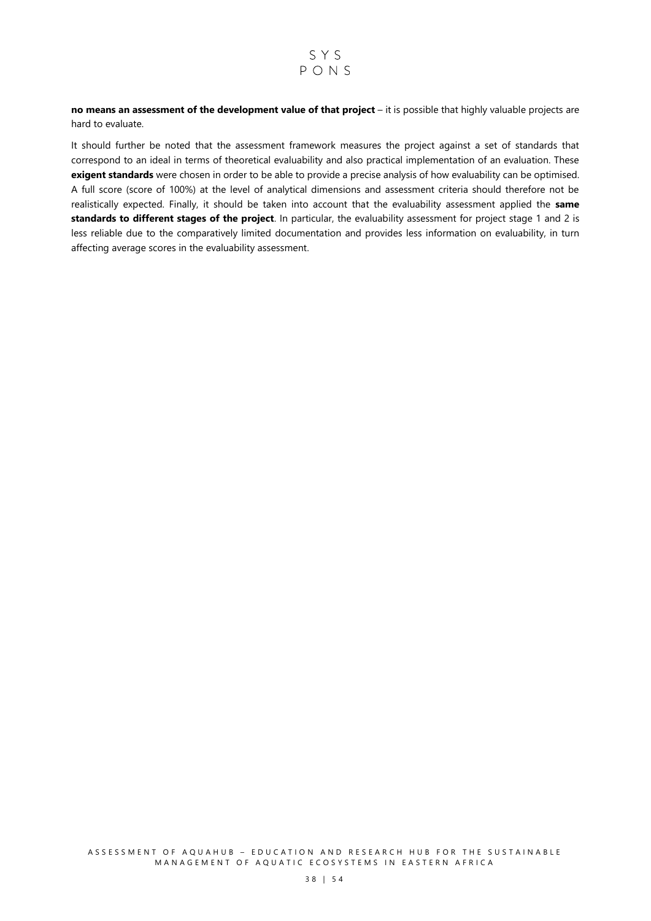**no means an assessment of the development value of that project** – it is possible that highly valuable projects are hard to evaluate.

It should further be noted that the assessment framework measures the project against a set of standards that correspond to an ideal in terms of theoretical evaluability and also practical implementation of an evaluation. These **exigent standards** were chosen in order to be able to provide a precise analysis of how evaluability can be optimised. A full score (score of 100%) at the level of analytical dimensions and assessment criteria should therefore not be realistically expected. Finally, it should be taken into account that the evaluability assessment applied the **same standards to different stages of the project**. In particular, the evaluability assessment for project stage 1 and 2 is less reliable due to the comparatively limited documentation and provides less information on evaluability, in turn affecting average scores in the evaluability assessment.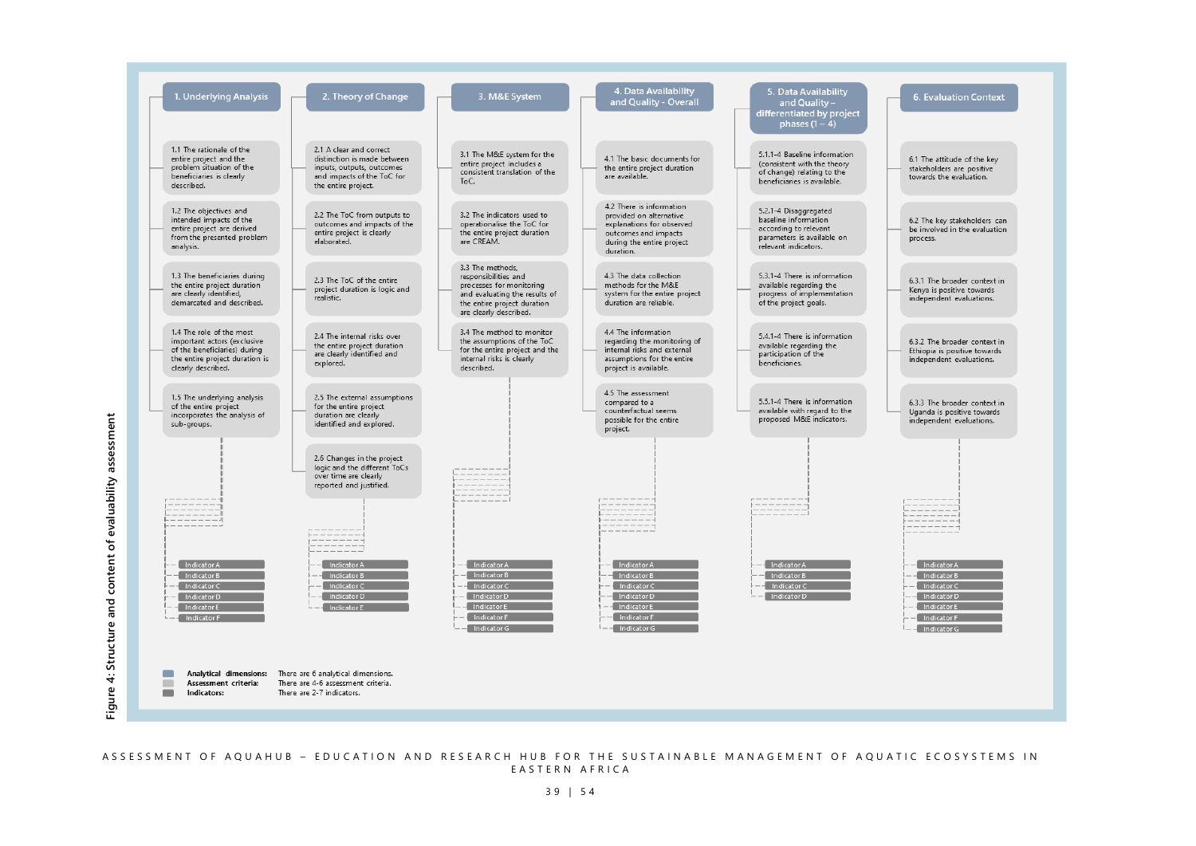Figure 4: Structure and content of evaluability assessment

## 1. Underlying Analysis

- 1.1 The rationale of the entire project and the problem situation of the beneficiaries is clearly described.
- 1.2 The objectives and intended impacts of the entire project are derived from the presented problem analysis.
- 1.3 The beneficiaries during the entire project duration are clearly identified, demarcated and described.
- 1.4 The role of the most important actors (exclusive of the beneficiaries) during the entire project duration is clearly described.
- 1.5 The underlying analysis of the entire project incorporates the analysis of sub-groups.
  - Indicator A
  - Indicator B
  - Indicator C
  - Indicator D
  - Indicator E
  - Indicator F

## 2. Theory of Change

- 2.1 A clear and correct distinction is made between inputs, outputs, outcomes and impacts of the ToC for the entire project.
- 2.2 The ToC from outputs to outcomes and impacts of the entire project is clearly elaborated.
- 2.3 The ToC of the entire project duration is logic and realistic.
- 2.4 The internal risks over the entire project duration are clearly identified and explored.
- 2.5 The external assumptions for the entire project duration are clearly identified and explored.
- 2.6 Changes in the project logic and the different ToCs over time are clearly reported and justified.
  - Indicator A
  - Indicator B
  - Indicator C
  - Indicator D
  - Indicator E

## 3. M&E System

- 3.1 The M&E system for the entire project includes a consistent translation of the ToC.
- 3.2 The indicators used to operationalise the ToC for the entire project duration are CREAM.
- 3.3 The methods, responsibilities and processes for monitoring and evaluating the results of the entire project duration are clearly described.
- 3.4 The method to monitor the assumptions of the ToC for the entire project and the internal risks is clearly described.
  - Indicator A
  - Indicator B
  - Indicator C
  - Indicator D
  - Indicator E
  - Indicator F
  - Indicator G

## 4. Data Availability and Quality - Overall

- 4.1 The basic documents for the entire project duration are available.
- 4.2 There is information provided on alternative explanations for observed outcomes and impacts during the entire project duration.
- 4.3 The data collection methods for the M&E system for the entire project duration are reliable.
- 4.4 The information regarding the monitoring of internal risks and external assumptions for the entire project is available.
- 4.5 The assessment compared to a counterfactual seems possible for the entire project.
  - Indicator A
  - Indicator B
  - Indicator C
  - Indicator D
  - Indicator E
  - Indicator F
  - Indicator G

## 5. Data Availability and Quality – differentiated by project phases (1 – 4)

- 5.1.1-4 Baseline information (consistent with the theory of change) relating to the beneficiaries is available.
- 5.2.1-4 Disaggregated baseline information according to relevant parameters is available on relevant indicators.
- 5.3.1-4 There is information available regarding the progress of implementation of the project goals.
- 5.4.1-4 There is information available regarding the participation of the beneficiaries.
- 5.5.1-4 There is information available with regard to the proposed M&E indicators.
  - Indicator A
  - Indicator B
  - Indicator C
  - Indicator D

## 6. Evaluation Context

- 6.1 The attitude of the key stakeholders are positive towards the evaluation.
- 6.2 The key stakeholders can be involved in the evaluation process.
- 6.3.1 The broader context in Kenya is positive towards independent evaluations.
- 6.3.2 The broader context in Ethiopia is positive towards independent evaluations.
- 6.3.3 The broader context in Uganda is positive towards independent evaluations.
  - Indicator A
  - Indicator B
  - Indicator C
  - Indicator D
  - Indicator E
  - Indicator F
  - Indicator G

| | |
|---|---|
| **Analytical dimensions:** | There are 6 analytical dimensions. |
| **Assessment criteria:** | There are 4-6 assessment criteria. |
| **Indicators:** | There are 2-7 indicators. |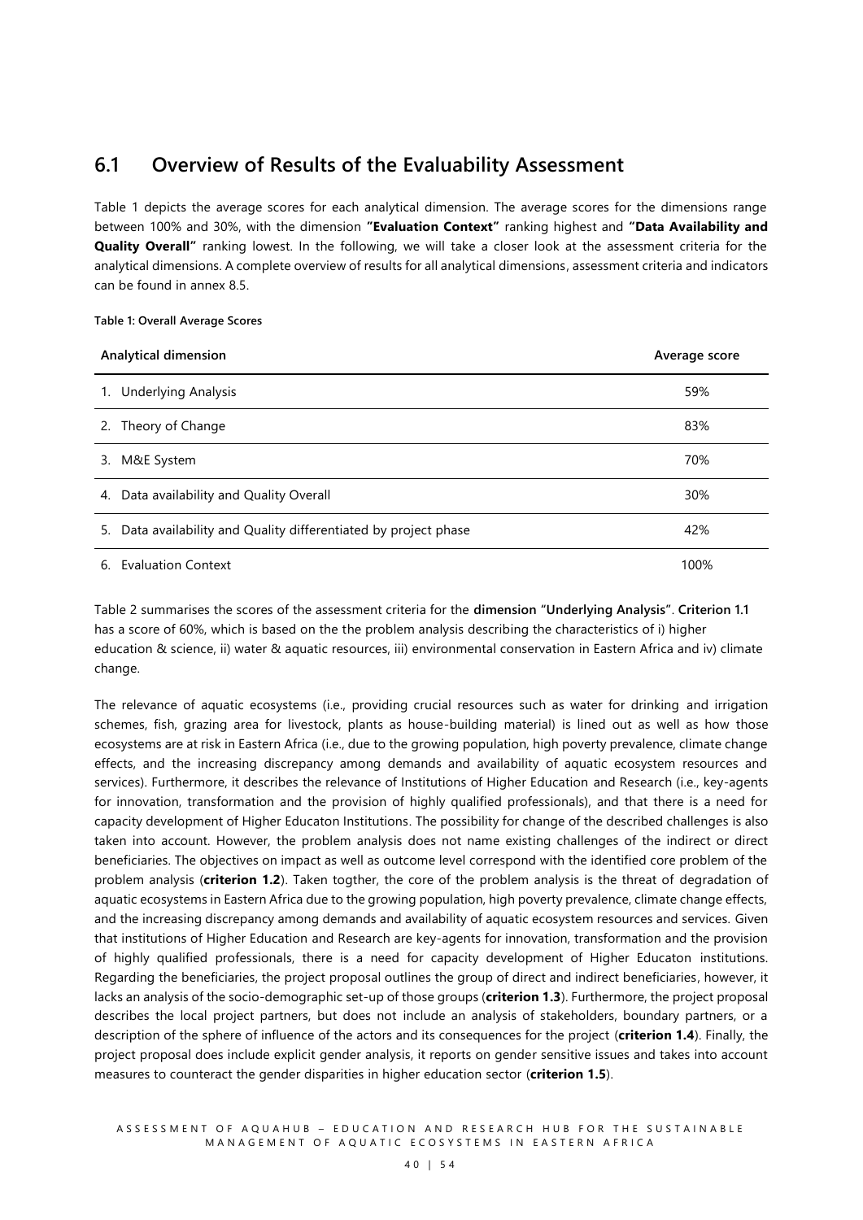## 6.1 Overview of Results of the Evaluability Assessment

Table 1 depicts the average scores for each analytical dimension. The average scores for the dimensions range between 100% and 30%, with the dimension **"Evaluation Context"** ranking highest and **"Data Availability and Quality Overall"** ranking lowest. In the following, we will take a closer look at the assessment criteria for the analytical dimensions. A complete overview of results for all analytical dimensions, assessment criteria and indicators can be found in annex 8.5.

**Table 1: Overall Average Scores**

| Analytical dimension | Average score |
|---|---|
| 1. Underlying Analysis | 59% |
| 2. Theory of Change | 83% |
| 3. M&E System | 70% |
| 4. Data availability and Quality Overall | 30% |
| 5. Data availability and Quality differentiated by project phase | 42% |
| 6. Evaluation Context | 100% |

Table 2 summarises the scores of the assessment criteria for the **dimension "Underlying Analysis"**. **Criterion 1.1** has a score of 60%, which is based on the the problem analysis describing the characteristics of i) higher education & science, ii) water & aquatic resources, iii) environmental conservation in Eastern Africa and iv) climate change.

The relevance of aquatic ecosystems (i.e., providing crucial resources such as water for drinking and irrigation schemes, fish, grazing area for livestock, plants as house-building material) is lined out as well as how those ecosystems are at risk in Eastern Africa (i.e., due to the growing population, high poverty prevalence, climate change effects, and the increasing discrepancy among demands and availability of aquatic ecosystem resources and services). Furthermore, it describes the relevance of Institutions of Higher Education and Research (i.e., key-agents for innovation, transformation and the provision of highly qualified professionals), and that there is a need for capacity development of Higher Educaton Institutions. The possibility for change of the described challenges is also taken into account. However, the problem analysis does not name existing challenges of the indirect or direct beneficiaries. The objectives on impact as well as outcome level correspond with the identified core problem of the problem analysis (**criterion 1.2**). Taken togther, the core of the problem analysis is the threat of degradation of aquatic ecosystems in Eastern Africa due to the growing population, high poverty prevalence, climate change effects, and the increasing discrepancy among demands and availability of aquatic ecosystem resources and services. Given that institutions of Higher Education and Research are key-agents for innovation, transformation and the provision of highly qualified professionals, there is a need for capacity development of Higher Educaton institutions. Regarding the beneficiaries, the project proposal outlines the group of direct and indirect beneficiaries, however, it lacks an analysis of the socio-demographic set-up of those groups (**criterion 1.3**). Furthermore, the project proposal describes the local project partners, but does not include an analysis of stakeholders, boundary partners, or a description of the sphere of influence of the actors and its consequences for the project (**criterion 1.4**). Finally, the project proposal does include explicit gender analysis, it reports on gender sensitive issues and takes into account measures to counteract the gender disparities in higher education sector (**criterion 1.5**).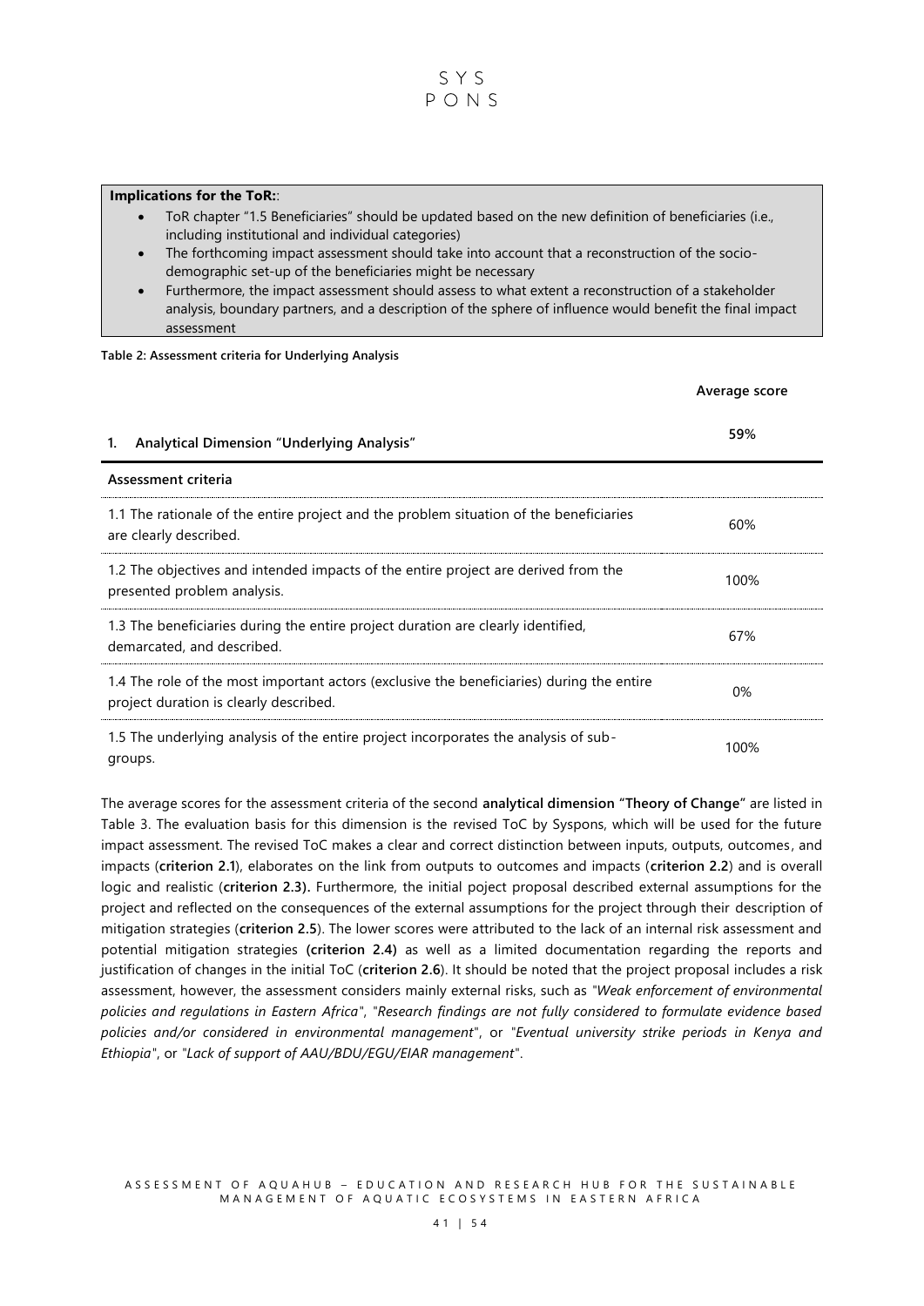**Implications for the ToR:**:

- ToR chapter "1.5 Beneficiaries" should be updated based on the new definition of beneficiaries (i.e., including institutional and individual categories)
- The forthcoming impact assessment should take into account that a reconstruction of the socio-demographic set-up of the beneficiaries might be necessary
- Furthermore, the impact assessment should assess to what extent a reconstruction of a stakeholder analysis, boundary partners, and a description of the sphere of influence would benefit the final impact assessment

**Table 2: Assessment criteria for Underlying Analysis**

| | **Average score** |
|---|---|
| **1. Analytical Dimension "Underlying Analysis"** | **59%** |
| **Assessment criteria** | |
| 1.1 The rationale of the entire project and the problem situation of the beneficiaries are clearly described. | 60% |
| 1.2 The objectives and intended impacts of the entire project are derived from the presented problem analysis. | 100% |
| 1.3 The beneficiaries during the entire project duration are clearly identified, demarcated, and described. | 67% |
| 1.4 The role of the most important actors (exclusive the beneficiaries) during the entire project duration is clearly described. | 0% |
| 1.5 The underlying analysis of the entire project incorporates the analysis of sub-groups. | 100% |

The average scores for the assessment criteria of the second **analytical dimension "Theory of Change"** are listed in Table 3. The evaluation basis for this dimension is the revised ToC by Syspons, which will be used for the future impact assessment. The revised ToC makes a clear and correct distinction between inputs, outputs, outcomes, and impacts (**criterion 2.1**), elaborates on the link from outputs to outcomes and impacts (**criterion 2.2**) and is overall logic and realistic (**criterion 2.3).** Furthermore, the initial poject proposal described external assumptions for the project and reflected on the consequences of the external assumptions for the project through their description of mitigation strategies (**criterion 2.5**). The lower scores were attributed to the lack of an internal risk assessment and potential mitigation strategies **(criterion 2.4)** as well as a limited documentation regarding the reports and justification of changes in the initial ToC (**criterion 2.6**). It should be noted that the project proposal includes a risk assessment, however, the assessment considers mainly external risks, such as *"Weak enforcement of environmental policies and regulations in Eastern Africa"*, *"Research findings are not fully considered to formulate evidence based policies and/or considered in environmental management"*, or *"Eventual university strike periods in Kenya and Ethiopia"*, or *"Lack of support of AAU/BDU/EGU/EIAR management"*.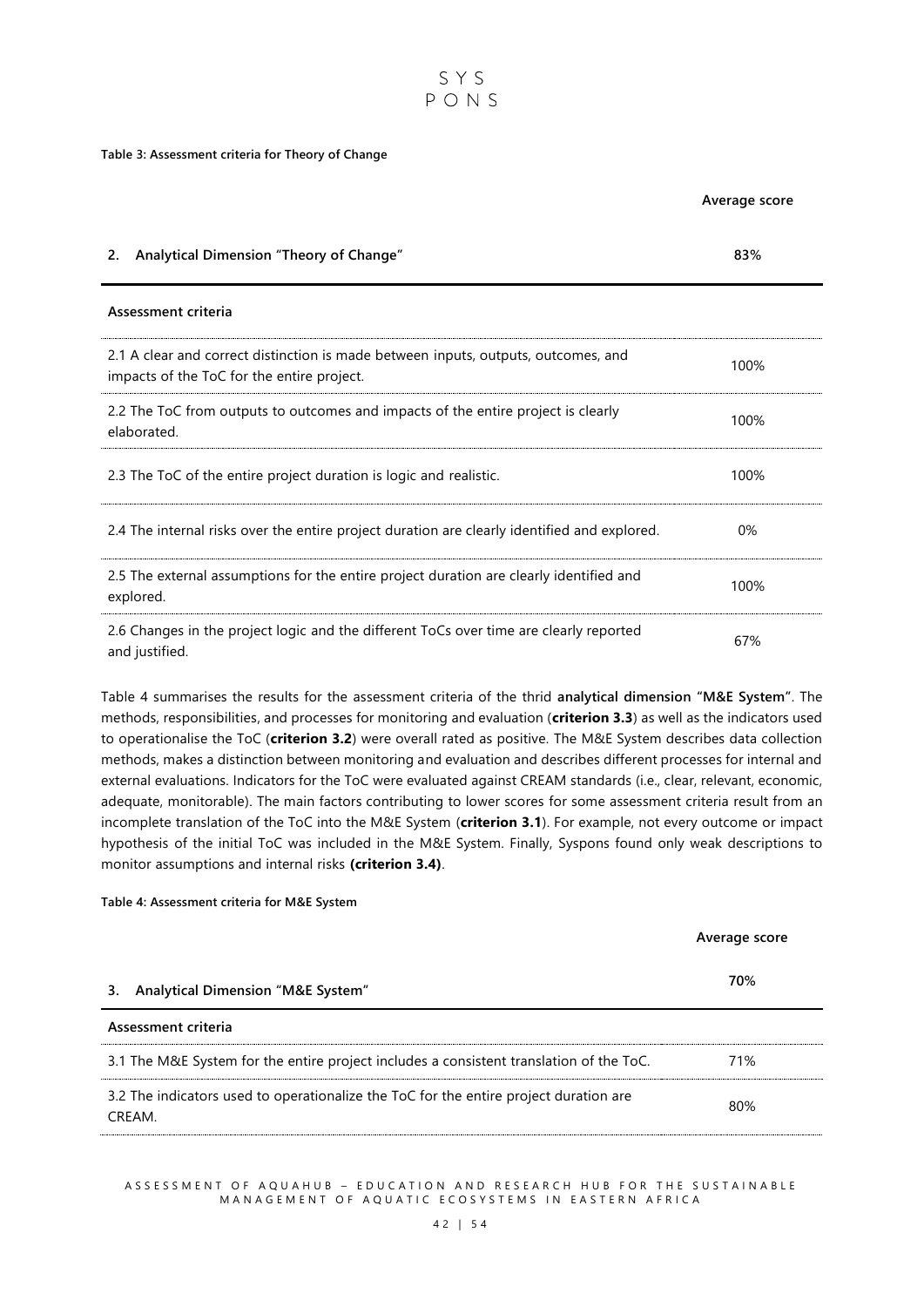**Table 3: Assessment criteria for Theory of Change**

| | Average score |
|---|---|
| **2. Analytical Dimension "Theory of Change"** | **83%** |
| **Assessment criteria** | |
| 2.1 A clear and correct distinction is made between inputs, outputs, outcomes, and impacts of the ToC for the entire project. | 100% |
| 2.2 The ToC from outputs to outcomes and impacts of the entire project is clearly elaborated. | 100% |
| 2.3 The ToC of the entire project duration is logic and realistic. | 100% |
| 2.4 The internal risks over the entire project duration are clearly identified and explored. | 0% |
| 2.5 The external assumptions for the entire project duration are clearly identified and explored. | 100% |
| 2.6 Changes in the project logic and the different ToCs over time are clearly reported and justified. | 67% |

Table 4 summarises the results for the assessment criteria of the thrid **analytical dimension "M&E System"**. The methods, responsibilities, and processes for monitoring and evaluation (**criterion 3.3**) as well as the indicators used to operationalise the ToC (**criterion 3.2**) were overall rated as positive. The M&E System describes data collection methods, makes a distinction between monitoring and evaluation and describes different processes for internal and external evaluations. Indicators for the ToC were evaluated against CREAM standards (i.e., clear, relevant, economic, adequate, monitorable). The main factors contributing to lower scores for some assessment criteria result from an incomplete translation of the ToC into the M&E System (**criterion 3.1**). For example, not every outcome or impact hypothesis of the initial ToC was included in the M&E System. Finally, Syspons found only weak descriptions to monitor assumptions and internal risks **(criterion 3.4)**.

**Table 4: Assessment criteria for M&E System**

| | Average score |
|---|---|
| **3. Analytical Dimension "M&E System"** | **70%** |
| **Assessment criteria** | |
| 3.1 The M&E System for the entire project includes a consistent translation of the ToC. | 71% |
| 3.2 The indicators used to operationalize the ToC for the entire project duration are CREAM. | 80% |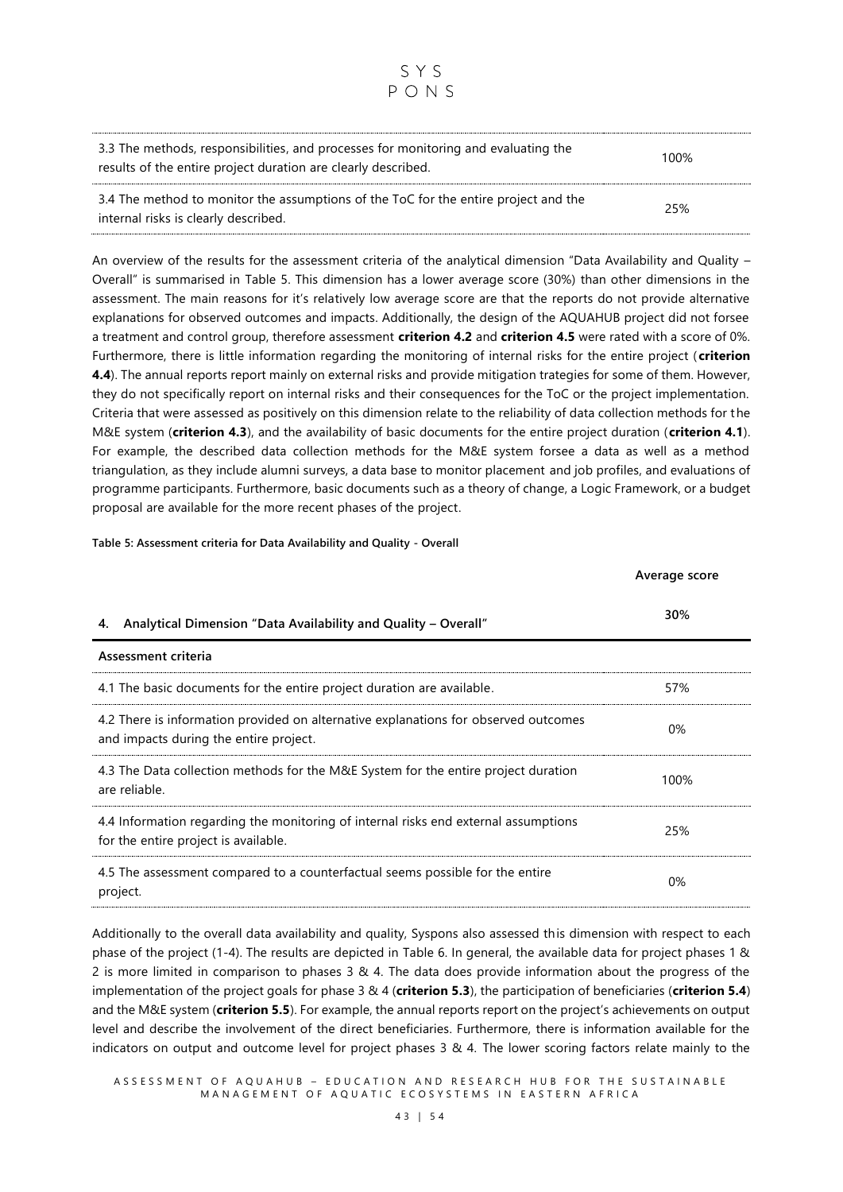| | |
|---|---|
| 3.3 The methods, responsibilities, and processes for monitoring and evaluating the results of the entire project duration are clearly described. | 100% |
| 3.4 The method to monitor the assumptions of the ToC for the entire project and the internal risks is clearly described. | 25% |

An overview of the results for the assessment criteria of the analytical dimension "Data Availability and Quality – Overall" is summarised in Table 5. This dimension has a lower average score (30%) than other dimensions in the assessment. The main reasons for it's relatively low average score are that the reports do not provide alternative explanations for observed outcomes and impacts. Additionally, the design of the AQUAHUB project did not forsee a treatment and control group, therefore assessment **criterion 4.2** and **criterion 4.5** were rated with a score of 0%. Furthermore, there is little information regarding the monitoring of internal risks for the entire project (**criterion 4.4**). The annual reports report mainly on external risks and provide mitigation trategies for some of them. However, they do not specifically report on internal risks and their consequences for the ToC or the project implementation. Criteria that were assessed as positively on this dimension relate to the reliability of data collection methods for the M&E system (**criterion 4.3**), and the availability of basic documents for the entire project duration (**criterion 4.1**). For example, the described data collection methods for the M&E system forsee a data as well as a method triangulation, as they include alumni surveys, a data base to monitor placement and job profiles, and evaluations of programme participants. Furthermore, basic documents such as a theory of change, a Logic Framework, or a budget proposal are available for the more recent phases of the project.

**Table 5: Assessment criteria for Data Availability and Quality - Overall**

| **4. Analytical Dimension "Data Availability and Quality – Overall"** | **Average score** 30% |
|---|---|
| **Assessment criteria** | |
| 4.1 The basic documents for the entire project duration are available. | 57% |
| 4.2 There is information provided on alternative explanations for observed outcomes and impacts during the entire project. | 0% |
| 4.3 The Data collection methods for the M&E System for the entire project duration are reliable. | 100% |
| 4.4 Information regarding the monitoring of internal risks end external assumptions for the entire project is available. | 25% |
| 4.5 The assessment compared to a counterfactual seems possible for the entire project. | 0% |

Additionally to the overall data availability and quality, Syspons also assessed this dimension with respect to each phase of the project (1-4). The results are depicted in Table 6. In general, the available data for project phases 1 & 2 is more limited in comparison to phases 3 & 4. The data does provide information about the progress of the implementation of the project goals for phase 3 & 4 (**criterion 5.3**), the participation of beneficiaries (**criterion 5.4**) and the M&E system (**criterion 5.5**). For example, the annual reports report on the project's achievements on output level and describe the involvement of the direct beneficiaries. Furthermore, there is information available for the indicators on output and outcome level for project phases 3 & 4. The lower scoring factors relate mainly to the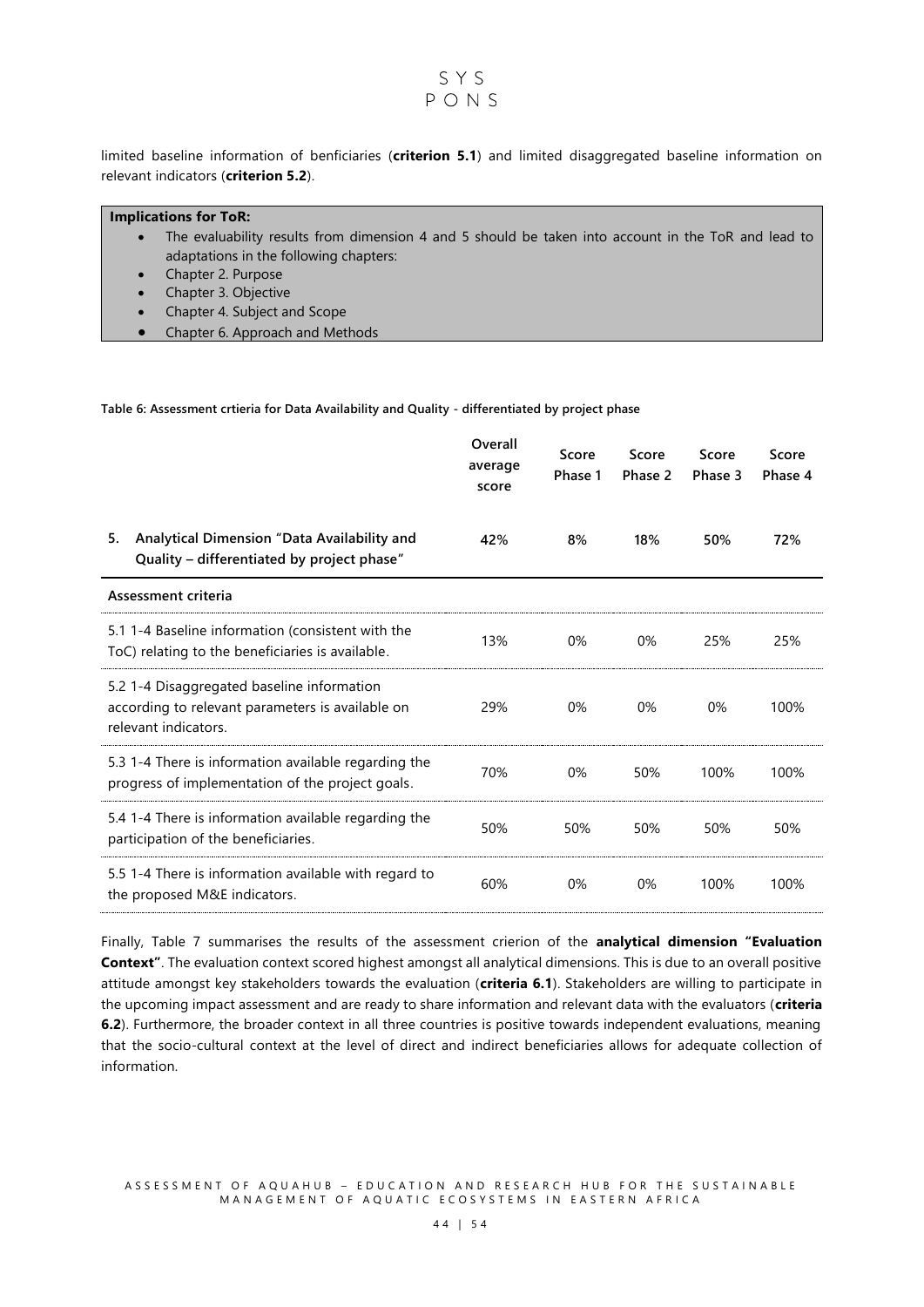limited baseline information of benficiaries (**criterion 5.1**) and limited disaggregated baseline information on relevant indicators (**criterion 5.2**).

**Implications for ToR:**

- The evaluability results from dimension 4 and 5 should be taken into account in the ToR and lead to adaptations in the following chapters:
- Chapter 2. Purpose
- Chapter 3. Objective
- Chapter 4. Subject and Scope
- Chapter 6. Approach and Methods

**Table 6: Assessment crtieria for Data Availability and Quality - differentiated by project phase**

| | Overall average score | Score Phase 1 | Score Phase 2 | Score Phase 3 | Score Phase 4 |
|---|---|---|---|---|---|
| **5. Analytical Dimension "Data Availability and Quality – differentiated by project phase"** | **42%** | **8%** | **18%** | **50%** | **72%** |
| **Assessment criteria** | | | | | |
| 5.1 1-4 Baseline information (consistent with the ToC) relating to the beneficiaries is available. | 13% | 0% | 0% | 25% | 25% |
| 5.2 1-4 Disaggregated baseline information according to relevant parameters is available on relevant indicators. | 29% | 0% | 0% | 0% | 100% |
| 5.3 1-4 There is information available regarding the progress of implementation of the project goals. | 70% | 0% | 50% | 100% | 100% |
| 5.4 1-4 There is information available regarding the participation of the beneficiaries. | 50% | 50% | 50% | 50% | 50% |
| 5.5 1-4 There is information available with regard to the proposed M&E indicators. | 60% | 0% | 0% | 100% | 100% |

Finally, Table 7 summarises the results of the assessment crierion of the **analytical dimension "Evaluation Context"**. The evaluation context scored highest amongst all analytical dimensions. This is due to an overall positive attitude amongst key stakeholders towards the evaluation (**criteria 6.1**). Stakeholders are willing to participate in the upcoming impact assessment and are ready to share information and relevant data with the evaluators (**criteria 6.2**). Furthermore, the broader context in all three countries is positive towards independent evaluations, meaning that the socio-cultural context at the level of direct and indirect beneficiaries allows for adequate collection of information.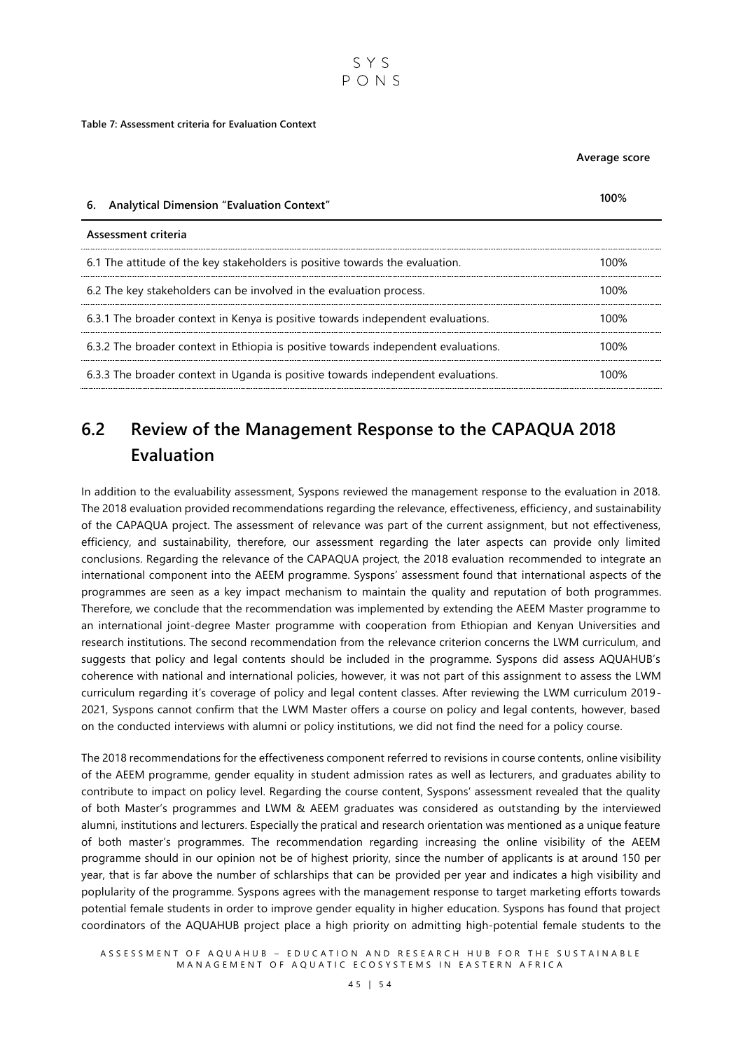**Table 7: Assessment criteria for Evaluation Context**

| 6. Analytical Dimension "Evaluation Context" | Average score<br>100% |
|---|---|
| **Assessment criteria** | |
| 6.1 The attitude of the key stakeholders is positive towards the evaluation. | 100% |
| 6.2 The key stakeholders can be involved in the evaluation process. | 100% |
| 6.3.1 The broader context in Kenya is positive towards independent evaluations. | 100% |
| 6.3.2 The broader context in Ethiopia is positive towards independent evaluations. | 100% |
| 6.3.3 The broader context in Uganda is positive towards independent evaluations. | 100% |

## 6.2 Review of the Management Response to the CAPAQUA 2018 Evaluation

In addition to the evaluability assessment, Syspons reviewed the management response to the evaluation in 2018. The 2018 evaluation provided recommendations regarding the relevance, effectiveness, efficiency, and sustainability of the CAPAQUA project. The assessment of relevance was part of the current assignment, but not effectiveness, efficiency, and sustainability, therefore, our assessment regarding the later aspects can provide only limited conclusions. Regarding the relevance of the CAPAQUA project, the 2018 evaluation recommended to integrate an international component into the AEEM programme. Syspons' assessment found that international aspects of the programmes are seen as a key impact mechanism to maintain the quality and reputation of both programmes. Therefore, we conclude that the recommendation was implemented by extending the AEEM Master programme to an international joint-degree Master programme with cooperation from Ethiopian and Kenyan Universities and research institutions. The second recommendation from the relevance criterion concerns the LWM curriculum, and suggests that policy and legal contents should be included in the programme. Syspons did assess AQUAHUB's coherence with national and international policies, however, it was not part of this assignment to assess the LWM curriculum regarding it's coverage of policy and legal content classes. After reviewing the LWM curriculum 2019-2021, Syspons cannot confirm that the LWM Master offers a course on policy and legal contents, however, based on the conducted interviews with alumni or policy institutions, we did not find the need for a policy course.

The 2018 recommendations for the effectiveness component referred to revisions in course contents, online visibility of the AEEM programme, gender equality in student admission rates as well as lecturers, and graduates ability to contribute to impact on policy level. Regarding the course content, Syspons' assessment revealed that the quality of both Master's programmes and LWM & AEEM graduates was considered as outstanding by the interviewed alumni, institutions and lecturers. Especially the pratical and research orientation was mentioned as a unique feature of both master's programmes. The recommendation regarding increasing the online visibility of the AEEM programme should in our opinion not be of highest priority, since the number of applicants is at around 150 per year, that is far above the number of schlarships that can be provided per year and indicates a high visibility and poplularity of the programme. Syspons agrees with the management response to target marketing efforts towards potential female students in order to improve gender equality in higher education. Syspons has found that project coordinators of the AQUAHUB project place a high priority on admitting high-potential female students to the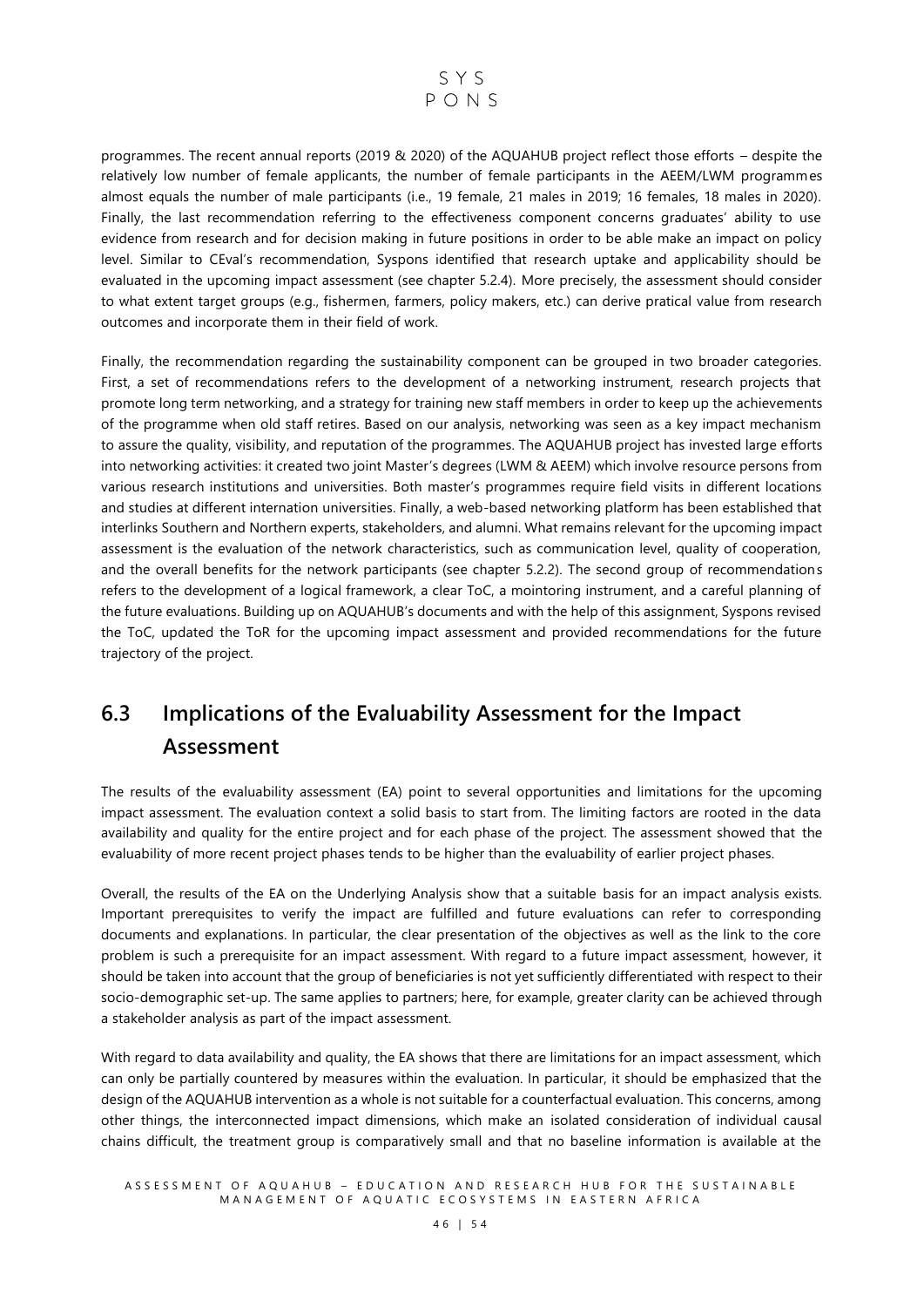programmes. The recent annual reports (2019 & 2020) of the AQUAHUB project reflect those efforts – despite the relatively low number of female applicants, the number of female participants in the AEEM/LWM programmes almost equals the number of male participants (i.e., 19 female, 21 males in 2019; 16 females, 18 males in 2020). Finally, the last recommendation referring to the effectiveness component concerns graduates' ability to use evidence from research and for decision making in future positions in order to be able make an impact on policy level. Similar to CEval's recommendation, Syspons identified that research uptake and applicability should be evaluated in the upcoming impact assessment (see chapter 5.2.4). More precisely, the assessment should consider to what extent target groups (e.g., fishermen, farmers, policy makers, etc.) can derive pratical value from research outcomes and incorporate them in their field of work.

Finally, the recommendation regarding the sustainability component can be grouped in two broader categories. First, a set of recommendations refers to the development of a networking instrument, research projects that promote long term networking, and a strategy for training new staff members in order to keep up the achievements of the programme when old staff retires. Based on our analysis, networking was seen as a key impact mechanism to assure the quality, visibility, and reputation of the programmes. The AQUAHUB project has invested large efforts into networking activities: it created two joint Master's degrees (LWM & AEEM) which involve resource persons from various research institutions and universities. Both master's programmes require field visits in different locations and studies at different internation universities. Finally, a web-based networking platform has been established that interlinks Southern and Northern experts, stakeholders, and alumni. What remains relevant for the upcoming impact assessment is the evaluation of the network characteristics, such as communication level, quality of cooperation, and the overall benefits for the network participants (see chapter 5.2.2). The second group of recommendations refers to the development of a logical framework, a clear ToC, a mointoring instrument, and a careful planning of the future evaluations. Building up on AQUAHUB's documents and with the help of this assignment, Syspons revised the ToC, updated the ToR for the upcoming impact assessment and provided recommendations for the future trajectory of the project.

## 6.3 Implications of the Evaluability Assessment for the Impact Assessment

The results of the evaluability assessment (EA) point to several opportunities and limitations for the upcoming impact assessment. The evaluation context a solid basis to start from. The limiting factors are rooted in the data availability and quality for the entire project and for each phase of the project. The assessment showed that the evaluability of more recent project phases tends to be higher than the evaluability of earlier project phases.

Overall, the results of the EA on the Underlying Analysis show that a suitable basis for an impact analysis exists. Important prerequisites to verify the impact are fulfilled and future evaluations can refer to corresponding documents and explanations. In particular, the clear presentation of the objectives as well as the link to the core problem is such a prerequisite for an impact assessment. With regard to a future impact assessment, however, it should be taken into account that the group of beneficiaries is not yet sufficiently differentiated with respect to their socio-demographic set-up. The same applies to partners; here, for example, greater clarity can be achieved through a stakeholder analysis as part of the impact assessment.

With regard to data availability and quality, the EA shows that there are limitations for an impact assessment, which can only be partially countered by measures within the evaluation. In particular, it should be emphasized that the design of the AQUAHUB intervention as a whole is not suitable for a counterfactual evaluation. This concerns, among other things, the interconnected impact dimensions, which make an isolated consideration of individual causal chains difficult, the treatment group is comparatively small and that no baseline information is available at the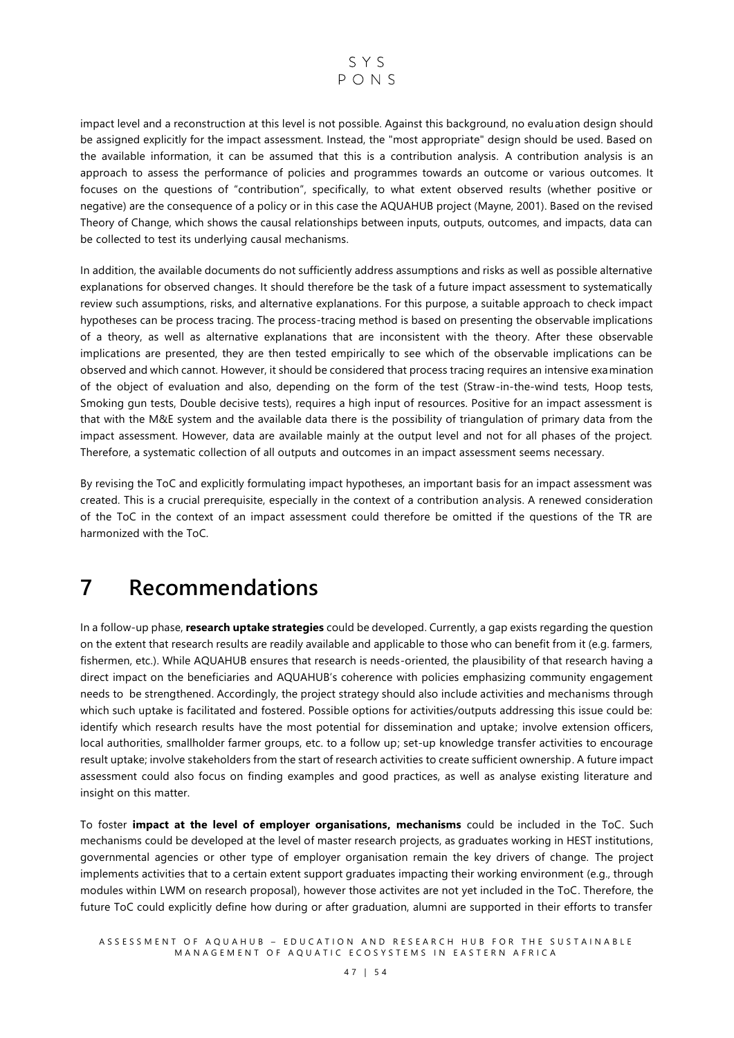impact level and a reconstruction at this level is not possible. Against this background, no evaluation design should be assigned explicitly for the impact assessment. Instead, the "most appropriate" design should be used. Based on the available information, it can be assumed that this is a contribution analysis. A contribution analysis is an approach to assess the performance of policies and programmes towards an outcome or various outcomes. It focuses on the questions of "contribution", specifically, to what extent observed results (whether positive or negative) are the consequence of a policy or in this case the AQUAHUB project (Mayne, 2001). Based on the revised Theory of Change, which shows the causal relationships between inputs, outputs, outcomes, and impacts, data can be collected to test its underlying causal mechanisms.

In addition, the available documents do not sufficiently address assumptions and risks as well as possible alternative explanations for observed changes. It should therefore be the task of a future impact assessment to systematically review such assumptions, risks, and alternative explanations. For this purpose, a suitable approach to check impact hypotheses can be process tracing. The process-tracing method is based on presenting the observable implications of a theory, as well as alternative explanations that are inconsistent with the theory. After these observable implications are presented, they are then tested empirically to see which of the observable implications can be observed and which cannot. However, it should be considered that process tracing requires an intensive examination of the object of evaluation and also, depending on the form of the test (Straw-in-the-wind tests, Hoop tests, Smoking gun tests, Double decisive tests), requires a high input of resources. Positive for an impact assessment is that with the M&E system and the available data there is the possibility of triangulation of primary data from the impact assessment. However, data are available mainly at the output level and not for all phases of the project. Therefore, a systematic collection of all outputs and outcomes in an impact assessment seems necessary.

By revising the ToC and explicitly formulating impact hypotheses, an important basis for an impact assessment was created. This is a crucial prerequisite, especially in the context of a contribution analysis. A renewed consideration of the ToC in the context of an impact assessment could therefore be omitted if the questions of the TR are harmonized with the ToC.

# 7 Recommendations

In a follow-up phase, **research uptake strategies** could be developed. Currently, a gap exists regarding the question on the extent that research results are readily available and applicable to those who can benefit from it (e.g. farmers, fishermen, etc.). While AQUAHUB ensures that research is needs-oriented, the plausibility of that research having a direct impact on the beneficiaries and AQUAHUB's coherence with policies emphasizing community engagement needs to be strengthened. Accordingly, the project strategy should also include activities and mechanisms through which such uptake is facilitated and fostered. Possible options for activities/outputs addressing this issue could be: identify which research results have the most potential for dissemination and uptake; involve extension officers, local authorities, smallholder farmer groups, etc. to a follow up; set-up knowledge transfer activities to encourage result uptake; involve stakeholders from the start of research activities to create sufficient ownership. A future impact assessment could also focus on finding examples and good practices, as well as analyse existing literature and insight on this matter.

To foster **impact at the level of employer organisations, mechanisms** could be included in the ToC. Such mechanisms could be developed at the level of master research projects, as graduates working in HEST institutions, governmental agencies or other type of employer organisation remain the key drivers of change. The project implements activities that to a certain extent support graduates impacting their working environment (e.g., through modules within LWM on research proposal), however those activites are not yet included in the ToC. Therefore, the future ToC could explicitly define how during or after graduation, alumni are supported in their efforts to transfer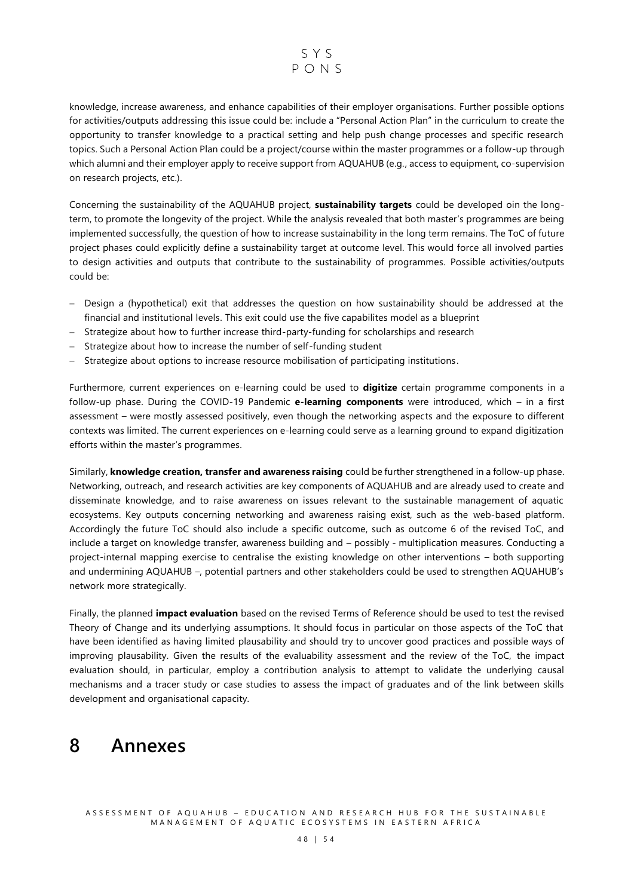knowledge, increase awareness, and enhance capabilities of their employer organisations. Further possible options for activities/outputs addressing this issue could be: include a "Personal Action Plan" in the curriculum to create the opportunity to transfer knowledge to a practical setting and help push change processes and specific research topics. Such a Personal Action Plan could be a project/course within the master programmes or a follow-up through which alumni and their employer apply to receive support from AQUAHUB (e.g., access to equipment, co-supervision on research projects, etc.).

Concerning the sustainability of the AQUAHUB project, **sustainability targets** could be developed oin the long-term, to promote the longevity of the project. While the analysis revealed that both master's programmes are being implemented successfully, the question of how to increase sustainability in the long term remains. The ToC of future project phases could explicitly define a sustainability target at outcome level. This would force all involved parties to design activities and outputs that contribute to the sustainability of programmes. Possible activities/outputs could be:

- Design a (hypothetical) exit that addresses the question on how sustainability should be addressed at the financial and institutional levels. This exit could use the five capabilites model as a blueprint
- Strategize about how to further increase third-party-funding for scholarships and research
- Strategize about how to increase the number of self-funding student
- Strategize about options to increase resource mobilisation of participating institutions.

Furthermore, current experiences on e-learning could be used to **digitize** certain programme components in a follow-up phase. During the COVID-19 Pandemic **e-learning components** were introduced, which – in a first assessment – were mostly assessed positively, even though the networking aspects and the exposure to different contexts was limited. The current experiences on e-learning could serve as a learning ground to expand digitization efforts within the master's programmes.

Similarly, **knowledge creation, transfer and awareness raising** could be further strengthened in a follow-up phase. Networking, outreach, and research activities are key components of AQUAHUB and are already used to create and disseminate knowledge, and to raise awareness on issues relevant to the sustainable management of aquatic ecosystems. Key outputs concerning networking and awareness raising exist, such as the web-based platform. Accordingly the future ToC should also include a specific outcome, such as outcome 6 of the revised ToC, and include a target on knowledge transfer, awareness building and – possibly - multiplication measures. Conducting a project-internal mapping exercise to centralise the existing knowledge on other interventions – both supporting and undermining AQUAHUB –, potential partners and other stakeholders could be used to strengthen AQUAHUB's network more strategically.

Finally, the planned **impact evaluation** based on the revised Terms of Reference should be used to test the revised Theory of Change and its underlying assumptions. It should focus in particular on those aspects of the ToC that have been identified as having limited plausability and should try to uncover good practices and possible ways of improving plausability. Given the results of the evaluability assessment and the review of the ToC, the impact evaluation should, in particular, employ a contribution analysis to attempt to validate the underlying causal mechanisms and a tracer study or case studies to assess the impact of graduates and of the link between skills development and organisational capacity.

# 8 Annexes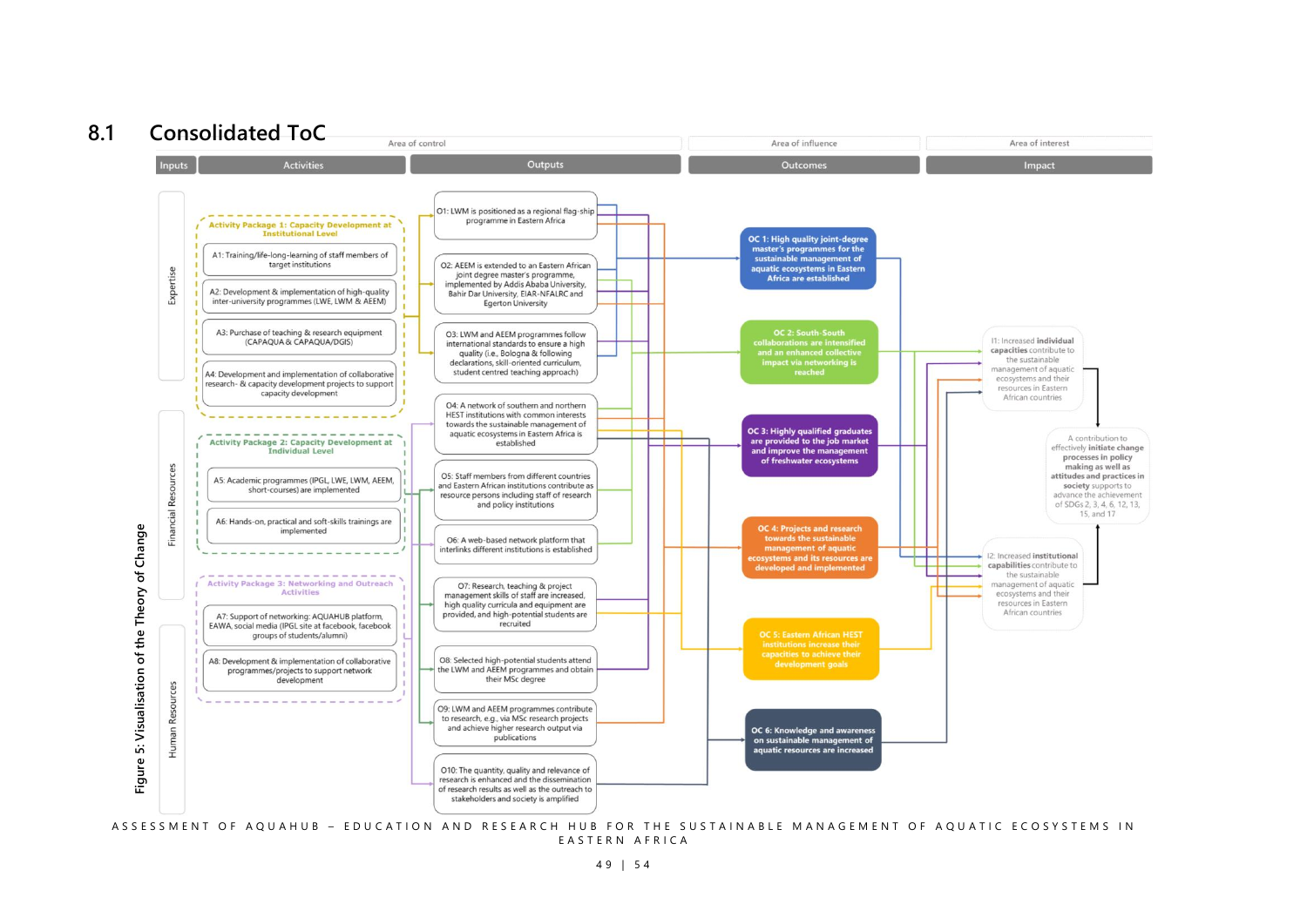## 8.1 Consolidated ToC

| Area of control | | | Area of influence | Area of interest |
|---|---|---|---|---|
| Inputs | Activities | Outputs | Outcomes | Impact |

**Inputs:** Expertise; Financial Resources; Human Resources

**Activity Package 1: Capacity Development at Institutional Level**

- A1: Training/life-long-learning of staff members of target institutions
- A2: Development & implementation of high-quality inter-university programmes (LWE, LWM & AEEM)
- A3: Purchase of teaching & research equipment (CAPAQUA & CAPAQUA/DGIS)
- A4: Development and implementation of collaborative research- & capacity development projects to support capacity development

**Activity Package 2: Capacity Development at Individual Level**

- A5: Academic programmes (IPGL, LWE, LWM, AEEM, short-courses) are implemented
- A6: Hands-on, practical and soft-skills trainings are implemented

**Activity Package 3: Networking and Outreach Activities**

- A7: Support of networking: AQUAHUB platform, EAWA, social media (IPGL site at facebook, facebook groups of students/alumni)
- A8: Development & implementation of collaborative programmes/projects to support network development

**Outputs**

- O1: LWM is positioned as a regional flag-ship programme in Eastern Africa
- O2: AEEM is extended to an Eastern African joint degree master's programme, implemented by Addis Ababa University, Bahir Dar University, EIAR-NFALRC and Egerton University
- O3: LWM and AEEM programmes follow international standards to ensure a high quality (i.e., Bologna & following declarations, skill-oriented curriculum, student centred teaching approach)
- O4: A network of southern and northern HEST institutions with common interests towards the sustainable management of aquatic ecosystems in Eastern Africa is established
- O5: Staff members from different countries and Eastern African institutions contribute as resource persons including staff of research and policy institutions
- O6: A web-based network platform that interlinks different institutions is established
- O7: Research, teaching & project management skills of staff are increased, high quality curricula and equipment are provided, and high-potential students are recruited
- O8: Selected high-potential students attend the LWM and AEEM programmes and obtain their MSc degree
- O9: LWM and AEEM programmes contribute to research, e.g., via MSc research projects and achieve higher research output via publications
- O10: The quantity, quality and relevance of research is enhanced and the dissemination of research results as well as the outreach to stakeholders and society is amplified

**Outcomes**

- OC 1: High quality joint-degree master's programmes for the sustainable management of aquatic ecosystems in Eastern Africa are established
- OC 2: South-South collaborations are intensified and an enhanced collective impact via networking is reached
- OC 3: Highly qualified graduates are provided to the job market and improve the management of freshwater ecosystems
- OC 4: Projects and research towards the sustainable management of aquatic ecosystems and its resources are developed and implemented
- OC 5: Eastern African HEST institutions increase their capacities to achieve their development goals
- OC 6: Knowledge and awareness on sustainable management of aquatic resources are increased

**Impact**

- I1: Increased **individual capacities** contribute to the sustainable management of aquatic ecosystems and their resources in Eastern African countries
- I2: Increased **institutional capabilities** contribute to the sustainable management of aquatic ecosystems and their resources in Eastern African countries
- A contribution to effectively **initiate change processes in policy making as well as attitudes and practices in society** supports to advance the achievement of SDGs 2, 3, 4, 6, 12, 13, 15, and 17

Figure 5: Visualisation of the Theory of Change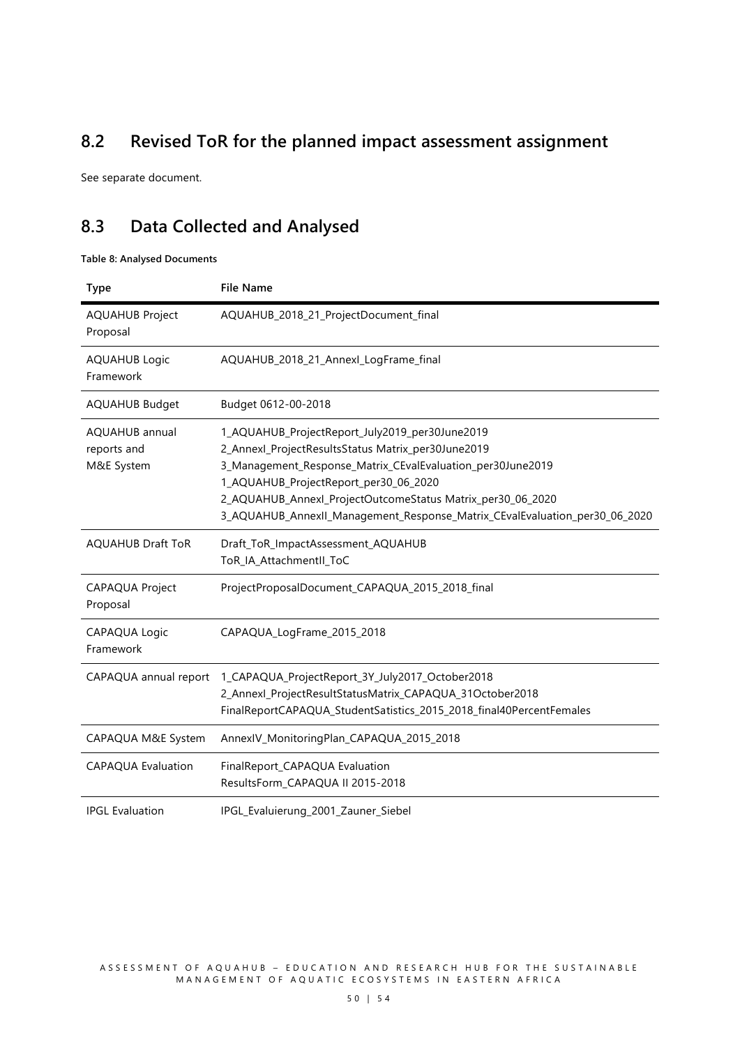## 8.2 Revised ToR for the planned impact assessment assignment

See separate document.

## 8.3 Data Collected and Analysed

**Table 8: Analysed Documents**

| Type | File Name |
|---|---|
| AQUAHUB Project Proposal | AQUAHUB_2018_21_ProjectDocument_final |
| AQUAHUB Logic Framework | AQUAHUB_2018_21_AnnexI_LogFrame_final |
| AQUAHUB Budget | Budget 0612-00-2018 |
| AQUAHUB annual reports and M&E System | 1_AQUAHUB_ProjectReport_July2019_per30June2019<br>2_AnnexI_ProjectResultsStatus Matrix_per30June2019<br>3_Management_Response_Matrix_CEvalEvaluation_per30June2019<br>1_AQUAHUB_ProjectReport_per30_06_2020<br>2_AQUAHUB_AnnexI_ProjectOutcomeStatus Matrix_per30_06_2020<br>3_AQUAHUB_AnnexII_Management_Response_Matrix_CEvalEvaluation_per30_06_2020 |
| AQUAHUB Draft ToR | Draft_ToR_ImpactAssessment_AQUAHUB<br>ToR_IA_AttachmentII_ToC |
| CAPAQUA Project Proposal | ProjectProposalDocument_CAPAQUA_2015_2018_final |
| CAPAQUA Logic Framework | CAPAQUA_LogFrame_2015_2018 |
| CAPAQUA annual report | 1_CAPAQUA_ProjectReport_3Y_July2017_October2018<br>2_AnnexI_ProjectResultStatusMatrix_CAPAQUA_31October2018<br>FinalReportCAPAQUA_StudentSatistics_2015_2018_final40PercentFemales |
| CAPAQUA M&E System | AnnexIV_MonitoringPlan_CAPAQUA_2015_2018 |
| CAPAQUA Evaluation | FinalReport_CAPAQUA Evaluation<br>ResultsForm_CAPAQUA II 2015-2018 |
| IPGL Evaluation | IPGL_Evaluierung_2001_Zauner_Siebel |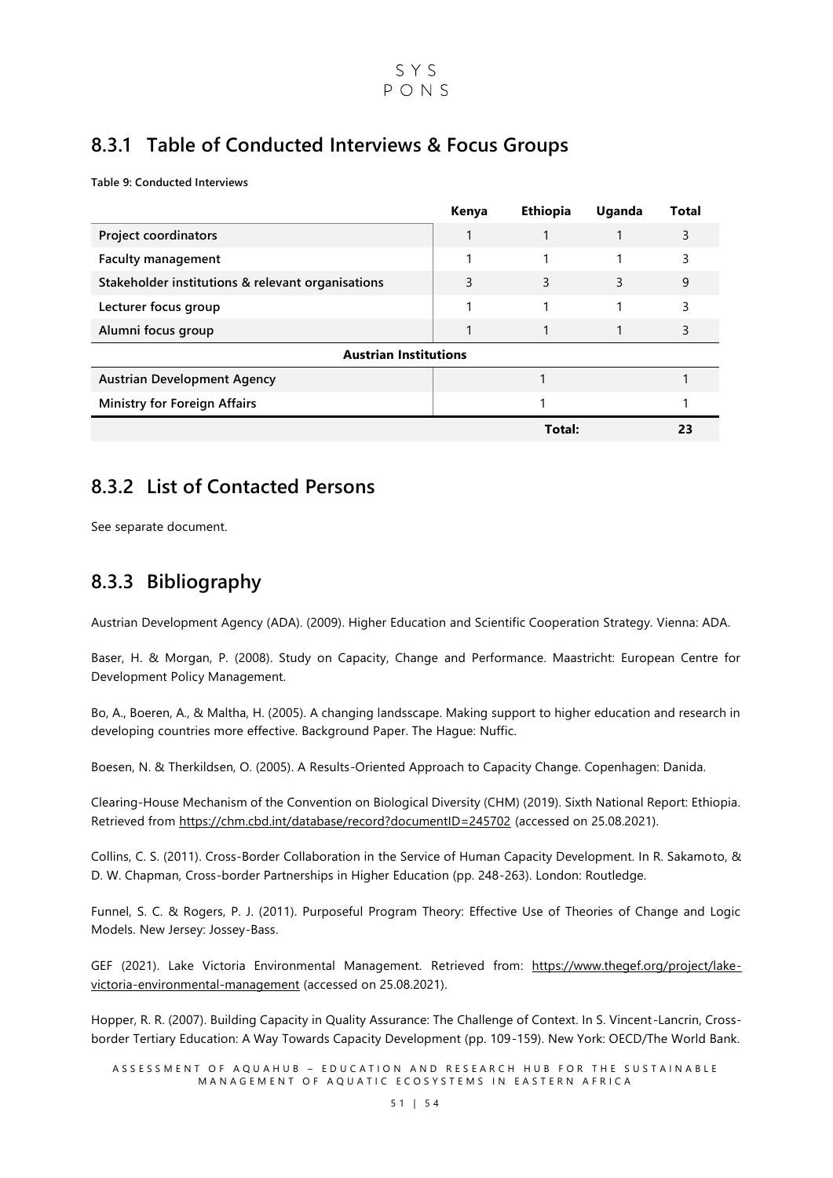## 8.3.1 Table of Conducted Interviews & Focus Groups

**Table 9: Conducted Interviews**

| | Kenya | Ethiopia | Uganda | Total |
|---|---|---|---|---|
| **Project coordinators** | 1 | 1 | 1 | 3 |
| **Faculty management** | 1 | 1 | 1 | 3 |
| **Stakeholder institutions & relevant organisations** | 3 | 3 | 3 | 9 |
| **Lecturer focus group** | 1 | 1 | 1 | 3 |
| **Alumni focus group** | 1 | 1 | 1 | 3 |
| **Austrian Institutions** | | | | |
| **Austrian Development Agency** | | 1 | | 1 |
| **Ministry for Foreign Affairs** | | 1 | | 1 |
| | | **Total:** | | **23** |

## 8.3.2 List of Contacted Persons

See separate document.

## 8.3.3 Bibliography

Austrian Development Agency (ADA). (2009). Higher Education and Scientific Cooperation Strategy. Vienna: ADA.

Baser, H. & Morgan, P. (2008). Study on Capacity, Change and Performance. Maastricht: European Centre for Development Policy Management.

Bo, A., Boeren, A., & Maltha, H. (2005). A changing landsscape. Making support to higher education and research in developing countries more effective. Background Paper. The Hague: Nuffic.

Boesen, N. & Therkildsen, O. (2005). A Results-Oriented Approach to Capacity Change. Copenhagen: Danida.

Clearing-House Mechanism of the Convention on Biological Diversity (CHM) (2019). Sixth National Report: Ethiopia. Retrieved from https://chm.cbd.int/database/record?documentID=245702 (accessed on 25.08.2021).

Collins, C. S. (2011). Cross-Border Collaboration in the Service of Human Capacity Development. In R. Sakamoto, & D. W. Chapman, Cross-border Partnerships in Higher Education (pp. 248-263). London: Routledge.

Funnel, S. C. & Rogers, P. J. (2011). Purposeful Program Theory: Effective Use of Theories of Change and Logic Models. New Jersey: Jossey-Bass.

GEF (2021). Lake Victoria Environmental Management. Retrieved from: https://www.thegef.org/project/lake-victoria-environmental-management (accessed on 25.08.2021).

Hopper, R. R. (2007). Building Capacity in Quality Assurance: The Challenge of Context. In S. Vincent-Lancrin, Cross-border Tertiary Education: A Way Towards Capacity Development (pp. 109-159). New York: OECD/The World Bank.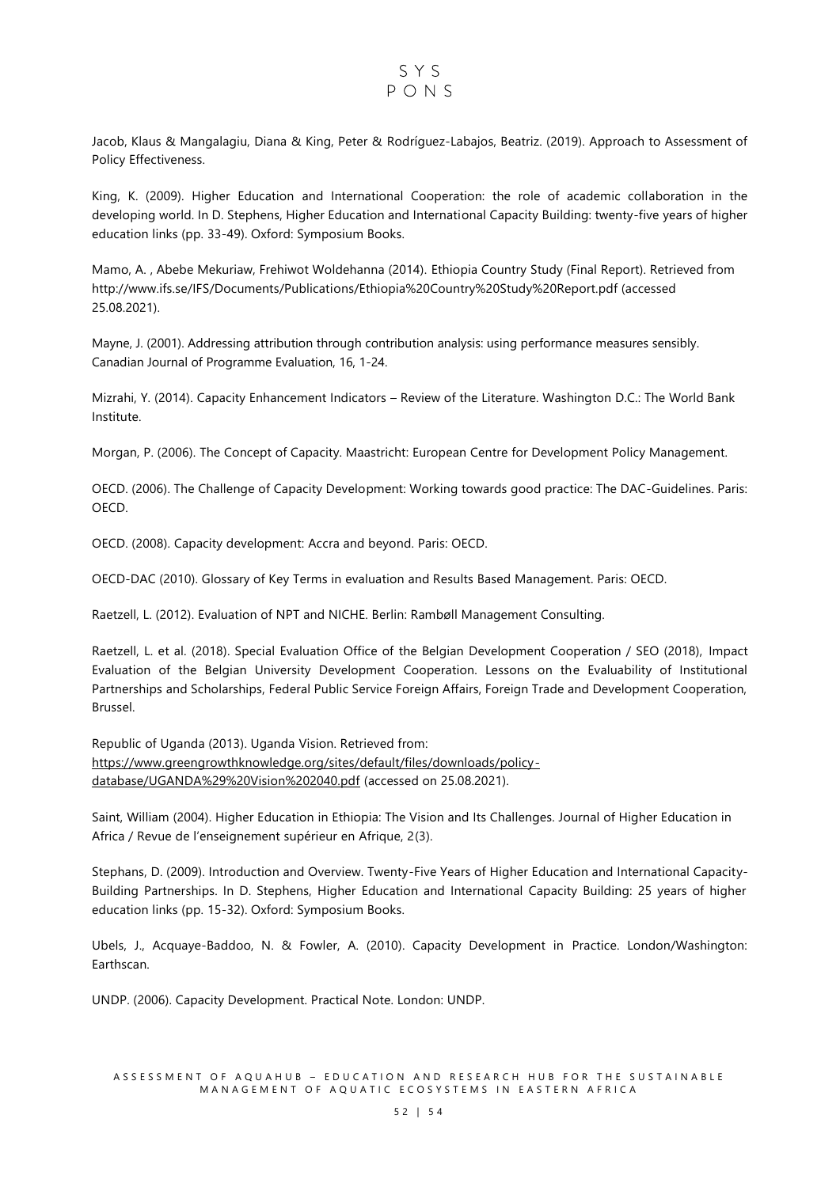Jacob, Klaus & Mangalagiu, Diana & King, Peter & Rodríguez-Labajos, Beatriz. (2019). Approach to Assessment of Policy Effectiveness.

King, K. (2009). Higher Education and International Cooperation: the role of academic collaboration in the developing world. In D. Stephens, Higher Education and International Capacity Building: twenty-five years of higher education links (pp. 33-49). Oxford: Symposium Books.

Mamo, A. , Abebe Mekuriaw, Frehiwot Woldehanna (2014). Ethiopia Country Study (Final Report). Retrieved from http://www.ifs.se/IFS/Documents/Publications/Ethiopia%20Country%20Study%20Report.pdf (accessed 25.08.2021).

Mayne, J. (2001). Addressing attribution through contribution analysis: using performance measures sensibly. Canadian Journal of Programme Evaluation, 16, 1-24.

Mizrahi, Y. (2014). Capacity Enhancement Indicators – Review of the Literature. Washington D.C.: The World Bank Institute.

Morgan, P. (2006). The Concept of Capacity. Maastricht: European Centre for Development Policy Management.

OECD. (2006). The Challenge of Capacity Development: Working towards good practice: The DAC-Guidelines. Paris: OECD.

OECD. (2008). Capacity development: Accra and beyond. Paris: OECD.

OECD-DAC (2010). Glossary of Key Terms in evaluation and Results Based Management. Paris: OECD.

Raetzell, L. (2012). Evaluation of NPT and NICHE. Berlin: Rambøll Management Consulting.

Raetzell, L. et al. (2018). Special Evaluation Office of the Belgian Development Cooperation / SEO (2018), Impact Evaluation of the Belgian University Development Cooperation. Lessons on the Evaluability of Institutional Partnerships and Scholarships, Federal Public Service Foreign Affairs, Foreign Trade and Development Cooperation, Brussel.

Republic of Uganda (2013). Uganda Vision. Retrieved from: https://www.greengrowthknowledge.org/sites/default/files/downloads/policy-database/UGANDA%29%20Vision%202040.pdf (accessed on 25.08.2021).

Saint, William (2004). Higher Education in Ethiopia: The Vision and Its Challenges. Journal of Higher Education in Africa / Revue de l'enseignement supérieur en Afrique, 2(3).

Stephans, D. (2009). Introduction and Overview. Twenty-Five Years of Higher Education and International Capacity-Building Partnerships. In D. Stephens, Higher Education and International Capacity Building: 25 years of higher education links (pp. 15-32). Oxford: Symposium Books.

Ubels, J., Acquaye-Baddoo, N. & Fowler, A. (2010). Capacity Development in Practice. London/Washington: Earthscan.

UNDP. (2006). Capacity Development. Practical Note. London: UNDP.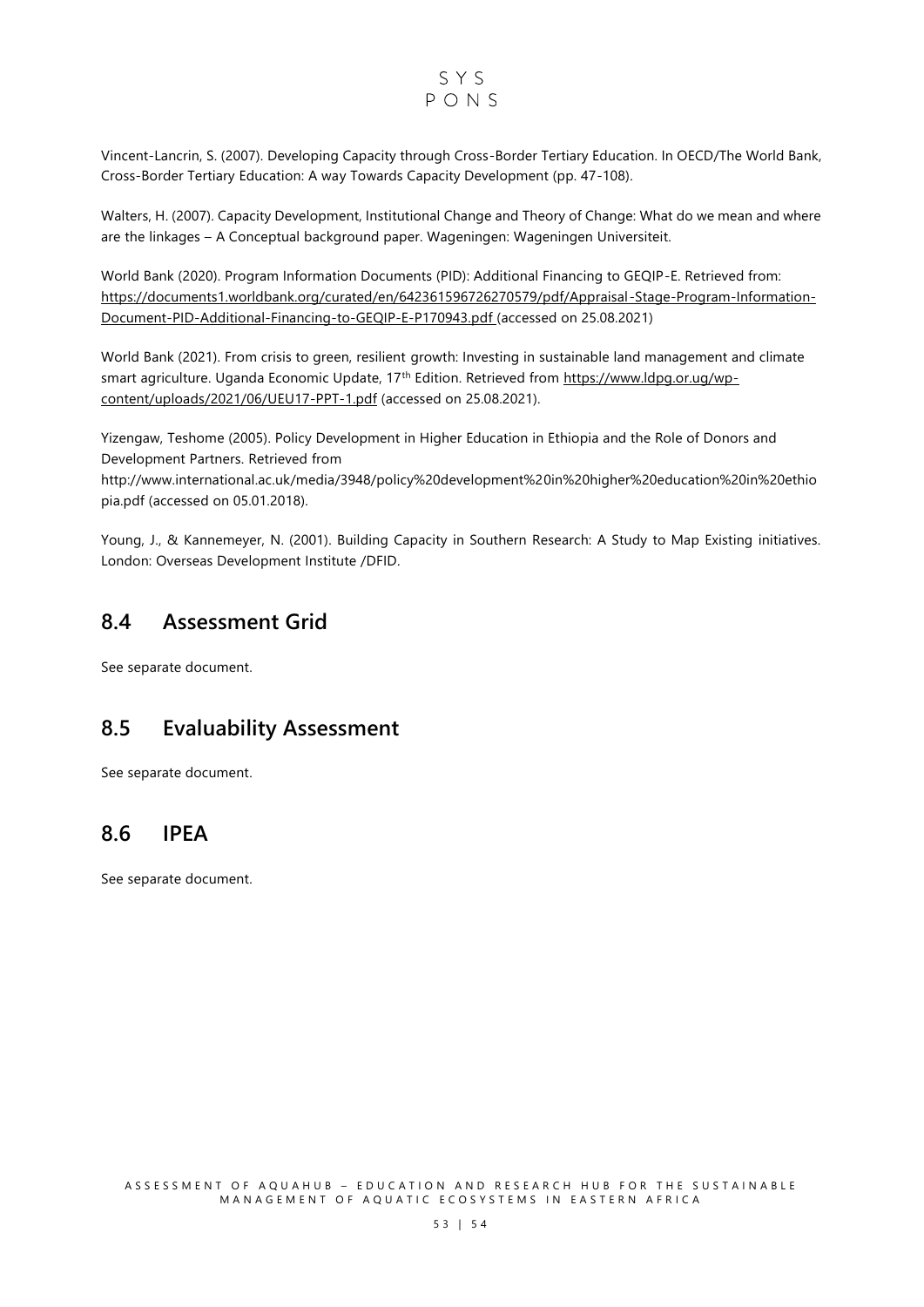Vincent-Lancrin, S. (2007). Developing Capacity through Cross-Border Tertiary Education. In OECD/The World Bank, Cross-Border Tertiary Education: A way Towards Capacity Development (pp. 47-108).

Walters, H. (2007). Capacity Development, Institutional Change and Theory of Change: What do we mean and where are the linkages – A Conceptual background paper. Wageningen: Wageningen Universiteit.

World Bank (2020). Program Information Documents (PID): Additional Financing to GEQIP-E. Retrieved from: https://documents1.worldbank.org/curated/en/642361596726270579/pdf/Appraisal-Stage-Program-Information-Document-PID-Additional-Financing-to-GEQIP-E-P170943.pdf (accessed on 25.08.2021)

World Bank (2021). From crisis to green, resilient growth: Investing in sustainable land management and climate smart agriculture. Uganda Economic Update, 17th Edition. Retrieved from https://www.ldpg.or.ug/wp-content/uploads/2021/06/UEU17-PPT-1.pdf (accessed on 25.08.2021).

Yizengaw, Teshome (2005). Policy Development in Higher Education in Ethiopia and the Role of Donors and Development Partners. Retrieved from http://www.international.ac.uk/media/3948/policy%20development%20in%20higher%20education%20in%20ethiopia.pdf (accessed on 05.01.2018).

Young, J., & Kannemeyer, N. (2001). Building Capacity in Southern Research: A Study to Map Existing initiatives. London: Overseas Development Institute /DFID.

## 8.4 Assessment Grid

See separate document.

## 8.5 Evaluability Assessment

See separate document.

## 8.6 IPEA

See separate document.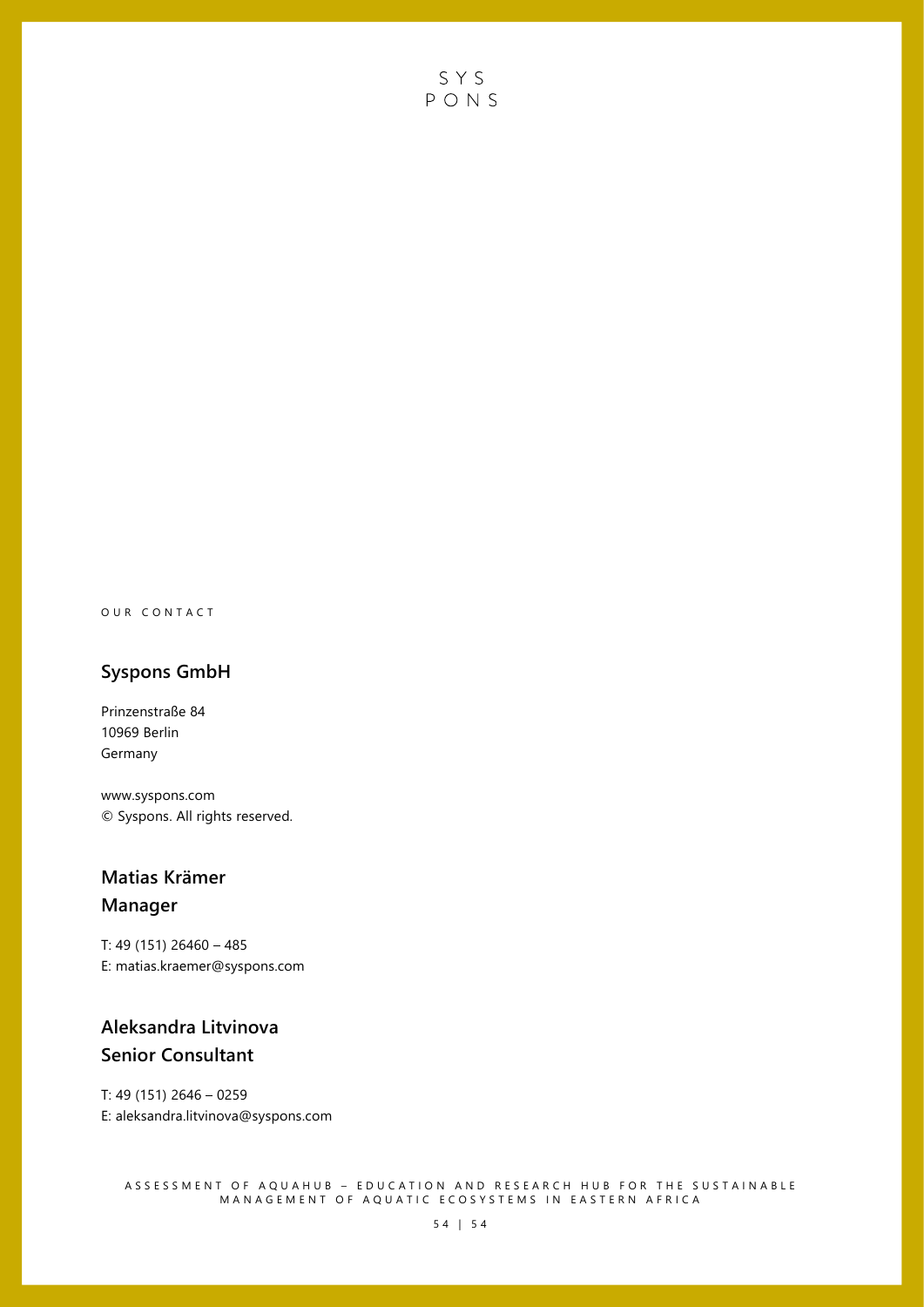SYS PONS

OUR CONTACT

## Syspons GmbH

Prinzenstraße 84
10969 Berlin
Germany

www.syspons.com
© Syspons. All rights reserved.

## Matias Krämer
## Manager

T: 49 (151) 26460 – 485
E: matias.kraemer@syspons.com

## Aleksandra Litvinova
## Senior Consultant

T: 49 (151) 2646 – 0259
E: aleksandra.litvinova@syspons.com